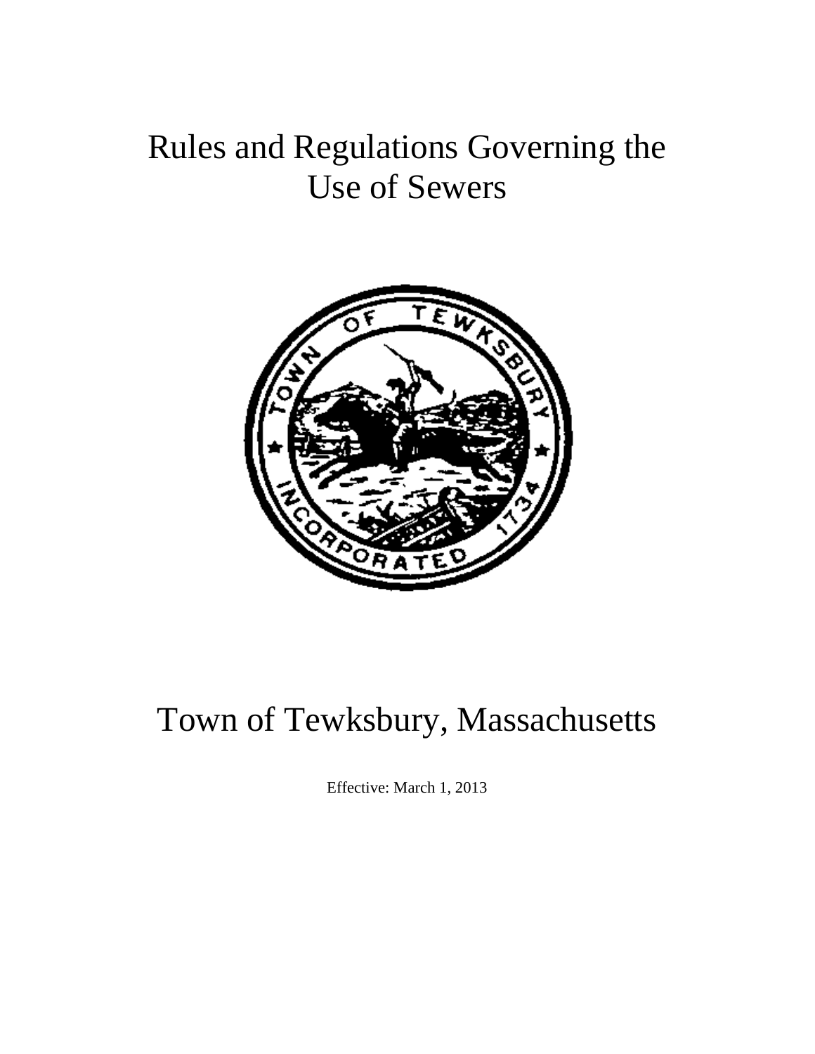# Rules and Regulations Governing the Use of Sewers

# Town of Tewksbury, Massachusetts

Effective: March 1, 2013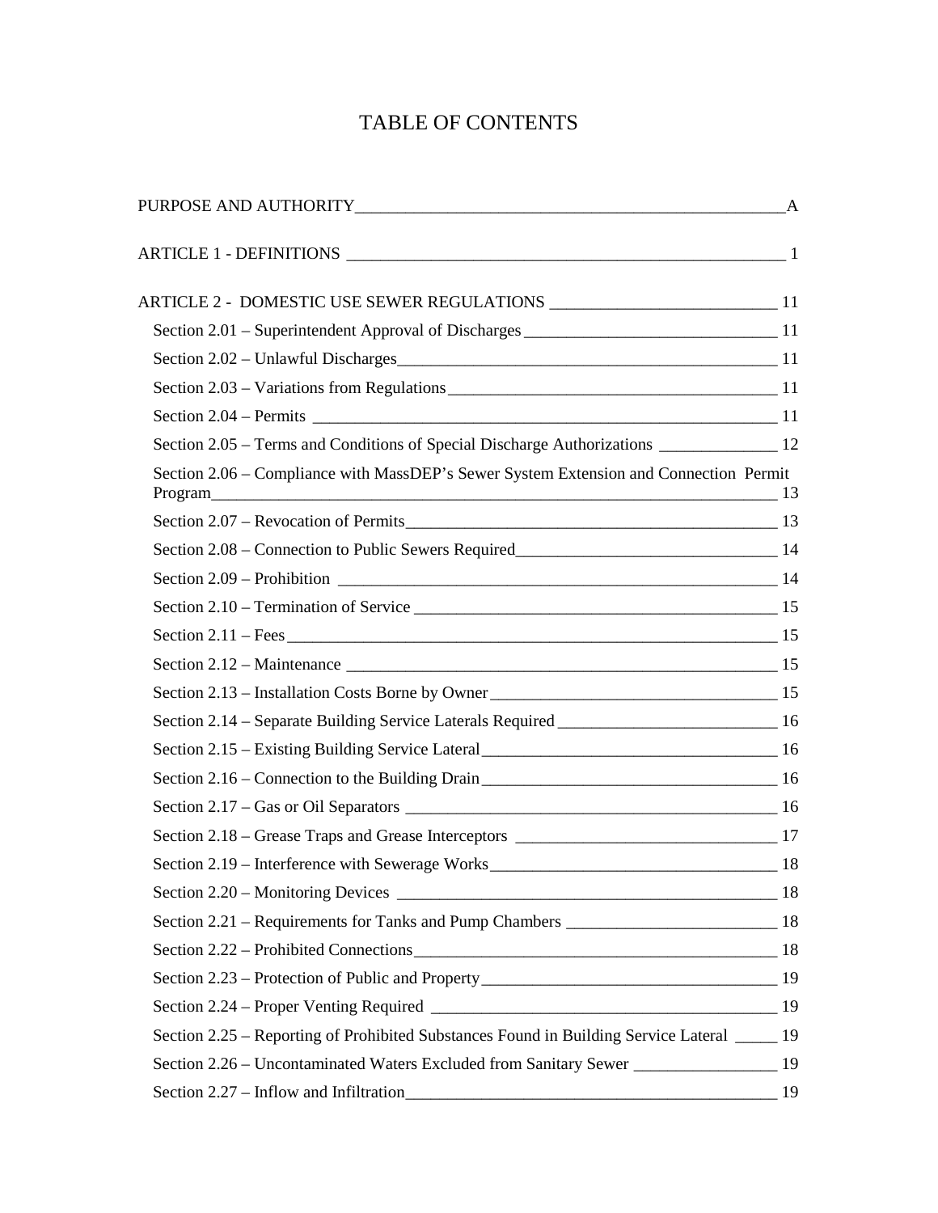# TABLE OF CONTENTS

PURPOSE AND AUTHORITY ____ A

ARTICLE 1 - DEFINITIONS ____ 1

ARTICLE 2 - DOMESTIC USE SEWER REGULATIONS ____ 11

- Section 2.01 – Superintendent Approval of Discharges ____ 11
- Section 2.02 – Unlawful Discharges ____ 11
- Section 2.03 – Variations from Regulations ____ 11
- Section 2.04 – Permits ____ 11
- Section 2.05 – Terms and Conditions of Special Discharge Authorizations ____ 12
- Section 2.06 – Compliance with MassDEP's Sewer System Extension and Connection Permit Program ____ 13
- Section 2.07 – Revocation of Permits ____ 13
- Section 2.08 – Connection to Public Sewers Required ____ 14
- Section 2.09 – Prohibition ____ 14
- Section 2.10 – Termination of Service ____ 15
- Section 2.11 – Fees ____ 15
- Section 2.12 – Maintenance ____ 15
- Section 2.13 – Installation Costs Borne by Owner ____ 15
- Section 2.14 – Separate Building Service Laterals Required ____ 16
- Section 2.15 – Existing Building Service Lateral ____ 16
- Section 2.16 – Connection to the Building Drain ____ 16
- Section 2.17 – Gas or Oil Separators ____ 16
- Section 2.18 – Grease Traps and Grease Interceptors ____ 17
- Section 2.19 – Interference with Sewerage Works ____ 18
- Section 2.20 – Monitoring Devices ____ 18
- Section 2.21 – Requirements for Tanks and Pump Chambers ____ 18
- Section 2.22 – Prohibited Connections ____ 18
- Section 2.23 – Protection of Public and Property ____ 19
- Section 2.24 – Proper Venting Required ____ 19
- Section 2.25 – Reporting of Prohibited Substances Found in Building Service Lateral ____ 19
- Section 2.26 – Uncontaminated Waters Excluded from Sanitary Sewer ____ 19
- Section 2.27 – Inflow and Infiltration ____ 19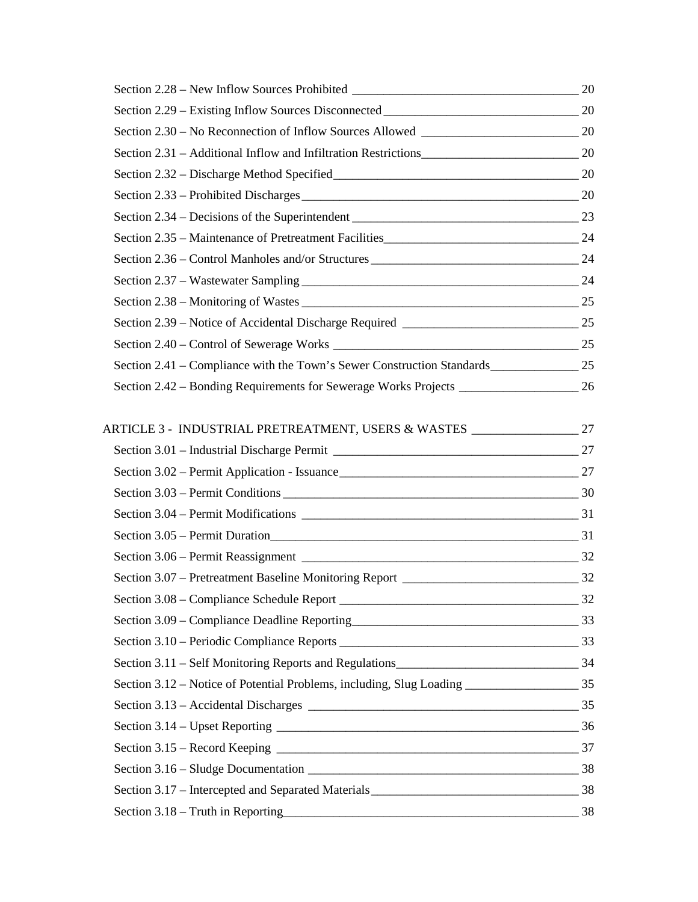Section 2.28 – New Inflow Sources Prohibited ____________________________________ 20

Section 2.29 – Existing Inflow Sources Disconnected _______________________________ 20

Section 2.30 – No Reconnection of Inflow Sources Allowed _________________________ 20

Section 2.31 – Additional Inflow and Infiltration Restrictions_________________________ 20

Section 2.32 – Discharge Method Specified_______________________________________ 20

Section 2.33 – Prohibited Discharges ____________________________________________ 20

Section 2.34 – Decisions of the Superintendent ____________________________________ 23

Section 2.35 – Maintenance of Pretreatment Facilities_______________________________ 24

Section 2.36 – Control Manholes and/or Structures _________________________________ 24

Section 2.37 – Wastewater Sampling ____________________________________________ 24

Section 2.38 – Monitoring of Wastes ____________________________________________ 25

Section 2.39 – Notice of Accidental Discharge Required ____________________________ 25

Section 2.40 – Control of Sewerage Works _______________________________________ 25

Section 2.41 – Compliance with the Town's Sewer Construction Standards______________ 25

Section 2.42 – Bonding Requirements for Sewerage Works Projects ___________________ 26

ARTICLE 3 - INDUSTRIAL PRETREATMENT, USERS & WASTES _________________ 27

Section 3.01 – Industrial Discharge Permit ________________________________________ 27

Section 3.02 – Permit Application - Issuance______________________________________ 27

Section 3.03 – Permit Conditions _______________________________________________ 30

Section 3.04 – Permit Modifications ____________________________________________ 31

Section 3.05 – Permit Duration_________________________________________________ 31

Section 3.06 – Permit Reassignment ____________________________________________ 32

Section 3.07 – Pretreatment Baseline Monitoring Report ____________________________ 32

Section 3.08 – Compliance Schedule Report ______________________________________ 32

Section 3.09 – Compliance Deadline Reporting____________________________________ 33

Section 3.10 – Periodic Compliance Reports ______________________________________ 33

Section 3.11 – Self Monitoring Reports and Regulations_____________________________ 34

Section 3.12 – Notice of Potential Problems, including, Slug Loading __________________ 35

Section 3.13 – Accidental Discharges ___________________________________________ 35

Section 3.14 – Upset Reporting ________________________________________________ 36

Section 3.15 – Record Keeping ________________________________________________ 37

Section 3.16 – Sludge Documentation ___________________________________________ 38

Section 3.17 – Intercepted and Separated Materials_________________________________ 38

Section 3.18 – Truth in Reporting_______________________________________________ 38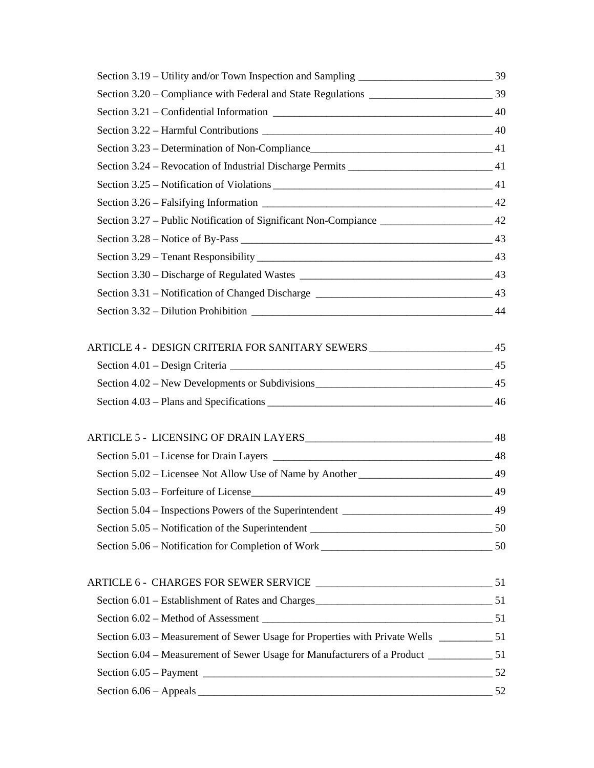Section 3.19 – Utility and/or Town Inspection and Sampling ________________________ 39

Section 3.20 – Compliance with Federal and State Regulations ______________________ 39

Section 3.21 – Confidential Information ________________________________________ 40

Section 3.22 – Harmful Contributions __________________________________________ 40

Section 3.23 – Determination of Non-Compliance________________________________ 41

Section 3.24 – Revocation of Industrial Discharge Permits __________________________ 41

Section 3.25 – Notification of Violations ________________________________________ 41

Section 3.26 – Falsifying Information __________________________________________ 42

Section 3.27 – Public Notification of Significant Non-Compiance ____________________ 42

Section 3.28 – Notice of By-Pass ______________________________________________ 43

Section 3.29 – Tenant Responsibility ___________________________________________ 43

Section 3.30 – Discharge of Regulated Wastes ___________________________________ 43

Section 3.31 – Notification of Changed Discharge ________________________________ 43

Section 3.32 – Dilution Prohibition ____________________________________________ 44

ARTICLE 4 - DESIGN CRITERIA FOR SANITARY SEWERS ______________________ 45

Section 4.01 – Design Criteria ________________________________________________ 45

Section 4.02 – New Developments or Subdivisions________________________________ 45

Section 4.03 – Plans and Specifications _________________________________________ 46

ARTICLE 5 - LICENSING OF DRAIN LAYERS__________________________________ 48

Section 5.01 – License for Drain Layers _________________________________________ 48

Section 5.02 – Licensee Not Allow Use of Name by Another ________________________ 49

Section 5.03 – Forfeiture of License____________________________________________ 49

Section 5.04 – Inspections Powers of the Superintendent ___________________________ 49

Section 5.05 – Notification of the Superintendent _________________________________ 50

Section 5.06 – Notification for Completion of Work _______________________________ 50

ARTICLE 6 - CHARGES FOR SEWER SERVICE ________________________________ 51

Section 6.01 – Establishment of Rates and Charges________________________________ 51

Section 6.02 – Method of Assessment __________________________________________ 51

Section 6.03 – Measurement of Sewer Usage for Properties with Private Wells _________ 51

Section 6.04 – Measurement of Sewer Usage for Manufacturers of a Product ___________ 51

Section 6.05 – Payment _____________________________________________________ 52

Section 6.06 – Appeals ______________________________________________________ 52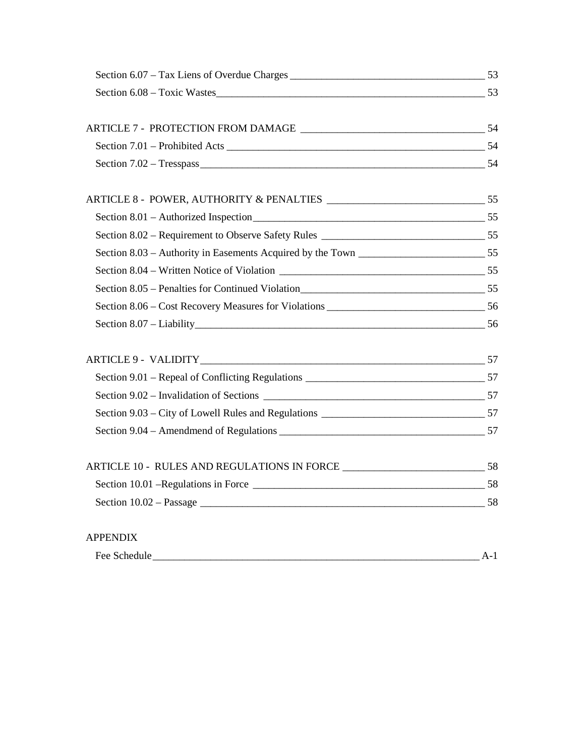Section 6.07 – Tax Liens of Overdue Charges ____________________________________ 53

Section 6.08 – Toxic Wastes__________________________________________________ 53

ARTICLE 7 - PROTECTION FROM DAMAGE __________________________________ 54

Section 7.01 – Prohibited Acts __________________________________________________ 54

Section 7.02 – Tresspass______________________________________________________ 54

ARTICLE 8 - POWER, AUTHORITY & PENALTIES ______________________________ 55

Section 8.01 – Authorized Inspection____________________________________________ 55

Section 8.02 – Requirement to Observe Safety Rules _______________________________ 55

Section 8.03 – Authority in Easements Acquired by the Town ________________________ 55

Section 8.04 – Written Notice of Violation _______________________________________ 55

Section 8.05 – Penalties for Continued Violation___________________________________ 55

Section 8.06 – Cost Recovery Measures for Violations ______________________________ 56

Section 8.07 – Liability_______________________________________________________ 56

ARTICLE 9 - VALIDITY____________________________________________________ 57

Section 9.01 – Repeal of Conflicting Regulations __________________________________ 57

Section 9.02 – Invalidation of Sections __________________________________________ 57

Section 9.03 – City of Lowell Rules and Regulations _______________________________ 57

Section 9.04 – Amendmend of Regulations _______________________________________ 57

ARTICLE 10 - RULES AND REGULATIONS IN FORCE ___________________________ 58

Section 10.01 –Regulations in Force ____________________________________________ 58

Section 10.02 – Passage ______________________________________________________ 58

APPENDIX

Fee Schedule_______________________________________________________________ A-1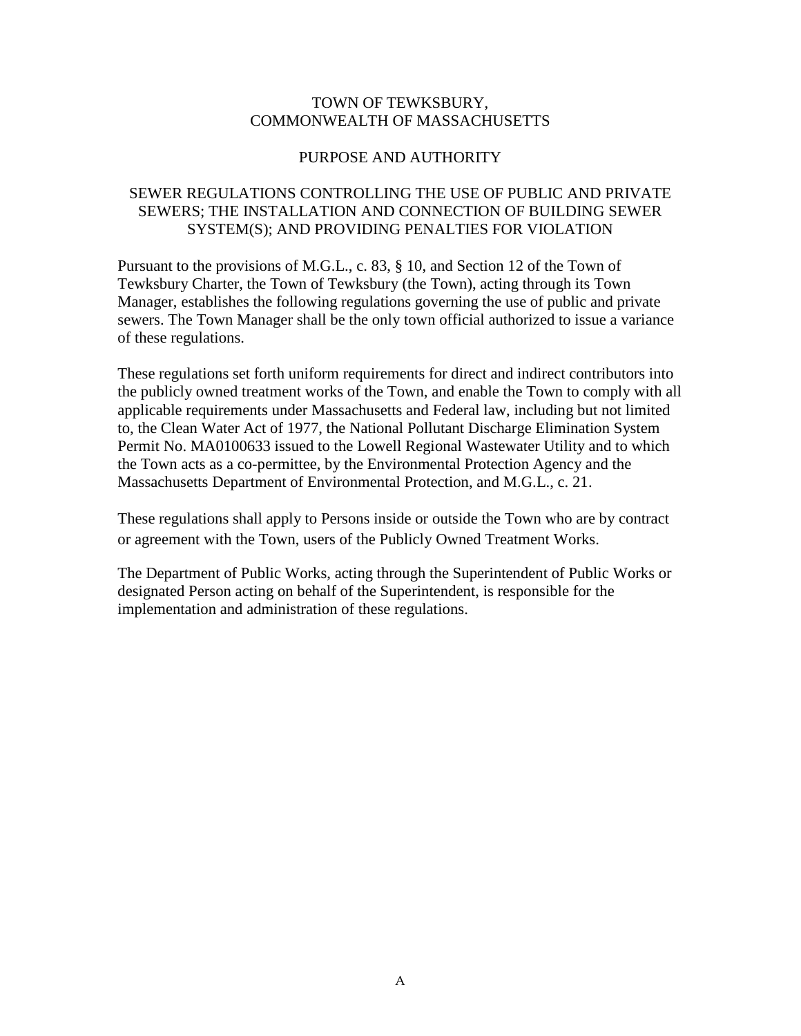# TOWN OF TEWKSBURY, COMMONWEALTH OF MASSACHUSETTS

## PURPOSE AND AUTHORITY

## SEWER REGULATIONS CONTROLLING THE USE OF PUBLIC AND PRIVATE SEWERS; THE INSTALLATION AND CONNECTION OF BUILDING SEWER SYSTEM(S); AND PROVIDING PENALTIES FOR VIOLATION

Pursuant to the provisions of M.G.L., c. 83, § 10, and Section 12 of the Town of Tewksbury Charter, the Town of Tewksbury (the Town), acting through its Town Manager, establishes the following regulations governing the use of public and private sewers. The Town Manager shall be the only town official authorized to issue a variance of these regulations.

These regulations set forth uniform requirements for direct and indirect contributors into the publicly owned treatment works of the Town, and enable the Town to comply with all applicable requirements under Massachusetts and Federal law, including but not limited to, the Clean Water Act of 1977, the National Pollutant Discharge Elimination System Permit No. MA0100633 issued to the Lowell Regional Wastewater Utility and to which the Town acts as a co-permittee, by the Environmental Protection Agency and the Massachusetts Department of Environmental Protection, and M.G.L., c. 21.

These regulations shall apply to Persons inside or outside the Town who are by contract or agreement with the Town, users of the Publicly Owned Treatment Works.

The Department of Public Works, acting through the Superintendent of Public Works or designated Person acting on behalf of the Superintendent, is responsible for the implementation and administration of these regulations.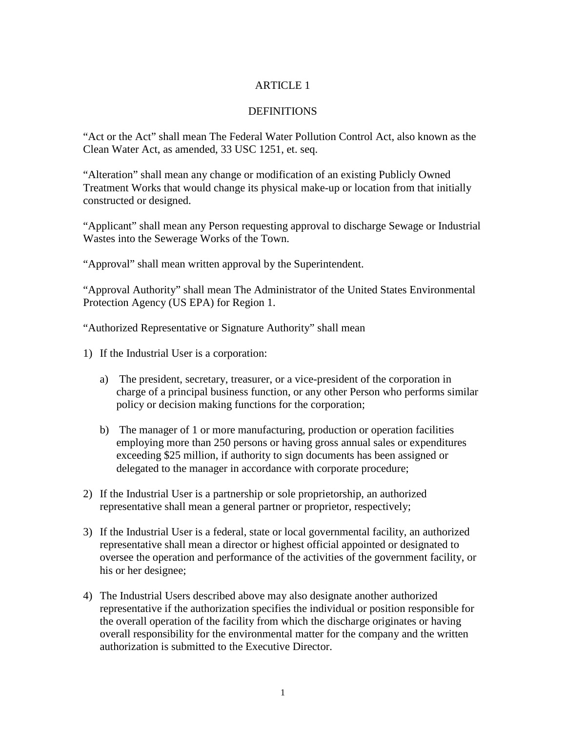# ARTICLE 1

## DEFINITIONS

“Act or the Act” shall mean The Federal Water Pollution Control Act, also known as the Clean Water Act, as amended, 33 USC 1251, et. seq.

“Alteration” shall mean any change or modification of an existing Publicly Owned Treatment Works that would change its physical make-up or location from that initially constructed or designed.

“Applicant” shall mean any Person requesting approval to discharge Sewage or Industrial Wastes into the Sewerage Works of the Town.

“Approval” shall mean written approval by the Superintendent.

“Approval Authority” shall mean The Administrator of the United States Environmental Protection Agency (US EPA) for Region 1.

“Authorized Representative or Signature Authority” shall mean

1) If the Industrial User is a corporation:

   a) The president, secretary, treasurer, or a vice-president of the corporation in charge of a principal business function, or any other Person who performs similar policy or decision making functions for the corporation;

   b) The manager of 1 or more manufacturing, production or operation facilities employing more than 250 persons or having gross annual sales or expenditures exceeding $25 million, if authority to sign documents has been assigned or delegated to the manager in accordance with corporate procedure;

2) If the Industrial User is a partnership or sole proprietorship, an authorized representative shall mean a general partner or proprietor, respectively;

3) If the Industrial User is a federal, state or local governmental facility, an authorized representative shall mean a director or highest official appointed or designated to oversee the operation and performance of the activities of the government facility, or his or her designee;

4) The Industrial Users described above may also designate another authorized representative if the authorization specifies the individual or position responsible for the overall operation of the facility from which the discharge originates or having overall responsibility for the environmental matter for the company and the written authorization is submitted to the Executive Director.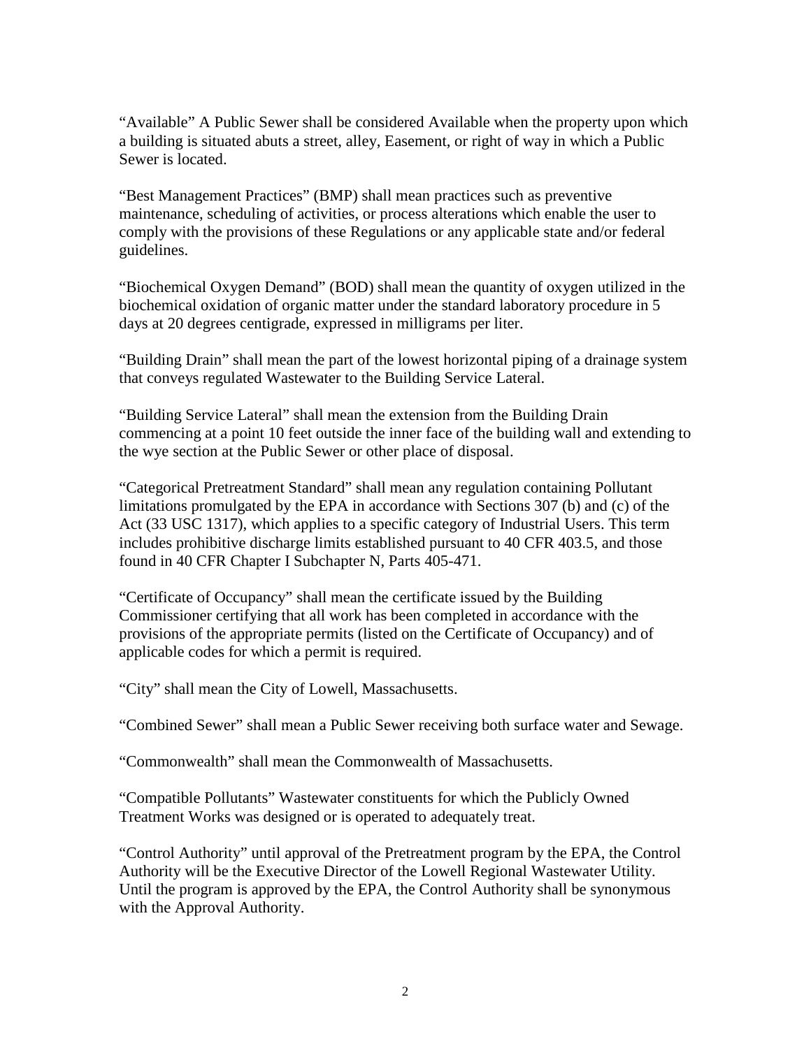"Available" A Public Sewer shall be considered Available when the property upon which a building is situated abuts a street, alley, Easement, or right of way in which a Public Sewer is located.

"Best Management Practices" (BMP) shall mean practices such as preventive maintenance, scheduling of activities, or process alterations which enable the user to comply with the provisions of these Regulations or any applicable state and/or federal guidelines.

"Biochemical Oxygen Demand" (BOD) shall mean the quantity of oxygen utilized in the biochemical oxidation of organic matter under the standard laboratory procedure in 5 days at 20 degrees centigrade, expressed in milligrams per liter.

"Building Drain" shall mean the part of the lowest horizontal piping of a drainage system that conveys regulated Wastewater to the Building Service Lateral.

"Building Service Lateral" shall mean the extension from the Building Drain commencing at a point 10 feet outside the inner face of the building wall and extending to the wye section at the Public Sewer or other place of disposal.

"Categorical Pretreatment Standard" shall mean any regulation containing Pollutant limitations promulgated by the EPA in accordance with Sections 307 (b) and (c) of the Act (33 USC 1317), which applies to a specific category of Industrial Users. This term includes prohibitive discharge limits established pursuant to 40 CFR 403.5, and those found in 40 CFR Chapter I Subchapter N, Parts 405-471.

"Certificate of Occupancy" shall mean the certificate issued by the Building Commissioner certifying that all work has been completed in accordance with the provisions of the appropriate permits (listed on the Certificate of Occupancy) and of applicable codes for which a permit is required.

"City" shall mean the City of Lowell, Massachusetts.

"Combined Sewer" shall mean a Public Sewer receiving both surface water and Sewage.

"Commonwealth" shall mean the Commonwealth of Massachusetts.

"Compatible Pollutants" Wastewater constituents for which the Publicly Owned Treatment Works was designed or is operated to adequately treat.

"Control Authority" until approval of the Pretreatment program by the EPA, the Control Authority will be the Executive Director of the Lowell Regional Wastewater Utility. Until the program is approved by the EPA, the Control Authority shall be synonymous with the Approval Authority.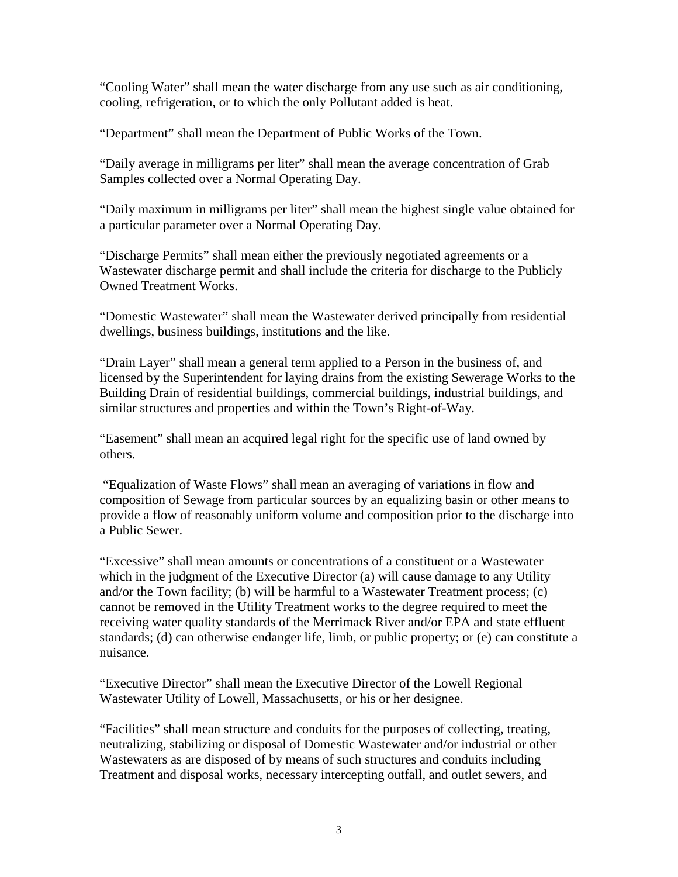"Cooling Water" shall mean the water discharge from any use such as air conditioning, cooling, refrigeration, or to which the only Pollutant added is heat.

"Department" shall mean the Department of Public Works of the Town.

"Daily average in milligrams per liter" shall mean the average concentration of Grab Samples collected over a Normal Operating Day.

"Daily maximum in milligrams per liter" shall mean the highest single value obtained for a particular parameter over a Normal Operating Day.

"Discharge Permits" shall mean either the previously negotiated agreements or a Wastewater discharge permit and shall include the criteria for discharge to the Publicly Owned Treatment Works.

"Domestic Wastewater" shall mean the Wastewater derived principally from residential dwellings, business buildings, institutions and the like.

"Drain Layer" shall mean a general term applied to a Person in the business of, and licensed by the Superintendent for laying drains from the existing Sewerage Works to the Building Drain of residential buildings, commercial buildings, industrial buildings, and similar structures and properties and within the Town's Right-of-Way.

"Easement" shall mean an acquired legal right for the specific use of land owned by others.

"Equalization of Waste Flows" shall mean an averaging of variations in flow and composition of Sewage from particular sources by an equalizing basin or other means to provide a flow of reasonably uniform volume and composition prior to the discharge into a Public Sewer.

"Excessive" shall mean amounts or concentrations of a constituent or a Wastewater which in the judgment of the Executive Director (a) will cause damage to any Utility and/or the Town facility; (b) will be harmful to a Wastewater Treatment process; (c) cannot be removed in the Utility Treatment works to the degree required to meet the receiving water quality standards of the Merrimack River and/or EPA and state effluent standards; (d) can otherwise endanger life, limb, or public property; or (e) can constitute a nuisance.

"Executive Director" shall mean the Executive Director of the Lowell Regional Wastewater Utility of Lowell, Massachusetts, or his or her designee.

"Facilities" shall mean structure and conduits for the purposes of collecting, treating, neutralizing, stabilizing or disposal of Domestic Wastewater and/or industrial or other Wastewaters as are disposed of by means of such structures and conduits including Treatment and disposal works, necessary intercepting outfall, and outlet sewers, and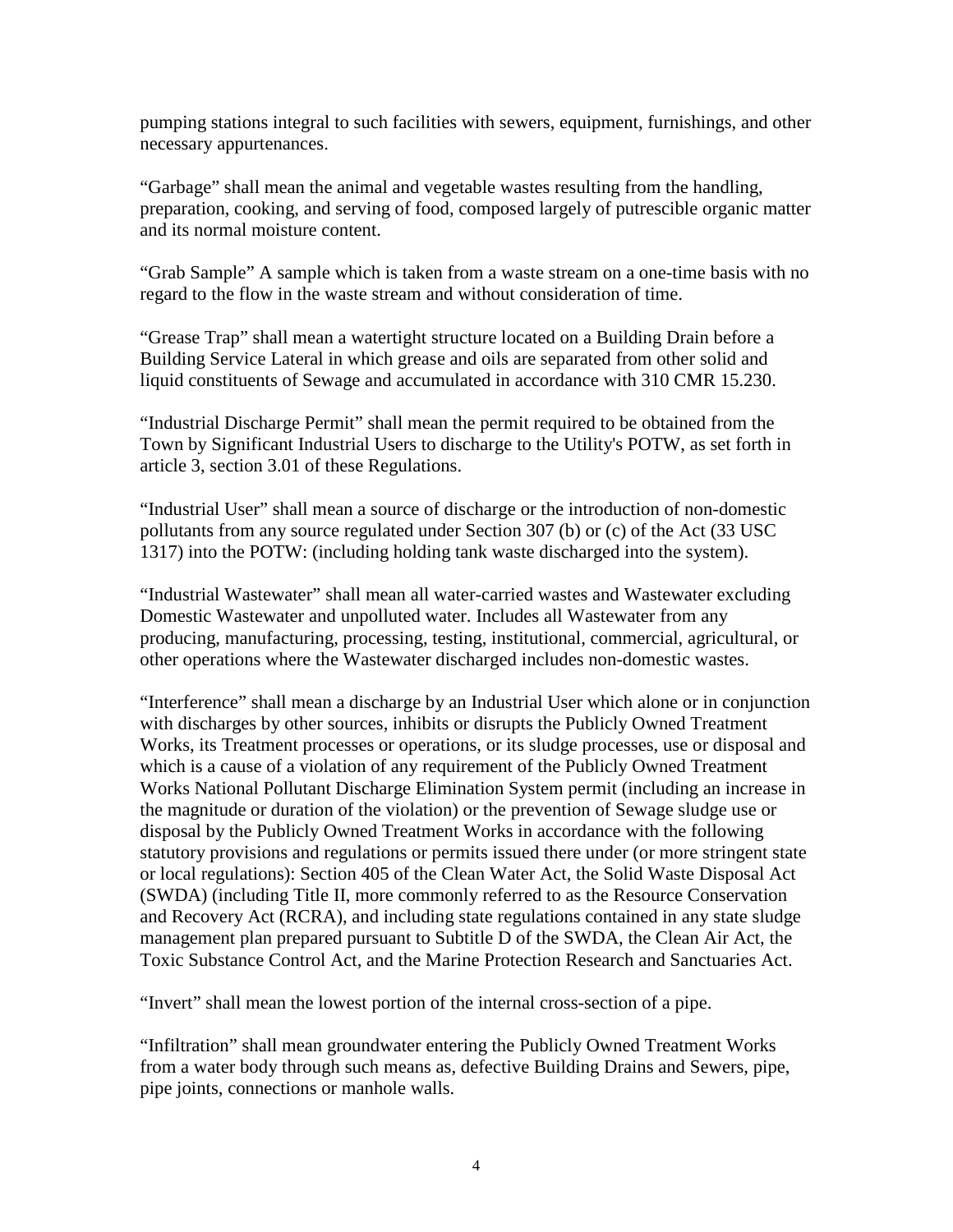pumping stations integral to such facilities with sewers, equipment, furnishings, and other necessary appurtenances.

“Garbage” shall mean the animal and vegetable wastes resulting from the handling, preparation, cooking, and serving of food, composed largely of putrescible organic matter and its normal moisture content.

“Grab Sample” A sample which is taken from a waste stream on a one-time basis with no regard to the flow in the waste stream and without consideration of time.

“Grease Trap” shall mean a watertight structure located on a Building Drain before a Building Service Lateral in which grease and oils are separated from other solid and liquid constituents of Sewage and accumulated in accordance with 310 CMR 15.230.

“Industrial Discharge Permit” shall mean the permit required to be obtained from the Town by Significant Industrial Users to discharge to the Utility's POTW, as set forth in article 3, section 3.01 of these Regulations.

“Industrial User” shall mean a source of discharge or the introduction of non-domestic pollutants from any source regulated under Section 307 (b) or (c) of the Act (33 USC 1317) into the POTW: (including holding tank waste discharged into the system).

“Industrial Wastewater” shall mean all water-carried wastes and Wastewater excluding Domestic Wastewater and unpolluted water. Includes all Wastewater from any producing, manufacturing, processing, testing, institutional, commercial, agricultural, or other operations where the Wastewater discharged includes non-domestic wastes.

“Interference” shall mean a discharge by an Industrial User which alone or in conjunction with discharges by other sources, inhibits or disrupts the Publicly Owned Treatment Works, its Treatment processes or operations, or its sludge processes, use or disposal and which is a cause of a violation of any requirement of the Publicly Owned Treatment Works National Pollutant Discharge Elimination System permit (including an increase in the magnitude or duration of the violation) or the prevention of Sewage sludge use or disposal by the Publicly Owned Treatment Works in accordance with the following statutory provisions and regulations or permits issued there under (or more stringent state or local regulations): Section 405 of the Clean Water Act, the Solid Waste Disposal Act (SWDA) (including Title II, more commonly referred to as the Resource Conservation and Recovery Act (RCRA), and including state regulations contained in any state sludge management plan prepared pursuant to Subtitle D of the SWDA, the Clean Air Act, the Toxic Substance Control Act, and the Marine Protection Research and Sanctuaries Act.

“Invert” shall mean the lowest portion of the internal cross-section of a pipe.

“Infiltration” shall mean groundwater entering the Publicly Owned Treatment Works from a water body through such means as, defective Building Drains and Sewers, pipe, pipe joints, connections or manhole walls.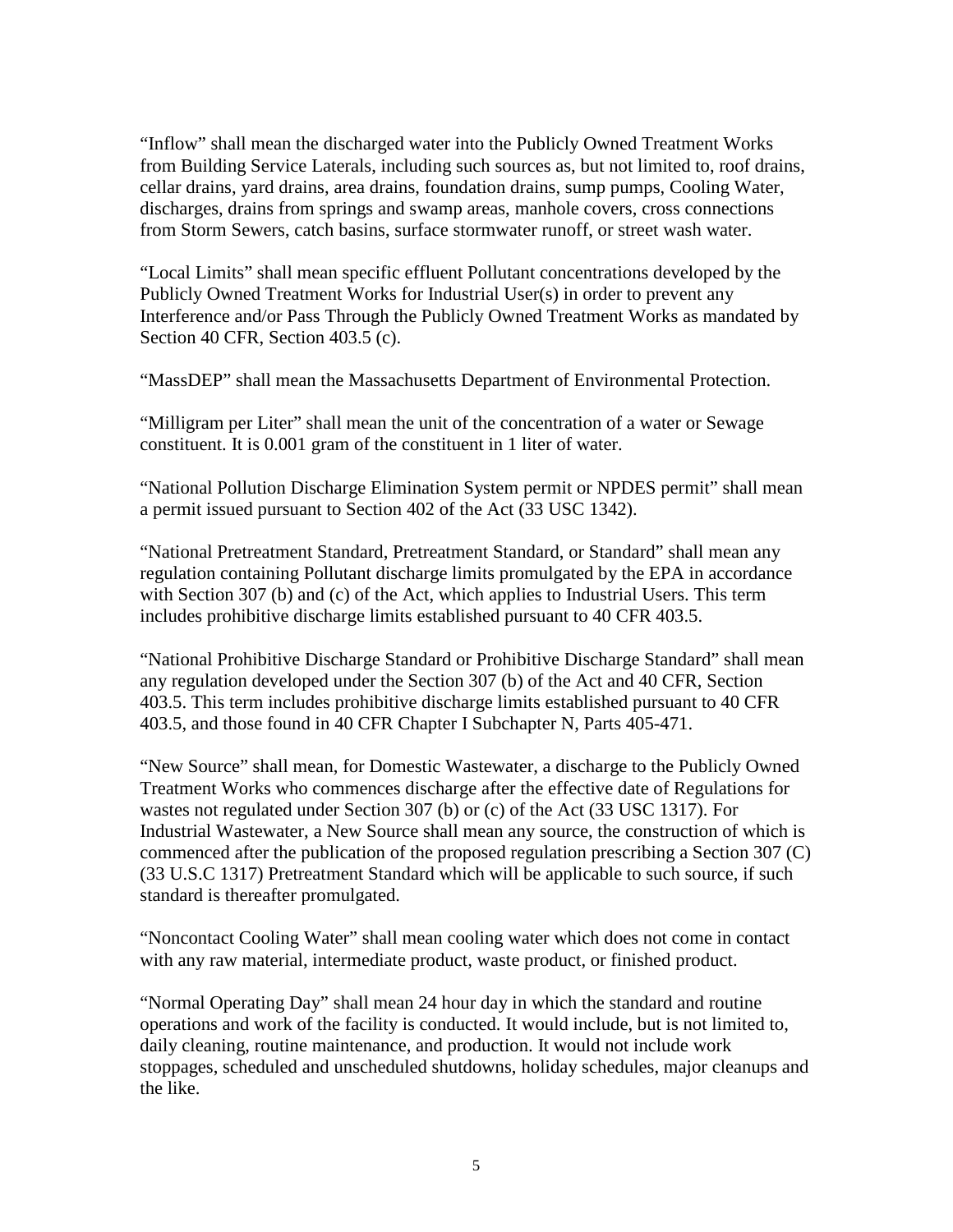"Inflow" shall mean the discharged water into the Publicly Owned Treatment Works from Building Service Laterals, including such sources as, but not limited to, roof drains, cellar drains, yard drains, area drains, foundation drains, sump pumps, Cooling Water, discharges, drains from springs and swamp areas, manhole covers, cross connections from Storm Sewers, catch basins, surface stormwater runoff, or street wash water.

"Local Limits" shall mean specific effluent Pollutant concentrations developed by the Publicly Owned Treatment Works for Industrial User(s) in order to prevent any Interference and/or Pass Through the Publicly Owned Treatment Works as mandated by Section 40 CFR, Section 403.5 (c).

"MassDEP" shall mean the Massachusetts Department of Environmental Protection.

"Milligram per Liter" shall mean the unit of the concentration of a water or Sewage constituent. It is 0.001 gram of the constituent in 1 liter of water.

"National Pollution Discharge Elimination System permit or NPDES permit" shall mean a permit issued pursuant to Section 402 of the Act (33 USC 1342).

"National Pretreatment Standard, Pretreatment Standard, or Standard" shall mean any regulation containing Pollutant discharge limits promulgated by the EPA in accordance with Section 307 (b) and (c) of the Act, which applies to Industrial Users. This term includes prohibitive discharge limits established pursuant to 40 CFR 403.5.

"National Prohibitive Discharge Standard or Prohibitive Discharge Standard" shall mean any regulation developed under the Section 307 (b) of the Act and 40 CFR, Section 403.5. This term includes prohibitive discharge limits established pursuant to 40 CFR 403.5, and those found in 40 CFR Chapter I Subchapter N, Parts 405-471.

"New Source" shall mean, for Domestic Wastewater, a discharge to the Publicly Owned Treatment Works who commences discharge after the effective date of Regulations for wastes not regulated under Section 307 (b) or (c) of the Act (33 USC 1317). For Industrial Wastewater, a New Source shall mean any source, the construction of which is commenced after the publication of the proposed regulation prescribing a Section 307 (C) (33 U.S.C 1317) Pretreatment Standard which will be applicable to such source, if such standard is thereafter promulgated.

"Noncontact Cooling Water" shall mean cooling water which does not come in contact with any raw material, intermediate product, waste product, or finished product.

"Normal Operating Day" shall mean 24 hour day in which the standard and routine operations and work of the facility is conducted. It would include, but is not limited to, daily cleaning, routine maintenance, and production. It would not include work stoppages, scheduled and unscheduled shutdowns, holiday schedules, major cleanups and the like.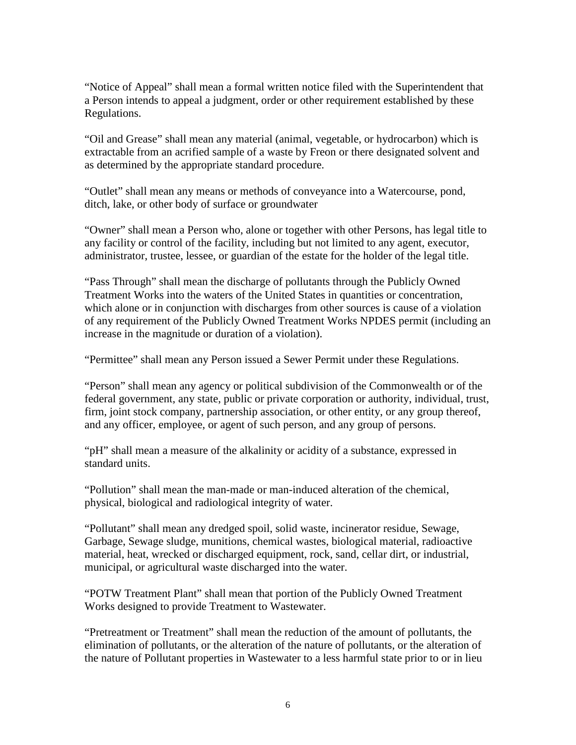“Notice of Appeal” shall mean a formal written notice filed with the Superintendent that a Person intends to appeal a judgment, order or other requirement established by these Regulations.

“Oil and Grease” shall mean any material (animal, vegetable, or hydrocarbon) which is extractable from an acrified sample of a waste by Freon or there designated solvent and as determined by the appropriate standard procedure.

“Outlet” shall mean any means or methods of conveyance into a Watercourse, pond, ditch, lake, or other body of surface or groundwater

“Owner” shall mean a Person who, alone or together with other Persons, has legal title to any facility or control of the facility, including but not limited to any agent, executor, administrator, trustee, lessee, or guardian of the estate for the holder of the legal title.

“Pass Through” shall mean the discharge of pollutants through the Publicly Owned Treatment Works into the waters of the United States in quantities or concentration, which alone or in conjunction with discharges from other sources is cause of a violation of any requirement of the Publicly Owned Treatment Works NPDES permit (including an increase in the magnitude or duration of a violation).

“Permittee” shall mean any Person issued a Sewer Permit under these Regulations.

“Person” shall mean any agency or political subdivision of the Commonwealth or of the federal government, any state, public or private corporation or authority, individual, trust, firm, joint stock company, partnership association, or other entity, or any group thereof, and any officer, employee, or agent of such person, and any group of persons.

“pH” shall mean a measure of the alkalinity or acidity of a substance, expressed in standard units.

“Pollution” shall mean the man-made or man-induced alteration of the chemical, physical, biological and radiological integrity of water.

“Pollutant” shall mean any dredged spoil, solid waste, incinerator residue, Sewage, Garbage, Sewage sludge, munitions, chemical wastes, biological material, radioactive material, heat, wrecked or discharged equipment, rock, sand, cellar dirt, or industrial, municipal, or agricultural waste discharged into the water.

“POTW Treatment Plant” shall mean that portion of the Publicly Owned Treatment Works designed to provide Treatment to Wastewater.

“Pretreatment or Treatment” shall mean the reduction of the amount of pollutants, the elimination of pollutants, or the alteration of the nature of pollutants, or the alteration of the nature of Pollutant properties in Wastewater to a less harmful state prior to or in lieu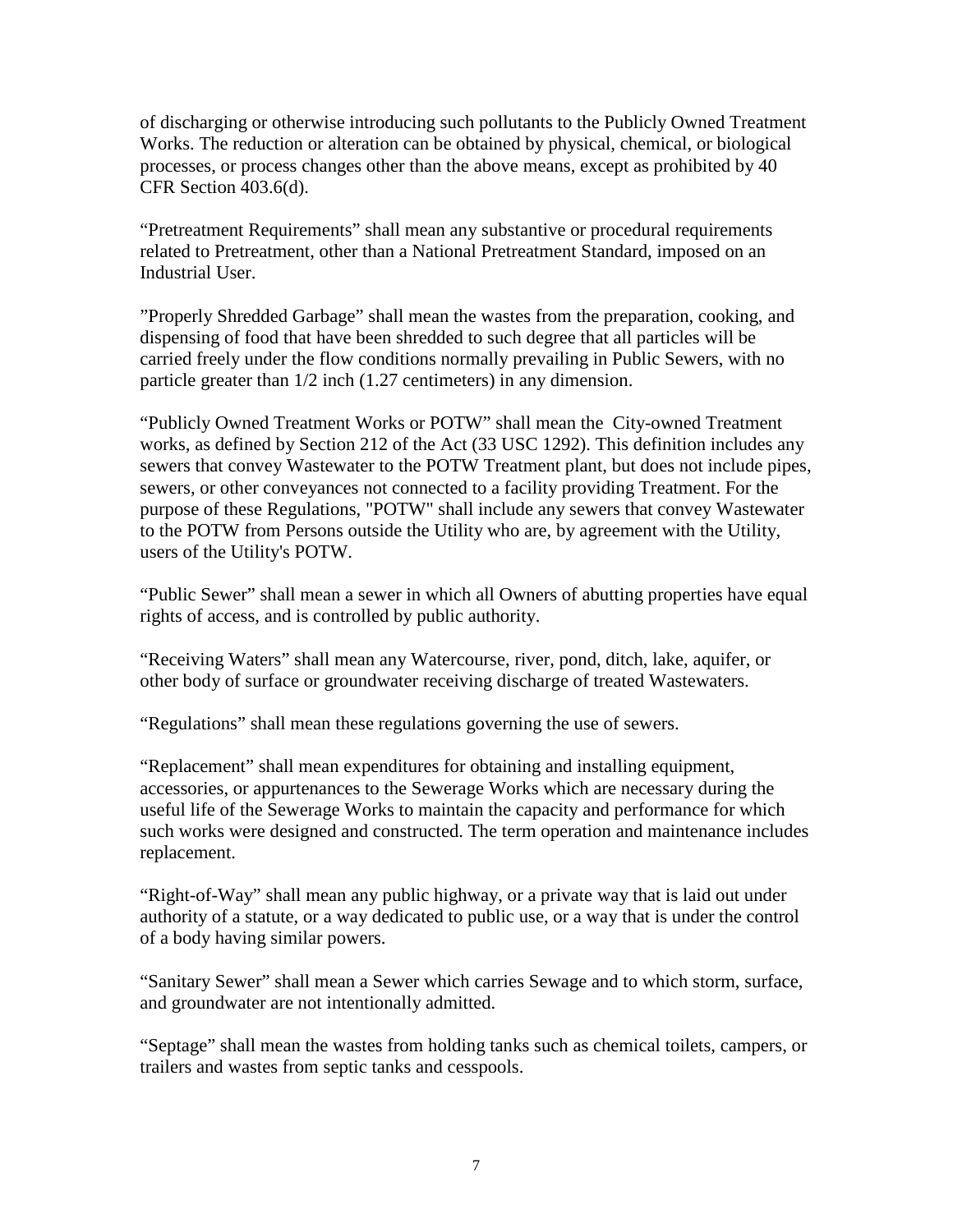of discharging or otherwise introducing such pollutants to the Publicly Owned Treatment Works. The reduction or alteration can be obtained by physical, chemical, or biological processes, or process changes other than the above means, except as prohibited by 40 CFR Section 403.6(d).

“Pretreatment Requirements” shall mean any substantive or procedural requirements related to Pretreatment, other than a National Pretreatment Standard, imposed on an Industrial User.

”Properly Shredded Garbage” shall mean the wastes from the preparation, cooking, and dispensing of food that have been shredded to such degree that all particles will be carried freely under the flow conditions normally prevailing in Public Sewers, with no particle greater than 1/2 inch (1.27 centimeters) in any dimension.

“Publicly Owned Treatment Works or POTW” shall mean the City-owned Treatment works, as defined by Section 212 of the Act (33 USC 1292). This definition includes any sewers that convey Wastewater to the POTW Treatment plant, but does not include pipes, sewers, or other conveyances not connected to a facility providing Treatment. For the purpose of these Regulations, "POTW" shall include any sewers that convey Wastewater to the POTW from Persons outside the Utility who are, by agreement with the Utility, users of the Utility's POTW.

“Public Sewer” shall mean a sewer in which all Owners of abutting properties have equal rights of access, and is controlled by public authority.

“Receiving Waters” shall mean any Watercourse, river, pond, ditch, lake, aquifer, or other body of surface or groundwater receiving discharge of treated Wastewaters.

“Regulations” shall mean these regulations governing the use of sewers.

“Replacement” shall mean expenditures for obtaining and installing equipment, accessories, or appurtenances to the Sewerage Works which are necessary during the useful life of the Sewerage Works to maintain the capacity and performance for which such works were designed and constructed. The term operation and maintenance includes replacement.

“Right-of-Way” shall mean any public highway, or a private way that is laid out under authority of a statute, or a way dedicated to public use, or a way that is under the control of a body having similar powers.

“Sanitary Sewer” shall mean a Sewer which carries Sewage and to which storm, surface, and groundwater are not intentionally admitted.

“Septage” shall mean the wastes from holding tanks such as chemical toilets, campers, or trailers and wastes from septic tanks and cesspools.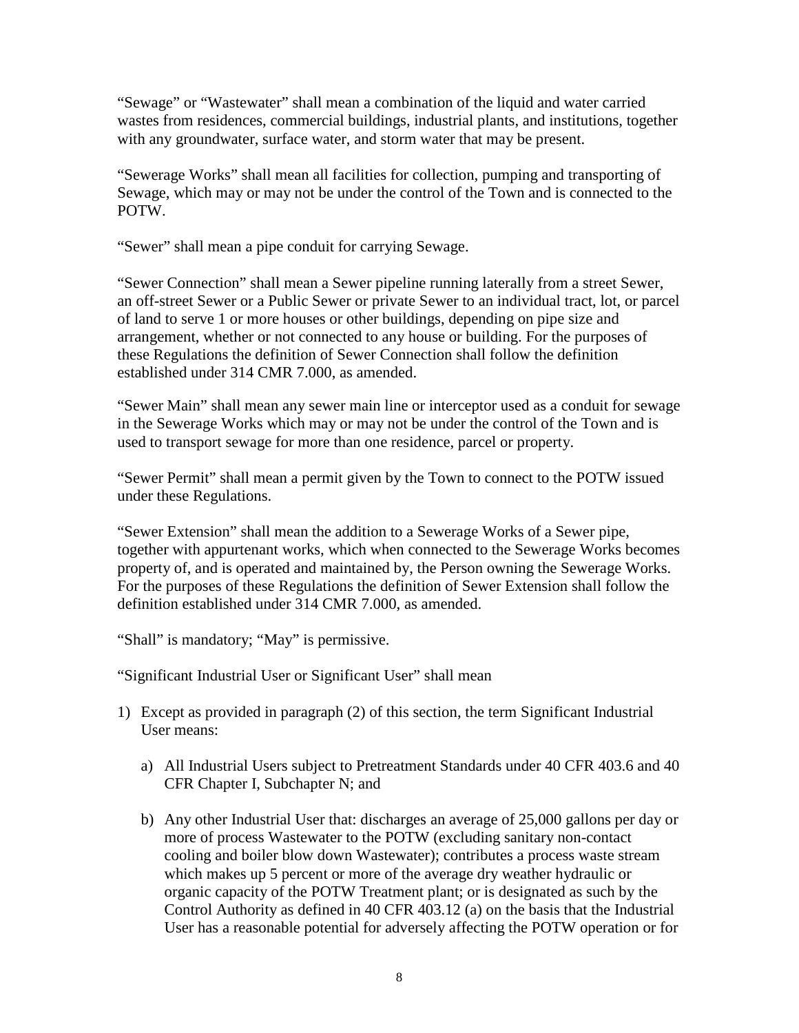"Sewage" or "Wastewater" shall mean a combination of the liquid and water carried wastes from residences, commercial buildings, industrial plants, and institutions, together with any groundwater, surface water, and storm water that may be present.

"Sewerage Works" shall mean all facilities for collection, pumping and transporting of Sewage, which may or may not be under the control of the Town and is connected to the POTW.

"Sewer" shall mean a pipe conduit for carrying Sewage.

"Sewer Connection" shall mean a Sewer pipeline running laterally from a street Sewer, an off-street Sewer or a Public Sewer or private Sewer to an individual tract, lot, or parcel of land to serve 1 or more houses or other buildings, depending on pipe size and arrangement, whether or not connected to any house or building. For the purposes of these Regulations the definition of Sewer Connection shall follow the definition established under 314 CMR 7.000, as amended.

"Sewer Main" shall mean any sewer main line or interceptor used as a conduit for sewage in the Sewerage Works which may or may not be under the control of the Town and is used to transport sewage for more than one residence, parcel or property.

"Sewer Permit" shall mean a permit given by the Town to connect to the POTW issued under these Regulations.

"Sewer Extension" shall mean the addition to a Sewerage Works of a Sewer pipe, together with appurtenant works, which when connected to the Sewerage Works becomes property of, and is operated and maintained by, the Person owning the Sewerage Works. For the purposes of these Regulations the definition of Sewer Extension shall follow the definition established under 314 CMR 7.000, as amended.

"Shall" is mandatory; "May" is permissive.

"Significant Industrial User or Significant User" shall mean

1) Except as provided in paragraph (2) of this section, the term Significant Industrial User means:

   a) All Industrial Users subject to Pretreatment Standards under 40 CFR 403.6 and 40 CFR Chapter I, Subchapter N; and

   b) Any other Industrial User that: discharges an average of 25,000 gallons per day or more of process Wastewater to the POTW (excluding sanitary non-contact cooling and boiler blow down Wastewater); contributes a process waste stream which makes up 5 percent or more of the average dry weather hydraulic or organic capacity of the POTW Treatment plant; or is designated as such by the Control Authority as defined in 40 CFR 403.12 (a) on the basis that the Industrial User has a reasonable potential for adversely affecting the POTW operation or for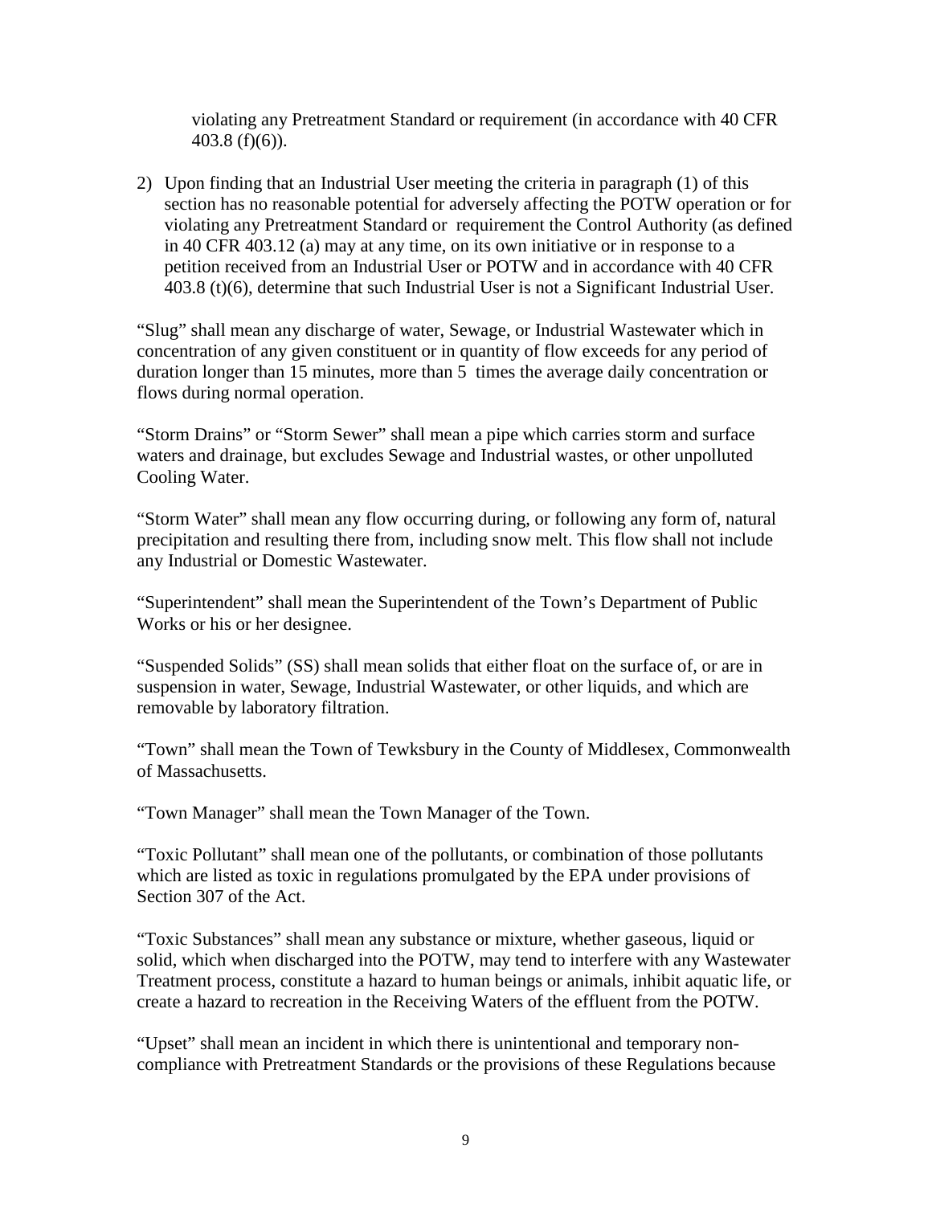violating any Pretreatment Standard or requirement (in accordance with 40 CFR 403.8 (f)(6)).

2) Upon finding that an Industrial User meeting the criteria in paragraph (1) of this section has no reasonable potential for adversely affecting the POTW operation or for violating any Pretreatment Standard or requirement the Control Authority (as defined in 40 CFR 403.12 (a) may at any time, on its own initiative or in response to a petition received from an Industrial User or POTW and in accordance with 40 CFR 403.8 (t)(6), determine that such Industrial User is not a Significant Industrial User.

"Slug" shall mean any discharge of water, Sewage, or Industrial Wastewater which in concentration of any given constituent or in quantity of flow exceeds for any period of duration longer than 15 minutes, more than 5 times the average daily concentration or flows during normal operation.

"Storm Drains" or "Storm Sewer" shall mean a pipe which carries storm and surface waters and drainage, but excludes Sewage and Industrial wastes, or other unpolluted Cooling Water.

"Storm Water" shall mean any flow occurring during, or following any form of, natural precipitation and resulting there from, including snow melt. This flow shall not include any Industrial or Domestic Wastewater.

"Superintendent" shall mean the Superintendent of the Town's Department of Public Works or his or her designee.

"Suspended Solids" (SS) shall mean solids that either float on the surface of, or are in suspension in water, Sewage, Industrial Wastewater, or other liquids, and which are removable by laboratory filtration.

"Town" shall mean the Town of Tewksbury in the County of Middlesex, Commonwealth of Massachusetts.

"Town Manager" shall mean the Town Manager of the Town.

"Toxic Pollutant" shall mean one of the pollutants, or combination of those pollutants which are listed as toxic in regulations promulgated by the EPA under provisions of Section 307 of the Act.

"Toxic Substances" shall mean any substance or mixture, whether gaseous, liquid or solid, which when discharged into the POTW, may tend to interfere with any Wastewater Treatment process, constitute a hazard to human beings or animals, inhibit aquatic life, or create a hazard to recreation in the Receiving Waters of the effluent from the POTW.

"Upset" shall mean an incident in which there is unintentional and temporary non-compliance with Pretreatment Standards or the provisions of these Regulations because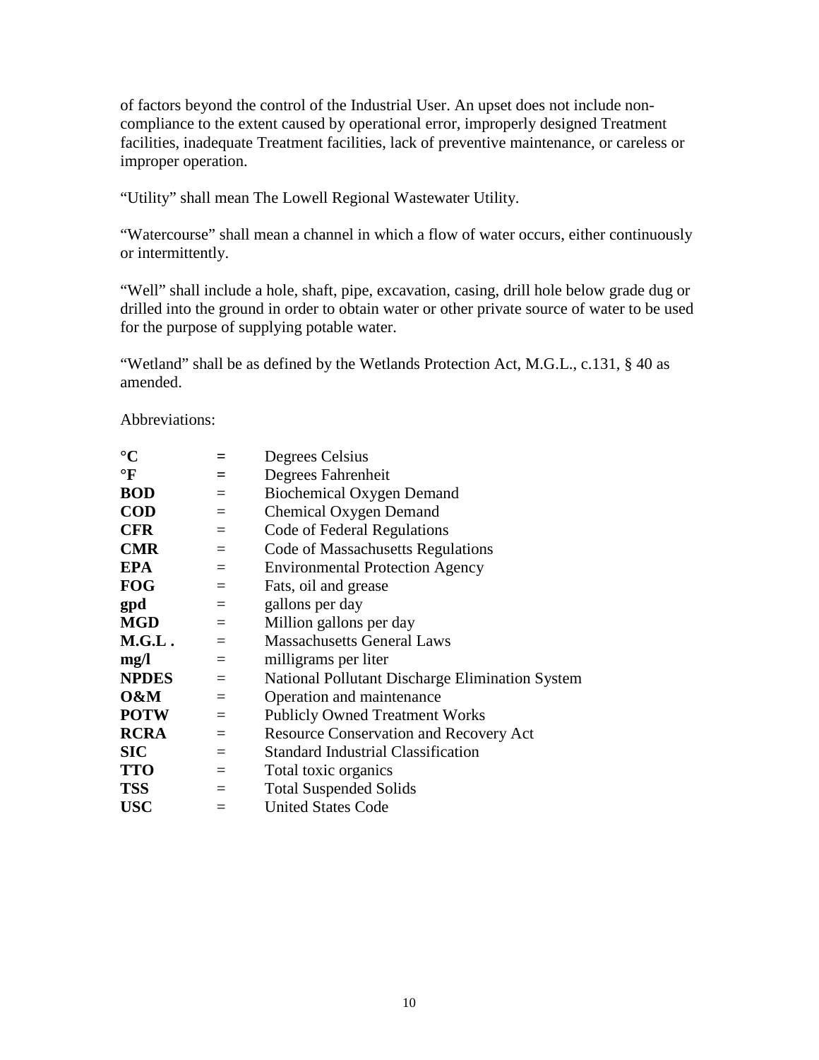of factors beyond the control of the Industrial User. An upset does not include non-compliance to the extent caused by operational error, improperly designed Treatment facilities, inadequate Treatment facilities, lack of preventive maintenance, or careless or improper operation.

"Utility" shall mean The Lowell Regional Wastewater Utility.

"Watercourse" shall mean a channel in which a flow of water occurs, either continuously or intermittently.

"Well" shall include a hole, shaft, pipe, excavation, casing, drill hole below grade dug or drilled into the ground in order to obtain water or other private source of water to be used for the purpose of supplying potable water.

"Wetland" shall be as defined by the Wetlands Protection Act, M.G.L., c.131, § 40 as amended.

Abbreviations:

| | | |
|---|---|---|
| **°C** | = | Degrees Celsius |
| **°F** | = | Degrees Fahrenheit |
| **BOD** | = | Biochemical Oxygen Demand |
| **COD** | = | Chemical Oxygen Demand |
| **CFR** | = | Code of Federal Regulations |
| **CMR** | = | Code of Massachusetts Regulations |
| **EPA** | = | Environmental Protection Agency |
| **FOG** | = | Fats, oil and grease |
| **gpd** | = | gallons per day |
| **MGD** | = | Million gallons per day |
| **M.G.L .** | = | Massachusetts General Laws |
| **mg/l** | = | milligrams per liter |
| **NPDES** | = | National Pollutant Discharge Elimination System |
| **O&M** | = | Operation and maintenance |
| **POTW** | = | Publicly Owned Treatment Works |
| **RCRA** | = | Resource Conservation and Recovery Act |
| **SIC** | = | Standard Industrial Classification |
| **TTO** | = | Total toxic organics |
| **TSS** | = | Total Suspended Solids |
| **USC** | = | United States Code |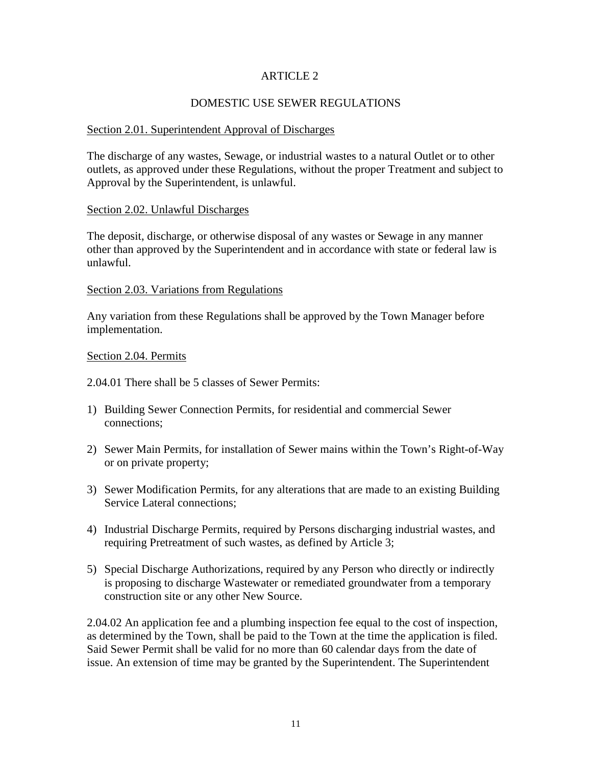# ARTICLE 2

## DOMESTIC USE SEWER REGULATIONS

### Section 2.01. Superintendent Approval of Discharges

The discharge of any wastes, Sewage, or industrial wastes to a natural Outlet or to other outlets, as approved under these Regulations, without the proper Treatment and subject to Approval by the Superintendent, is unlawful.

### Section 2.02. Unlawful Discharges

The deposit, discharge, or otherwise disposal of any wastes or Sewage in any manner other than approved by the Superintendent and in accordance with state or federal law is unlawful.

### Section 2.03. Variations from Regulations

Any variation from these Regulations shall be approved by the Town Manager before implementation.

### Section 2.04. Permits

2.04.01 There shall be 5 classes of Sewer Permits:

1) Building Sewer Connection Permits, for residential and commercial Sewer connections;
2) Sewer Main Permits, for installation of Sewer mains within the Town's Right-of-Way or on private property;
3) Sewer Modification Permits, for any alterations that are made to an existing Building Service Lateral connections;
4) Industrial Discharge Permits, required by Persons discharging industrial wastes, and requiring Pretreatment of such wastes, as defined by Article 3;
5) Special Discharge Authorizations, required by any Person who directly or indirectly is proposing to discharge Wastewater or remediated groundwater from a temporary construction site or any other New Source.

2.04.02 An application fee and a plumbing inspection fee equal to the cost of inspection, as determined by the Town, shall be paid to the Town at the time the application is filed. Said Sewer Permit shall be valid for no more than 60 calendar days from the date of issue. An extension of time may be granted by the Superintendent. The Superintendent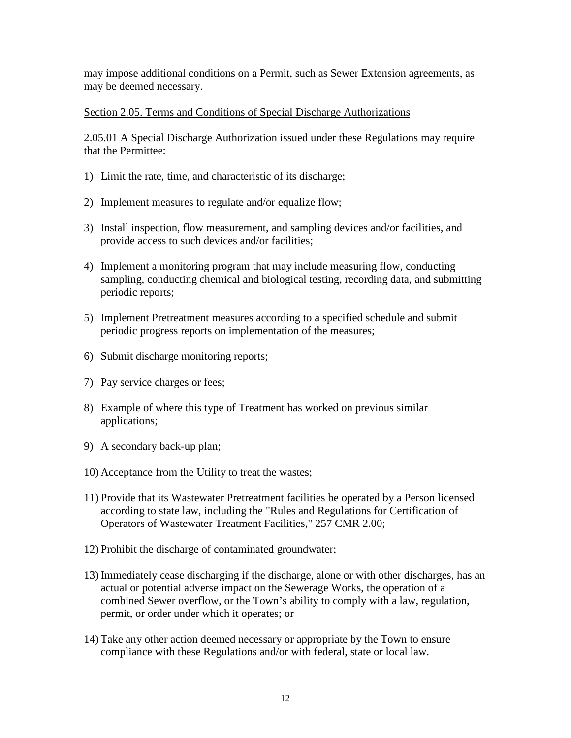may impose additional conditions on a Permit, such as Sewer Extension agreements, as may be deemed necessary.

Section 2.05. Terms and Conditions of Special Discharge Authorizations

2.05.01 A Special Discharge Authorization issued under these Regulations may require that the Permittee:

1) Limit the rate, time, and characteristic of its discharge;

2) Implement measures to regulate and/or equalize flow;

3) Install inspection, flow measurement, and sampling devices and/or facilities, and provide access to such devices and/or facilities;

4) Implement a monitoring program that may include measuring flow, conducting sampling, conducting chemical and biological testing, recording data, and submitting periodic reports;

5) Implement Pretreatment measures according to a specified schedule and submit periodic progress reports on implementation of the measures;

6) Submit discharge monitoring reports;

7) Pay service charges or fees;

8) Example of where this type of Treatment has worked on previous similar applications;

9) A secondary back-up plan;

10) Acceptance from the Utility to treat the wastes;

11) Provide that its Wastewater Pretreatment facilities be operated by a Person licensed according to state law, including the "Rules and Regulations for Certification of Operators of Wastewater Treatment Facilities," 257 CMR 2.00;

12) Prohibit the discharge of contaminated groundwater;

13) Immediately cease discharging if the discharge, alone or with other discharges, has an actual or potential adverse impact on the Sewerage Works, the operation of a combined Sewer overflow, or the Town's ability to comply with a law, regulation, permit, or order under which it operates; or

14) Take any other action deemed necessary or appropriate by the Town to ensure compliance with these Regulations and/or with federal, state or local law.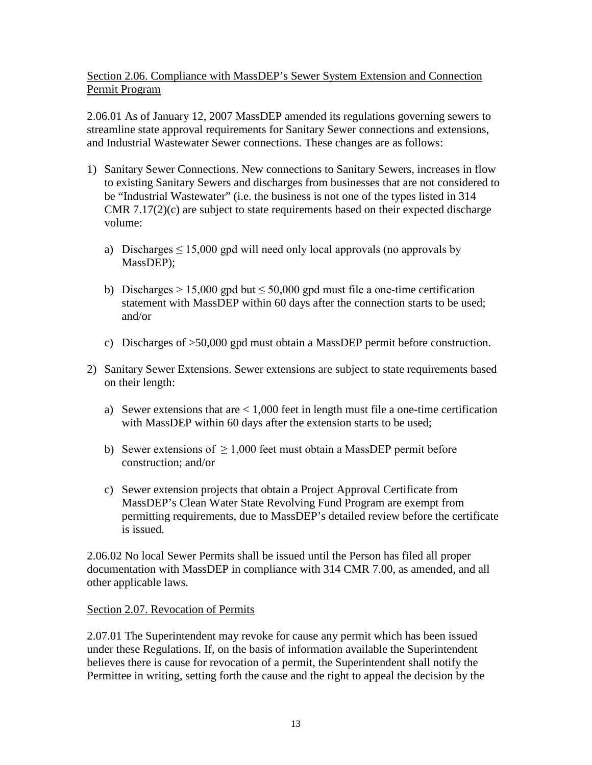Section 2.06. Compliance with MassDEP's Sewer System Extension and Connection Permit Program

2.06.01 As of January 12, 2007 MassDEP amended its regulations governing sewers to streamline state approval requirements for Sanitary Sewer connections and extensions, and Industrial Wastewater Sewer connections. These changes are as follows:

1) Sanitary Sewer Connections. New connections to Sanitary Sewers, increases in flow to existing Sanitary Sewers and discharges from businesses that are not considered to be "Industrial Wastewater" (i.e. the business is not one of the types listed in 314 CMR 7.17(2)(c) are subject to state requirements based on their expected discharge volume:

   a) Discharges $\leq$ 15,000 gpd will need only local approvals (no approvals by MassDEP);

   b) Discharges > 15,000 gpd but $\leq$ 50,000 gpd must file a one-time certification statement with MassDEP within 60 days after the connection starts to be used; and/or

   c) Discharges of >50,000 gpd must obtain a MassDEP permit before construction.

2) Sanitary Sewer Extensions. Sewer extensions are subject to state requirements based on their length:

   a) Sewer extensions that are < 1,000 feet in length must file a one-time certification with MassDEP within 60 days after the extension starts to be used;

   b) Sewer extensions of $\geq$ 1,000 feet must obtain a MassDEP permit before construction; and/or

   c) Sewer extension projects that obtain a Project Approval Certificate from MassDEP's Clean Water State Revolving Fund Program are exempt from permitting requirements, due to MassDEP's detailed review before the certificate is issued.

2.06.02 No local Sewer Permits shall be issued until the Person has filed all proper documentation with MassDEP in compliance with 314 CMR 7.00, as amended, and all other applicable laws.

Section 2.07. Revocation of Permits

2.07.01 The Superintendent may revoke for cause any permit which has been issued under these Regulations. If, on the basis of information available the Superintendent believes there is cause for revocation of a permit, the Superintendent shall notify the Permittee in writing, setting forth the cause and the right to appeal the decision by the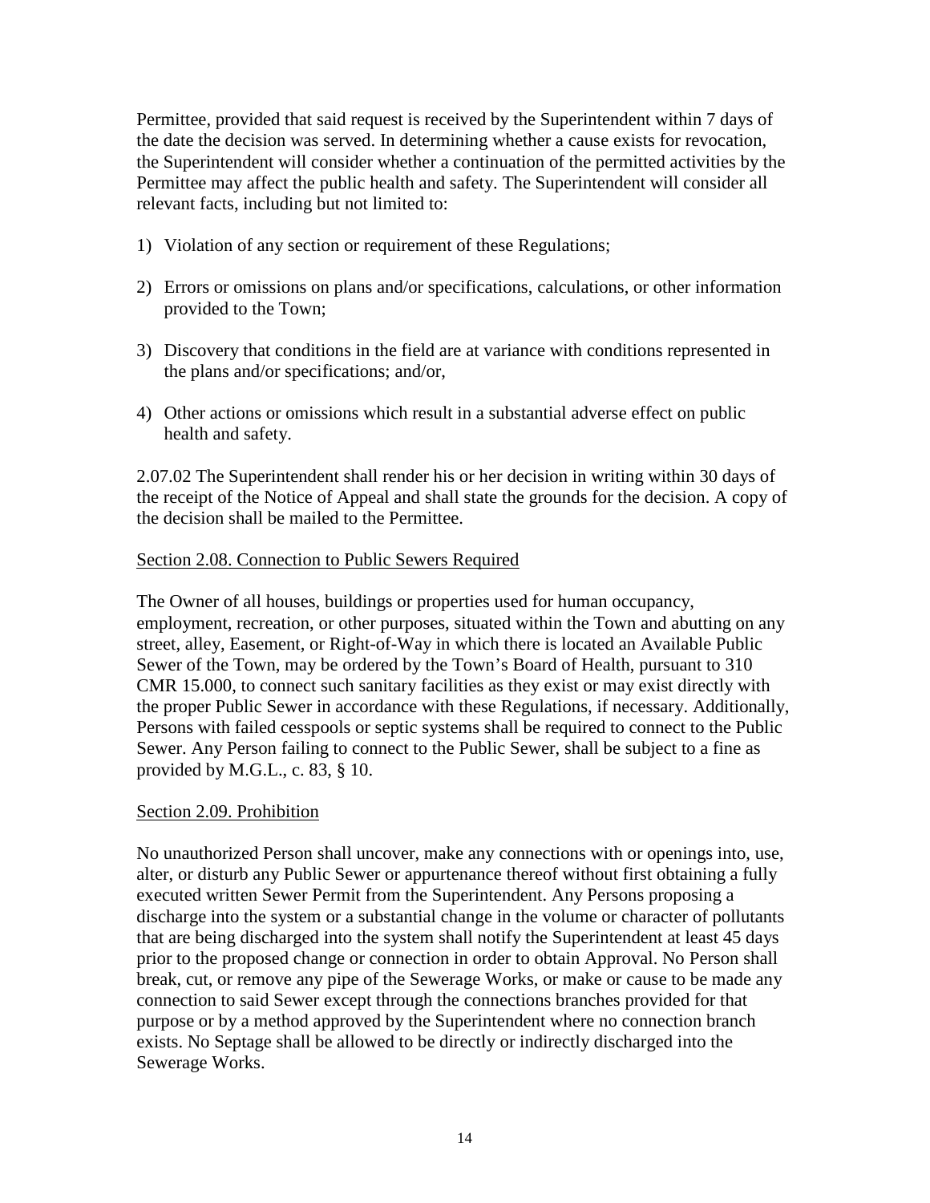Permittee, provided that said request is received by the Superintendent within 7 days of the date the decision was served. In determining whether a cause exists for revocation, the Superintendent will consider whether a continuation of the permitted activities by the Permittee may affect the public health and safety. The Superintendent will consider all relevant facts, including but not limited to:

1) Violation of any section or requirement of these Regulations;

2) Errors or omissions on plans and/or specifications, calculations, or other information provided to the Town;

3) Discovery that conditions in the field are at variance with conditions represented in the plans and/or specifications; and/or,

4) Other actions or omissions which result in a substantial adverse effect on public health and safety.

2.07.02 The Superintendent shall render his or her decision in writing within 30 days of the receipt of the Notice of Appeal and shall state the grounds for the decision. A copy of the decision shall be mailed to the Permittee.

## Section 2.08. Connection to Public Sewers Required

The Owner of all houses, buildings or properties used for human occupancy, employment, recreation, or other purposes, situated within the Town and abutting on any street, alley, Easement, or Right-of-Way in which there is located an Available Public Sewer of the Town, may be ordered by the Town's Board of Health, pursuant to 310 CMR 15.000, to connect such sanitary facilities as they exist or may exist directly with the proper Public Sewer in accordance with these Regulations, if necessary. Additionally, Persons with failed cesspools or septic systems shall be required to connect to the Public Sewer. Any Person failing to connect to the Public Sewer, shall be subject to a fine as provided by M.G.L., c. 83, § 10.

## Section 2.09. Prohibition

No unauthorized Person shall uncover, make any connections with or openings into, use, alter, or disturb any Public Sewer or appurtenance thereof without first obtaining a fully executed written Sewer Permit from the Superintendent. Any Persons proposing a discharge into the system or a substantial change in the volume or character of pollutants that are being discharged into the system shall notify the Superintendent at least 45 days prior to the proposed change or connection in order to obtain Approval. No Person shall break, cut, or remove any pipe of the Sewerage Works, or make or cause to be made any connection to said Sewer except through the connections branches provided for that purpose or by a method approved by the Superintendent where no connection branch exists. No Septage shall be allowed to be directly or indirectly discharged into the Sewerage Works.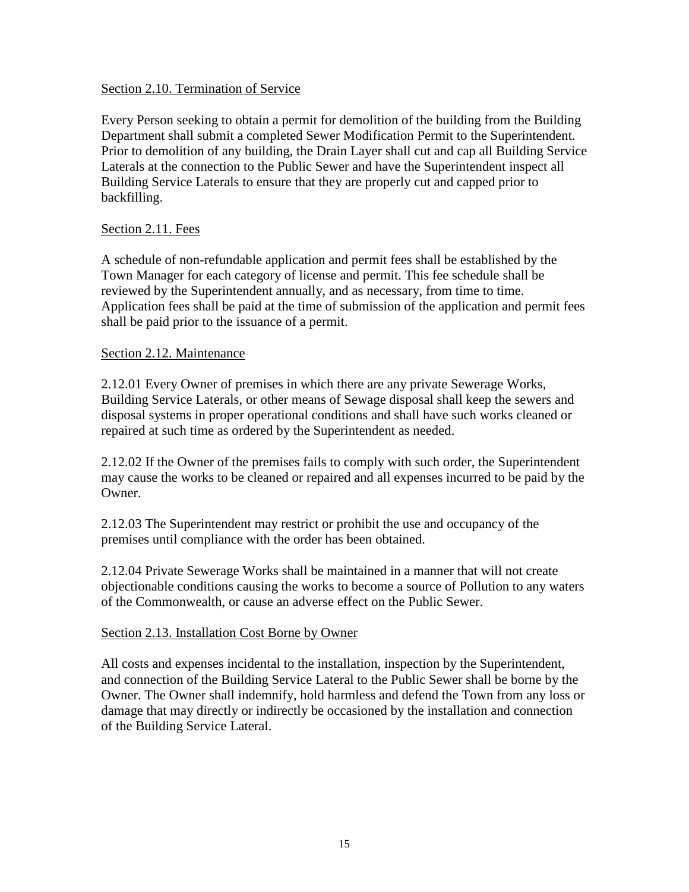## Section 2.10. Termination of Service

Every Person seeking to obtain a permit for demolition of the building from the Building Department shall submit a completed Sewer Modification Permit to the Superintendent. Prior to demolition of any building, the Drain Layer shall cut and cap all Building Service Laterals at the connection to the Public Sewer and have the Superintendent inspect all Building Service Laterals to ensure that they are properly cut and capped prior to backfilling.

## Section 2.11. Fees

A schedule of non-refundable application and permit fees shall be established by the Town Manager for each category of license and permit. This fee schedule shall be reviewed by the Superintendent annually, and as necessary, from time to time. Application fees shall be paid at the time of submission of the application and permit fees shall be paid prior to the issuance of a permit.

## Section 2.12. Maintenance

2.12.01 Every Owner of premises in which there are any private Sewerage Works, Building Service Laterals, or other means of Sewage disposal shall keep the sewers and disposal systems in proper operational conditions and shall have such works cleaned or repaired at such time as ordered by the Superintendent as needed.

2.12.02 If the Owner of the premises fails to comply with such order, the Superintendent may cause the works to be cleaned or repaired and all expenses incurred to be paid by the Owner.

2.12.03 The Superintendent may restrict or prohibit the use and occupancy of the premises until compliance with the order has been obtained.

2.12.04 Private Sewerage Works shall be maintained in a manner that will not create objectionable conditions causing the works to become a source of Pollution to any waters of the Commonwealth, or cause an adverse effect on the Public Sewer.

## Section 2.13. Installation Cost Borne by Owner

All costs and expenses incidental to the installation, inspection by the Superintendent, and connection of the Building Service Lateral to the Public Sewer shall be borne by the Owner. The Owner shall indemnify, hold harmless and defend the Town from any loss or damage that may directly or indirectly be occasioned by the installation and connection of the Building Service Lateral.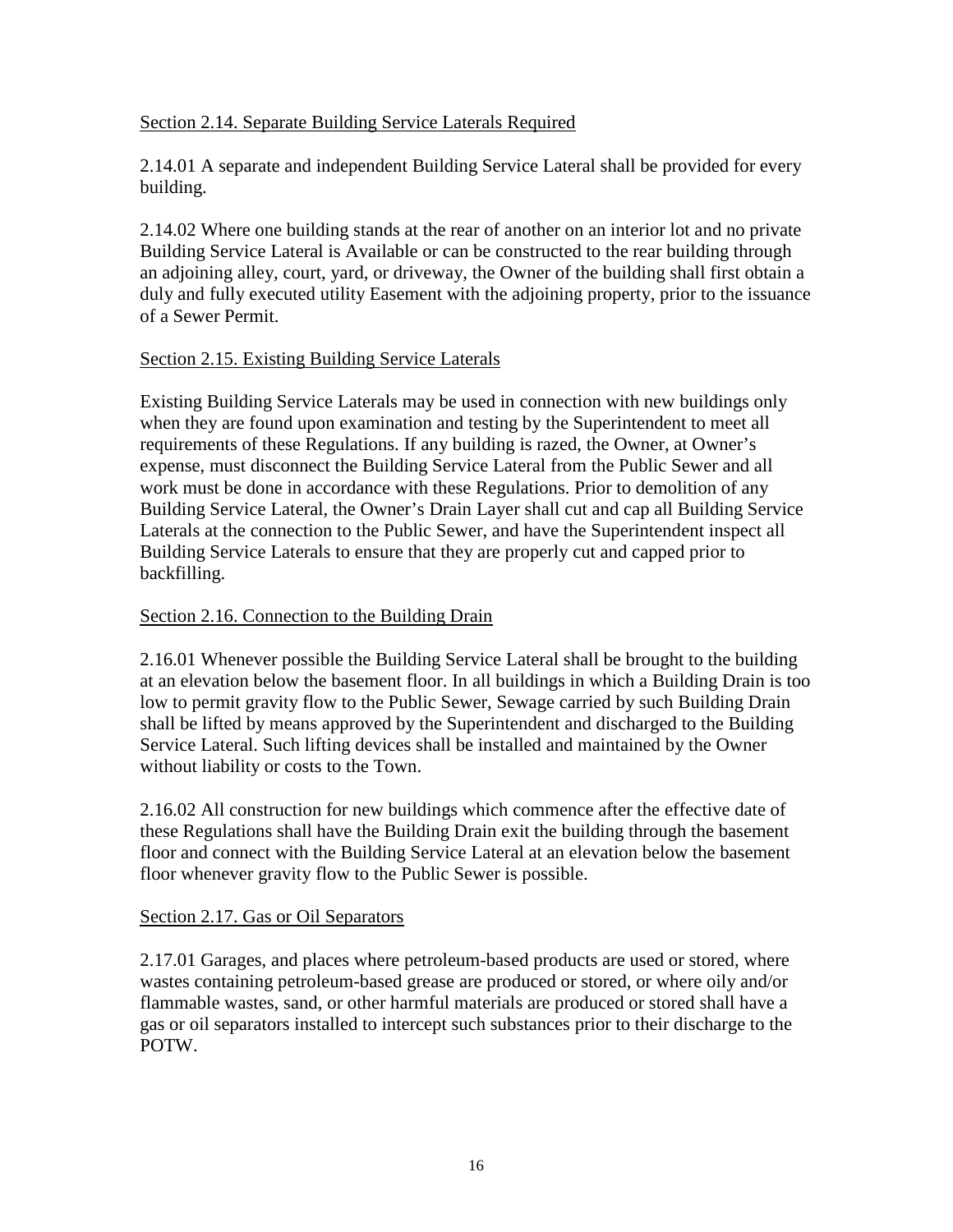Section 2.14. Separate Building Service Laterals Required

2.14.01 A separate and independent Building Service Lateral shall be provided for every building.

2.14.02 Where one building stands at the rear of another on an interior lot and no private Building Service Lateral is Available or can be constructed to the rear building through an adjoining alley, court, yard, or driveway, the Owner of the building shall first obtain a duly and fully executed utility Easement with the adjoining property, prior to the issuance of a Sewer Permit.

Section 2.15. Existing Building Service Laterals

Existing Building Service Laterals may be used in connection with new buildings only when they are found upon examination and testing by the Superintendent to meet all requirements of these Regulations. If any building is razed, the Owner, at Owner's expense, must disconnect the Building Service Lateral from the Public Sewer and all work must be done in accordance with these Regulations. Prior to demolition of any Building Service Lateral, the Owner's Drain Layer shall cut and cap all Building Service Laterals at the connection to the Public Sewer, and have the Superintendent inspect all Building Service Laterals to ensure that they are properly cut and capped prior to backfilling.

Section 2.16. Connection to the Building Drain

2.16.01 Whenever possible the Building Service Lateral shall be brought to the building at an elevation below the basement floor. In all buildings in which a Building Drain is too low to permit gravity flow to the Public Sewer, Sewage carried by such Building Drain shall be lifted by means approved by the Superintendent and discharged to the Building Service Lateral. Such lifting devices shall be installed and maintained by the Owner without liability or costs to the Town.

2.16.02 All construction for new buildings which commence after the effective date of these Regulations shall have the Building Drain exit the building through the basement floor and connect with the Building Service Lateral at an elevation below the basement floor whenever gravity flow to the Public Sewer is possible.

Section 2.17. Gas or Oil Separators

2.17.01 Garages, and places where petroleum-based products are used or stored, where wastes containing petroleum-based grease are produced or stored, or where oily and/or flammable wastes, sand, or other harmful materials are produced or stored shall have a gas or oil separators installed to intercept such substances prior to their discharge to the POTW.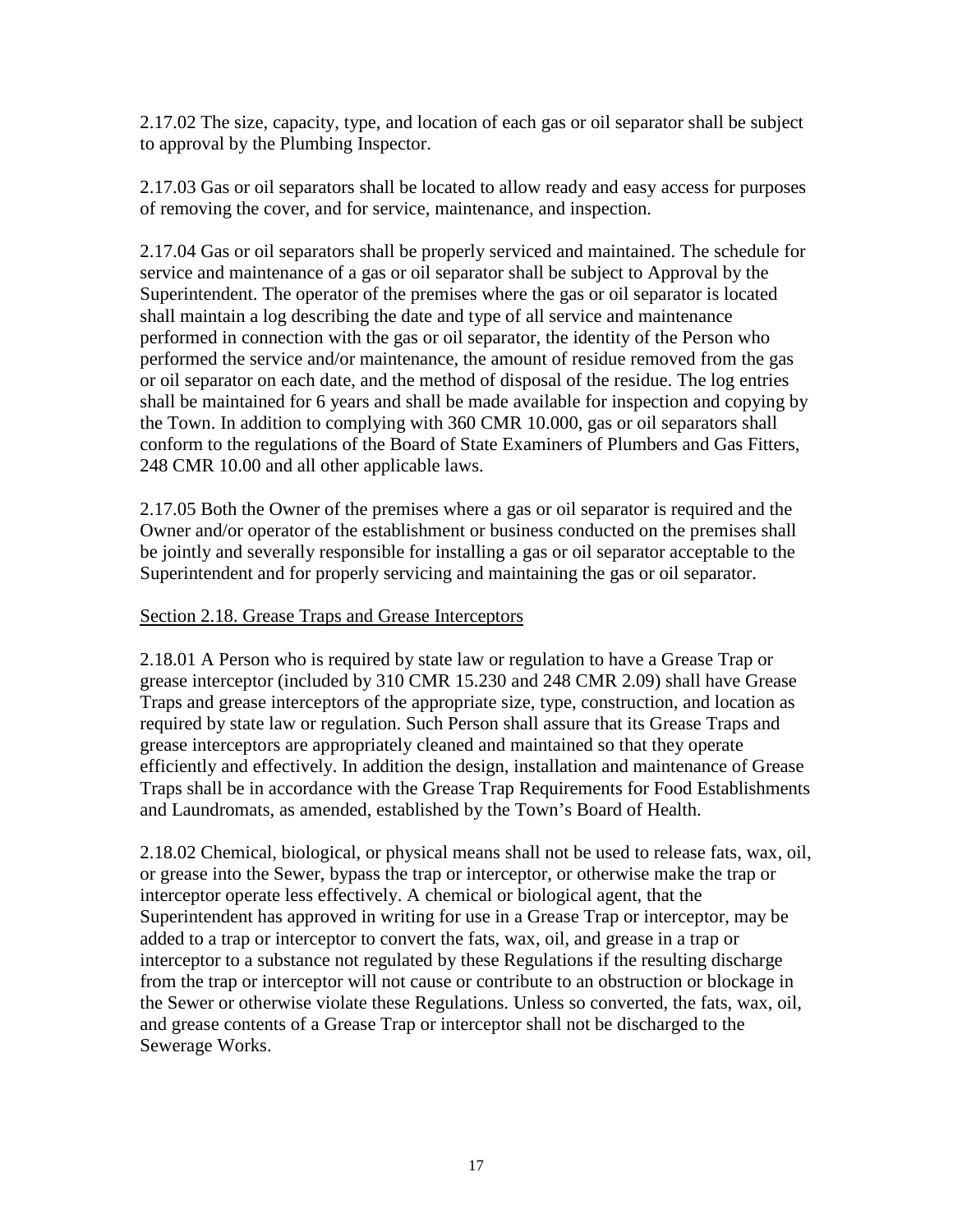2.17.02 The size, capacity, type, and location of each gas or oil separator shall be subject to approval by the Plumbing Inspector.

2.17.03 Gas or oil separators shall be located to allow ready and easy access for purposes of removing the cover, and for service, maintenance, and inspection.

2.17.04 Gas or oil separators shall be properly serviced and maintained. The schedule for service and maintenance of a gas or oil separator shall be subject to Approval by the Superintendent. The operator of the premises where the gas or oil separator is located shall maintain a log describing the date and type of all service and maintenance performed in connection with the gas or oil separator, the identity of the Person who performed the service and/or maintenance, the amount of residue removed from the gas or oil separator on each date, and the method of disposal of the residue. The log entries shall be maintained for 6 years and shall be made available for inspection and copying by the Town. In addition to complying with 360 CMR 10.000, gas or oil separators shall conform to the regulations of the Board of State Examiners of Plumbers and Gas Fitters, 248 CMR 10.00 and all other applicable laws.

2.17.05 Both the Owner of the premises where a gas or oil separator is required and the Owner and/or operator of the establishment or business conducted on the premises shall be jointly and severally responsible for installing a gas or oil separator acceptable to the Superintendent and for properly servicing and maintaining the gas or oil separator.

## Section 2.18. Grease Traps and Grease Interceptors

2.18.01 A Person who is required by state law or regulation to have a Grease Trap or grease interceptor (included by 310 CMR 15.230 and 248 CMR 2.09) shall have Grease Traps and grease interceptors of the appropriate size, type, construction, and location as required by state law or regulation. Such Person shall assure that its Grease Traps and grease interceptors are appropriately cleaned and maintained so that they operate efficiently and effectively. In addition the design, installation and maintenance of Grease Traps shall be in accordance with the Grease Trap Requirements for Food Establishments and Laundromats, as amended, established by the Town's Board of Health.

2.18.02 Chemical, biological, or physical means shall not be used to release fats, wax, oil, or grease into the Sewer, bypass the trap or interceptor, or otherwise make the trap or interceptor operate less effectively. A chemical or biological agent, that the Superintendent has approved in writing for use in a Grease Trap or interceptor, may be added to a trap or interceptor to convert the fats, wax, oil, and grease in a trap or interceptor to a substance not regulated by these Regulations if the resulting discharge from the trap or interceptor will not cause or contribute to an obstruction or blockage in the Sewer or otherwise violate these Regulations. Unless so converted, the fats, wax, oil, and grease contents of a Grease Trap or interceptor shall not be discharged to the Sewerage Works.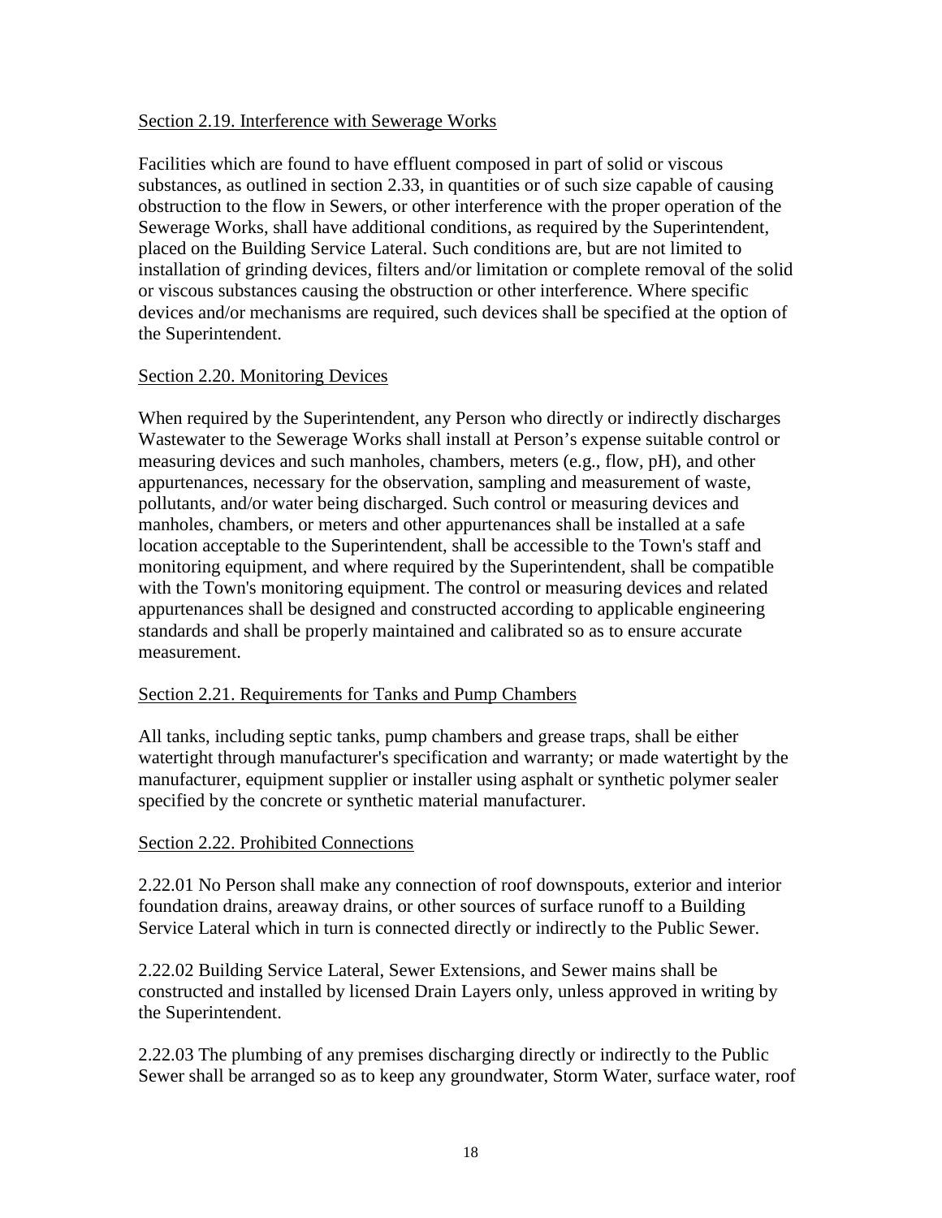<u>Section 2.19. Interference with Sewerage Works</u>

Facilities which are found to have effluent composed in part of solid or viscous substances, as outlined in section 2.33, in quantities or of such size capable of causing obstruction to the flow in Sewers, or other interference with the proper operation of the Sewerage Works, shall have additional conditions, as required by the Superintendent, placed on the Building Service Lateral. Such conditions are, but are not limited to installation of grinding devices, filters and/or limitation or complete removal of the solid or viscous substances causing the obstruction or other interference. Where specific devices and/or mechanisms are required, such devices shall be specified at the option of the Superintendent.

<u>Section 2.20. Monitoring Devices</u>

When required by the Superintendent, any Person who directly or indirectly discharges Wastewater to the Sewerage Works shall install at Person's expense suitable control or measuring devices and such manholes, chambers, meters (e.g., flow, pH), and other appurtenances, necessary for the observation, sampling and measurement of waste, pollutants, and/or water being discharged. Such control or measuring devices and manholes, chambers, or meters and other appurtenances shall be installed at a safe location acceptable to the Superintendent, shall be accessible to the Town's staff and monitoring equipment, and where required by the Superintendent, shall be compatible with the Town's monitoring equipment. The control or measuring devices and related appurtenances shall be designed and constructed according to applicable engineering standards and shall be properly maintained and calibrated so as to ensure accurate measurement.

<u>Section 2.21. Requirements for Tanks and Pump Chambers</u>

All tanks, including septic tanks, pump chambers and grease traps, shall be either watertight through manufacturer's specification and warranty; or made watertight by the manufacturer, equipment supplier or installer using asphalt or synthetic polymer sealer specified by the concrete or synthetic material manufacturer.

<u>Section 2.22. Prohibited Connections</u>

2.22.01 No Person shall make any connection of roof downspouts, exterior and interior foundation drains, areaway drains, or other sources of surface runoff to a Building Service Lateral which in turn is connected directly or indirectly to the Public Sewer.

2.22.02 Building Service Lateral, Sewer Extensions, and Sewer mains shall be constructed and installed by licensed Drain Layers only, unless approved in writing by the Superintendent.

2.22.03 The plumbing of any premises discharging directly or indirectly to the Public Sewer shall be arranged so as to keep any groundwater, Storm Water, surface water, roof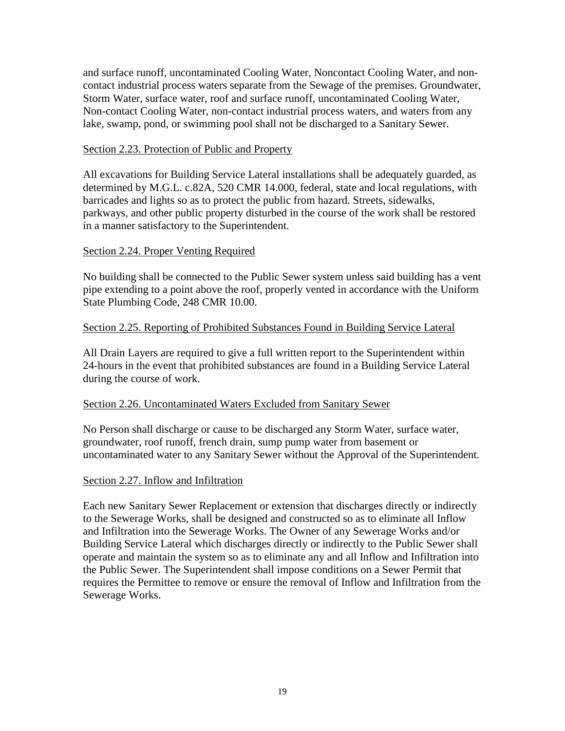and surface runoff, uncontaminated Cooling Water, Noncontact Cooling Water, and non-contact industrial process waters separate from the Sewage of the premises. Groundwater, Storm Water, surface water, roof and surface runoff, uncontaminated Cooling Water, Non-contact Cooling Water, non-contact industrial process waters, and waters from any lake, swamp, pond, or swimming pool shall not be discharged to a Sanitary Sewer.

Section 2.23. Protection of Public and Property

All excavations for Building Service Lateral installations shall be adequately guarded, as determined by M.G.L. c.82A, 520 CMR 14.000, federal, state and local regulations, with barricades and lights so as to protect the public from hazard. Streets, sidewalks, parkways, and other public property disturbed in the course of the work shall be restored in a manner satisfactory to the Superintendent.

Section 2.24. Proper Venting Required

No building shall be connected to the Public Sewer system unless said building has a vent pipe extending to a point above the roof, properly vented in accordance with the Uniform State Plumbing Code, 248 CMR 10.00.

Section 2.25. Reporting of Prohibited Substances Found in Building Service Lateral

All Drain Layers are required to give a full written report to the Superintendent within 24-hours in the event that prohibited substances are found in a Building Service Lateral during the course of work.

Section 2.26. Uncontaminated Waters Excluded from Sanitary Sewer

No Person shall discharge or cause to be discharged any Storm Water, surface water, groundwater, roof runoff, french drain, sump pump water from basement or uncontaminated water to any Sanitary Sewer without the Approval of the Superintendent.

Section 2.27. Inflow and Infiltration

Each new Sanitary Sewer Replacement or extension that discharges directly or indirectly to the Sewerage Works, shall be designed and constructed so as to eliminate all Inflow and Infiltration into the Sewerage Works. The Owner of any Sewerage Works and/or Building Service Lateral which discharges directly or indirectly to the Public Sewer shall operate and maintain the system so as to eliminate any and all Inflow and Infiltration into the Public Sewer. The Superintendent shall impose conditions on a Sewer Permit that requires the Permittee to remove or ensure the removal of Inflow and Infiltration from the Sewerage Works.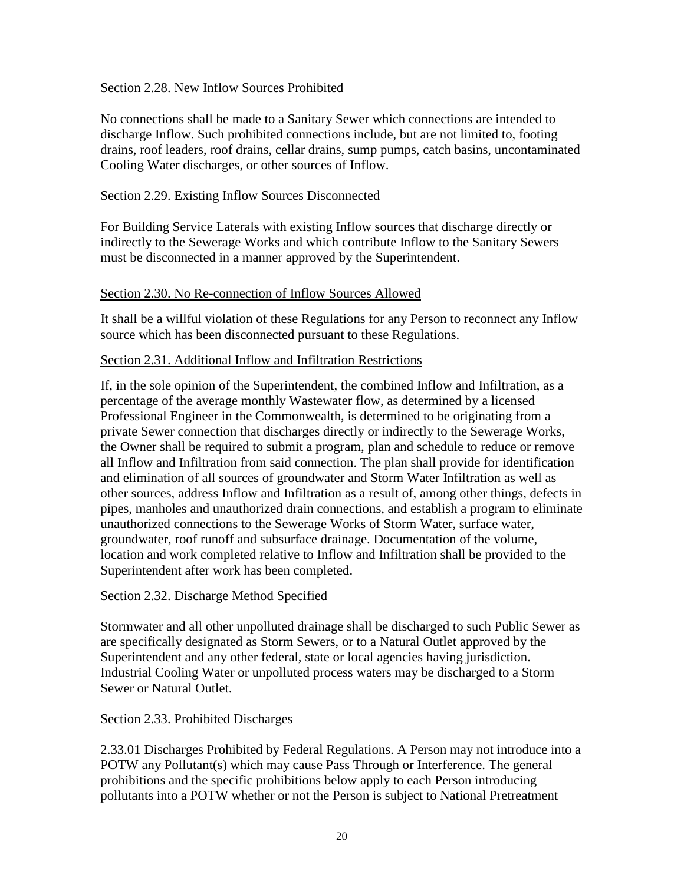Section 2.28. New Inflow Sources Prohibited

No connections shall be made to a Sanitary Sewer which connections are intended to discharge Inflow. Such prohibited connections include, but are not limited to, footing drains, roof leaders, roof drains, cellar drains, sump pumps, catch basins, uncontaminated Cooling Water discharges, or other sources of Inflow.

Section 2.29. Existing Inflow Sources Disconnected

For Building Service Laterals with existing Inflow sources that discharge directly or indirectly to the Sewerage Works and which contribute Inflow to the Sanitary Sewers must be disconnected in a manner approved by the Superintendent.

Section 2.30. No Re-connection of Inflow Sources Allowed

It shall be a willful violation of these Regulations for any Person to reconnect any Inflow source which has been disconnected pursuant to these Regulations.

Section 2.31. Additional Inflow and Infiltration Restrictions

If, in the sole opinion of the Superintendent, the combined Inflow and Infiltration, as a percentage of the average monthly Wastewater flow, as determined by a licensed Professional Engineer in the Commonwealth, is determined to be originating from a private Sewer connection that discharges directly or indirectly to the Sewerage Works, the Owner shall be required to submit a program, plan and schedule to reduce or remove all Inflow and Infiltration from said connection. The plan shall provide for identification and elimination of all sources of groundwater and Storm Water Infiltration as well as other sources, address Inflow and Infiltration as a result of, among other things, defects in pipes, manholes and unauthorized drain connections, and establish a program to eliminate unauthorized connections to the Sewerage Works of Storm Water, surface water, groundwater, roof runoff and subsurface drainage. Documentation of the volume, location and work completed relative to Inflow and Infiltration shall be provided to the Superintendent after work has been completed.

Section 2.32. Discharge Method Specified

Stormwater and all other unpolluted drainage shall be discharged to such Public Sewer as are specifically designated as Storm Sewers, or to a Natural Outlet approved by the Superintendent and any other federal, state or local agencies having jurisdiction. Industrial Cooling Water or unpolluted process waters may be discharged to a Storm Sewer or Natural Outlet.

Section 2.33. Prohibited Discharges

2.33.01 Discharges Prohibited by Federal Regulations. A Person may not introduce into a POTW any Pollutant(s) which may cause Pass Through or Interference. The general prohibitions and the specific prohibitions below apply to each Person introducing pollutants into a POTW whether or not the Person is subject to National Pretreatment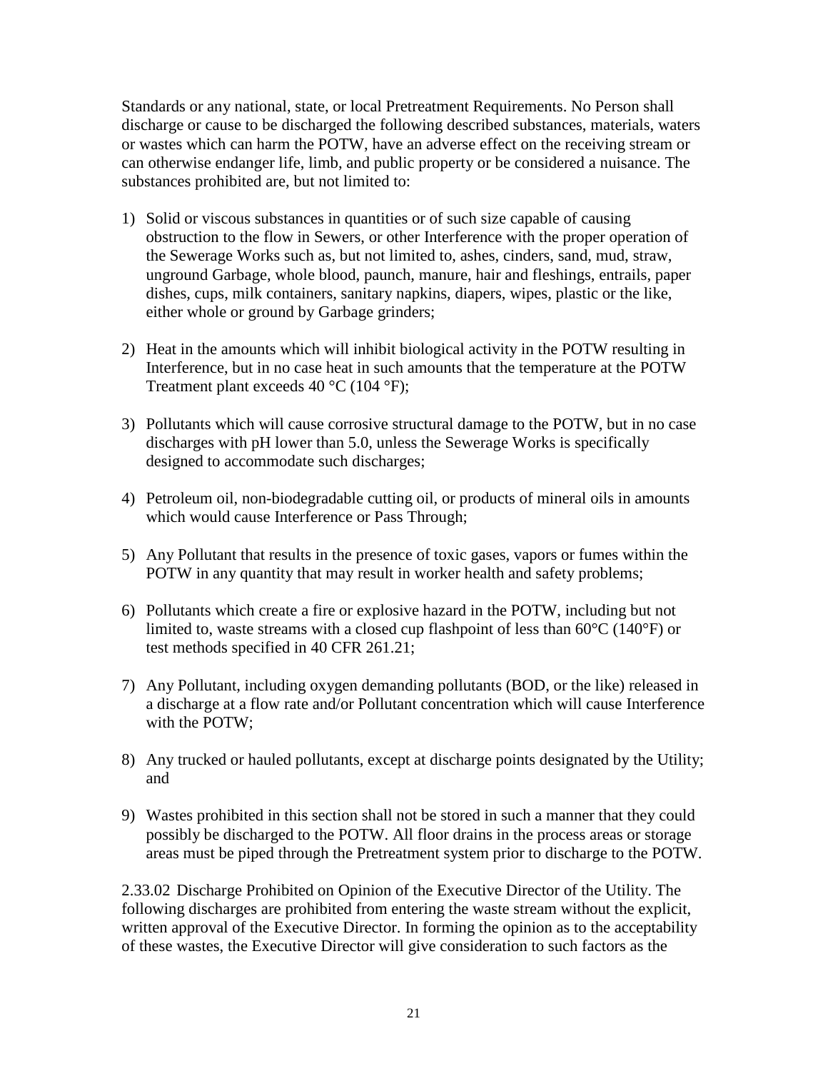Standards or any national, state, or local Pretreatment Requirements. No Person shall discharge or cause to be discharged the following described substances, materials, waters or wastes which can harm the POTW, have an adverse effect on the receiving stream or can otherwise endanger life, limb, and public property or be considered a nuisance. The substances prohibited are, but not limited to:

1) Solid or viscous substances in quantities or of such size capable of causing obstruction to the flow in Sewers, or other Interference with the proper operation of the Sewerage Works such as, but not limited to, ashes, cinders, sand, mud, straw, unground Garbage, whole blood, paunch, manure, hair and fleshings, entrails, paper dishes, cups, milk containers, sanitary napkins, diapers, wipes, plastic or the like, either whole or ground by Garbage grinders;

2) Heat in the amounts which will inhibit biological activity in the POTW resulting in Interference, but in no case heat in such amounts that the temperature at the POTW Treatment plant exceeds 40 °C (104 °F);

3) Pollutants which will cause corrosive structural damage to the POTW, but in no case discharges with pH lower than 5.0, unless the Sewerage Works is specifically designed to accommodate such discharges;

4) Petroleum oil, non-biodegradable cutting oil, or products of mineral oils in amounts which would cause Interference or Pass Through;

5) Any Pollutant that results in the presence of toxic gases, vapors or fumes within the POTW in any quantity that may result in worker health and safety problems;

6) Pollutants which create a fire or explosive hazard in the POTW, including but not limited to, waste streams with a closed cup flashpoint of less than 60°C (140°F) or test methods specified in 40 CFR 261.21;

7) Any Pollutant, including oxygen demanding pollutants (BOD, or the like) released in a discharge at a flow rate and/or Pollutant concentration which will cause Interference with the POTW;

8) Any trucked or hauled pollutants, except at discharge points designated by the Utility; and

9) Wastes prohibited in this section shall not be stored in such a manner that they could possibly be discharged to the POTW. All floor drains in the process areas or storage areas must be piped through the Pretreatment system prior to discharge to the POTW.

2.33.02 Discharge Prohibited on Opinion of the Executive Director of the Utility. The following discharges are prohibited from entering the waste stream without the explicit, written approval of the Executive Director. In forming the opinion as to the acceptability of these wastes, the Executive Director will give consideration to such factors as the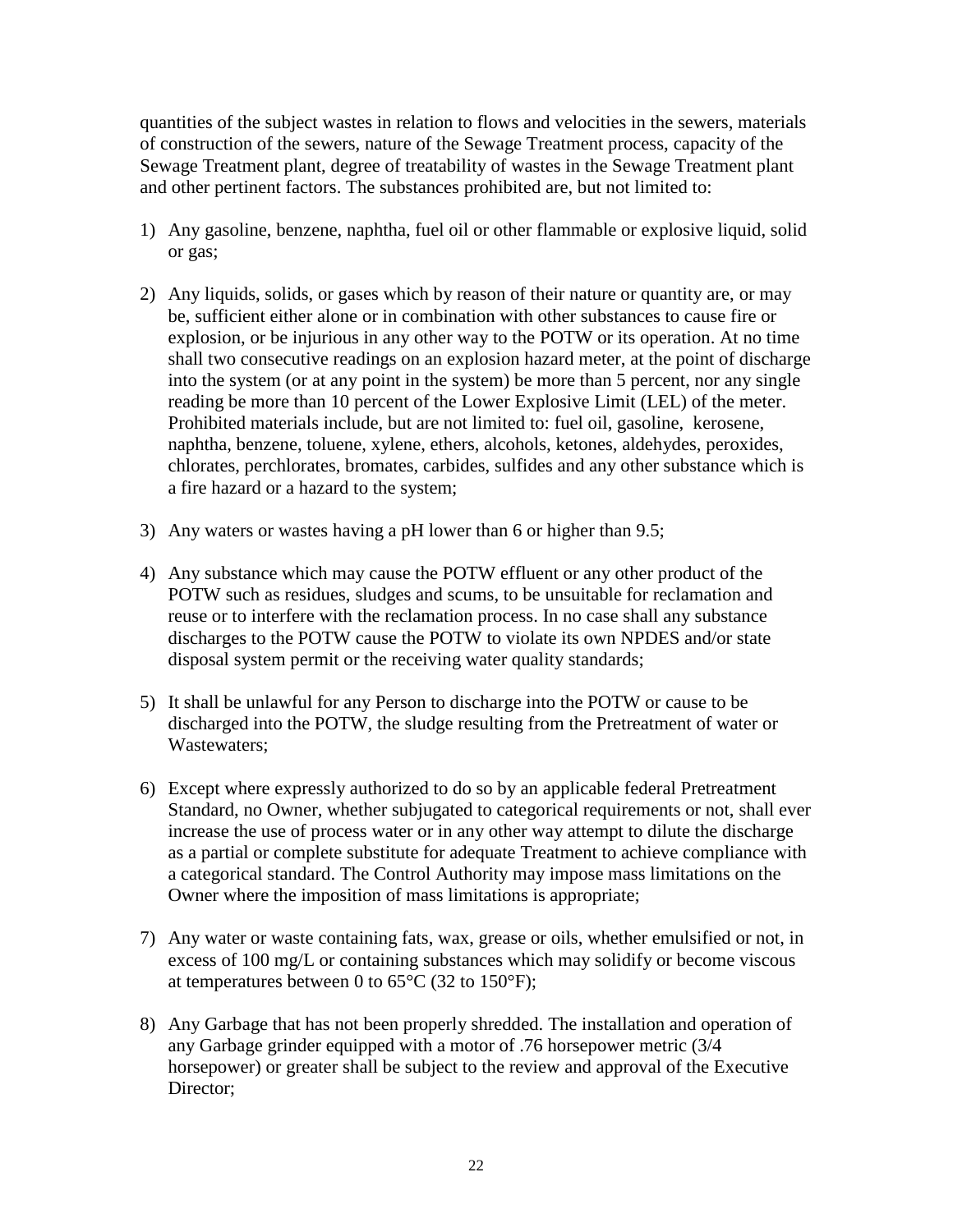quantities of the subject wastes in relation to flows and velocities in the sewers, materials of construction of the sewers, nature of the Sewage Treatment process, capacity of the Sewage Treatment plant, degree of treatability of wastes in the Sewage Treatment plant and other pertinent factors. The substances prohibited are, but not limited to:

1) Any gasoline, benzene, naphtha, fuel oil or other flammable or explosive liquid, solid or gas;

2) Any liquids, solids, or gases which by reason of their nature or quantity are, or may be, sufficient either alone or in combination with other substances to cause fire or explosion, or be injurious in any other way to the POTW or its operation. At no time shall two consecutive readings on an explosion hazard meter, at the point of discharge into the system (or at any point in the system) be more than 5 percent, nor any single reading be more than 10 percent of the Lower Explosive Limit (LEL) of the meter. Prohibited materials include, but are not limited to: fuel oil, gasoline, kerosene, naphtha, benzene, toluene, xylene, ethers, alcohols, ketones, aldehydes, peroxides, chlorates, perchlorates, bromates, carbides, sulfides and any other substance which is a fire hazard or a hazard to the system;

3) Any waters or wastes having a pH lower than 6 or higher than 9.5;

4) Any substance which may cause the POTW effluent or any other product of the POTW such as residues, sludges and scums, to be unsuitable for reclamation and reuse or to interfere with the reclamation process. In no case shall any substance discharges to the POTW cause the POTW to violate its own NPDES and/or state disposal system permit or the receiving water quality standards;

5) It shall be unlawful for any Person to discharge into the POTW or cause to be discharged into the POTW, the sludge resulting from the Pretreatment of water or Wastewaters;

6) Except where expressly authorized to do so by an applicable federal Pretreatment Standard, no Owner, whether subjugated to categorical requirements or not, shall ever increase the use of process water or in any other way attempt to dilute the discharge as a partial or complete substitute for adequate Treatment to achieve compliance with a categorical standard. The Control Authority may impose mass limitations on the Owner where the imposition of mass limitations is appropriate;

7) Any water or waste containing fats, wax, grease or oils, whether emulsified or not, in excess of 100 mg/L or containing substances which may solidify or become viscous at temperatures between 0 to 65°C (32 to 150°F);

8) Any Garbage that has not been properly shredded. The installation and operation of any Garbage grinder equipped with a motor of .76 horsepower metric (3/4 horsepower) or greater shall be subject to the review and approval of the Executive Director;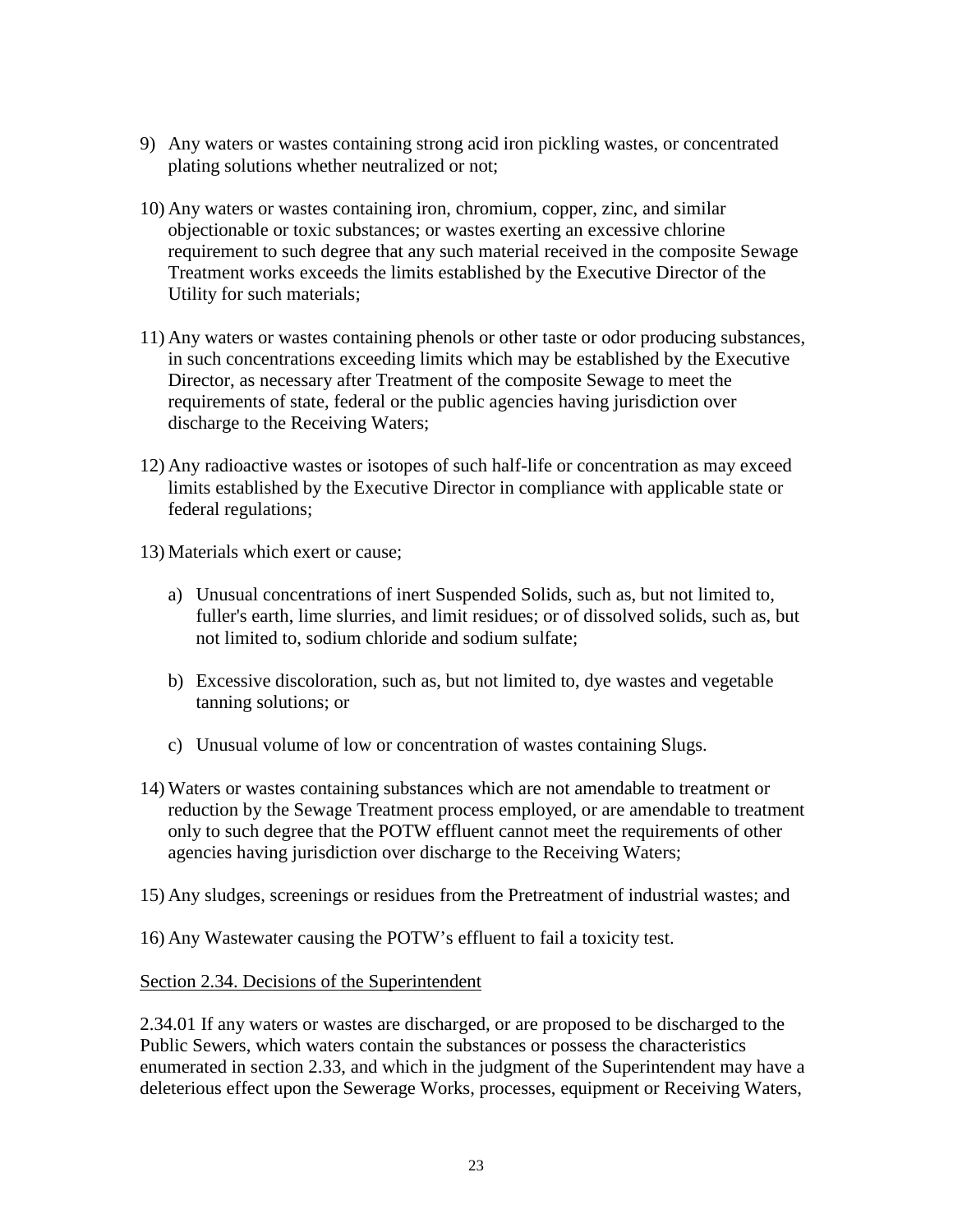9) Any waters or wastes containing strong acid iron pickling wastes, or concentrated plating solutions whether neutralized or not;

10) Any waters or wastes containing iron, chromium, copper, zinc, and similar objectionable or toxic substances; or wastes exerting an excessive chlorine requirement to such degree that any such material received in the composite Sewage Treatment works exceeds the limits established by the Executive Director of the Utility for such materials;

11) Any waters or wastes containing phenols or other taste or odor producing substances, in such concentrations exceeding limits which may be established by the Executive Director, as necessary after Treatment of the composite Sewage to meet the requirements of state, federal or the public agencies having jurisdiction over discharge to the Receiving Waters;

12) Any radioactive wastes or isotopes of such half-life or concentration as may exceed limits established by the Executive Director in compliance with applicable state or federal regulations;

13) Materials which exert or cause;

    a) Unusual concentrations of inert Suspended Solids, such as, but not limited to, fuller's earth, lime slurries, and limit residues; or of dissolved solids, such as, but not limited to, sodium chloride and sodium sulfate;

    b) Excessive discoloration, such as, but not limited to, dye wastes and vegetable tanning solutions; or

    c) Unusual volume of low or concentration of wastes containing Slugs.

14) Waters or wastes containing substances which are not amendable to treatment or reduction by the Sewage Treatment process employed, or are amendable to treatment only to such degree that the POTW effluent cannot meet the requirements of other agencies having jurisdiction over discharge to the Receiving Waters;

15) Any sludges, screenings or residues from the Pretreatment of industrial wastes; and

16) Any Wastewater causing the POTW's effluent to fail a toxicity test.

Section 2.34. Decisions of the Superintendent

2.34.01 If any waters or wastes are discharged, or are proposed to be discharged to the Public Sewers, which waters contain the substances or possess the characteristics enumerated in section 2.33, and which in the judgment of the Superintendent may have a deleterious effect upon the Sewerage Works, processes, equipment or Receiving Waters,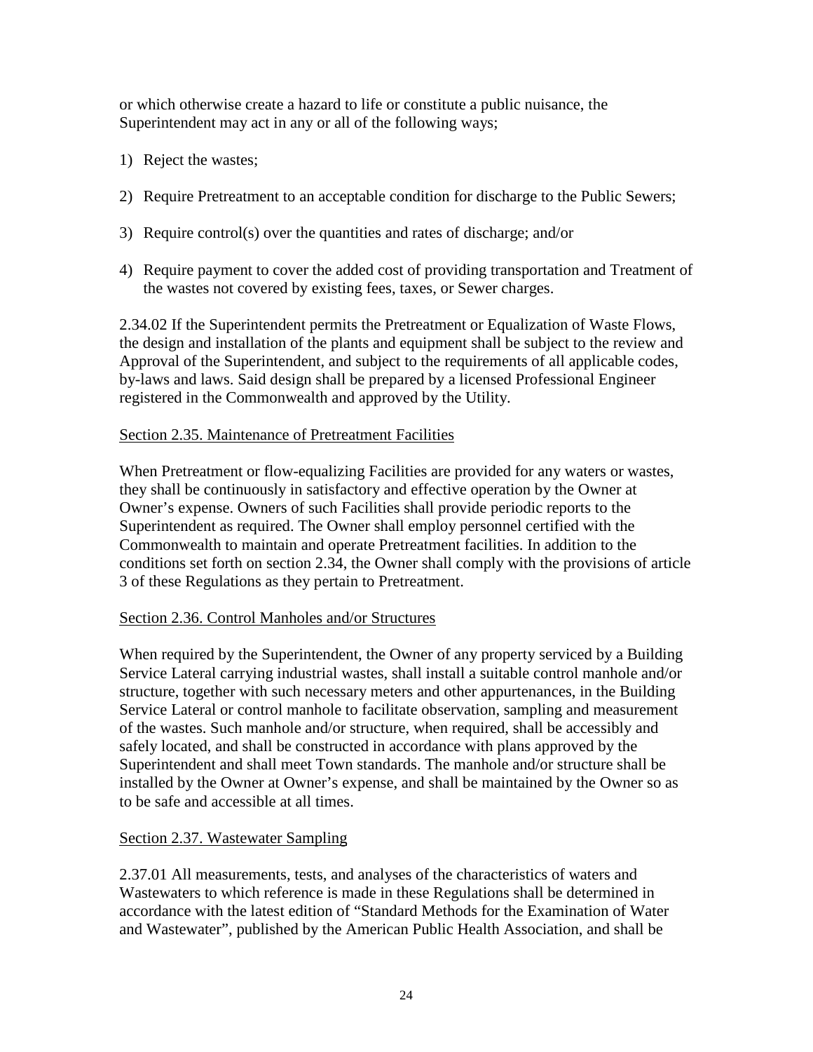or which otherwise create a hazard to life or constitute a public nuisance, the Superintendent may act in any or all of the following ways;

1) Reject the wastes;
2) Require Pretreatment to an acceptable condition for discharge to the Public Sewers;
3) Require control(s) over the quantities and rates of discharge; and/or
4) Require payment to cover the added cost of providing transportation and Treatment of the wastes not covered by existing fees, taxes, or Sewer charges.

2.34.02 If the Superintendent permits the Pretreatment or Equalization of Waste Flows, the design and installation of the plants and equipment shall be subject to the review and Approval of the Superintendent, and subject to the requirements of all applicable codes, by-laws and laws. Said design shall be prepared by a licensed Professional Engineer registered in the Commonwealth and approved by the Utility.

Section 2.35. Maintenance of Pretreatment Facilities

When Pretreatment or flow-equalizing Facilities are provided for any waters or wastes, they shall be continuously in satisfactory and effective operation by the Owner at Owner's expense. Owners of such Facilities shall provide periodic reports to the Superintendent as required. The Owner shall employ personnel certified with the Commonwealth to maintain and operate Pretreatment facilities. In addition to the conditions set forth on section 2.34, the Owner shall comply with the provisions of article 3 of these Regulations as they pertain to Pretreatment.

Section 2.36. Control Manholes and/or Structures

When required by the Superintendent, the Owner of any property serviced by a Building Service Lateral carrying industrial wastes, shall install a suitable control manhole and/or structure, together with such necessary meters and other appurtenances, in the Building Service Lateral or control manhole to facilitate observation, sampling and measurement of the wastes. Such manhole and/or structure, when required, shall be accessibly and safely located, and shall be constructed in accordance with plans approved by the Superintendent and shall meet Town standards. The manhole and/or structure shall be installed by the Owner at Owner's expense, and shall be maintained by the Owner so as to be safe and accessible at all times.

Section 2.37. Wastewater Sampling

2.37.01 All measurements, tests, and analyses of the characteristics of waters and Wastewaters to which reference is made in these Regulations shall be determined in accordance with the latest edition of "Standard Methods for the Examination of Water and Wastewater", published by the American Public Health Association, and shall be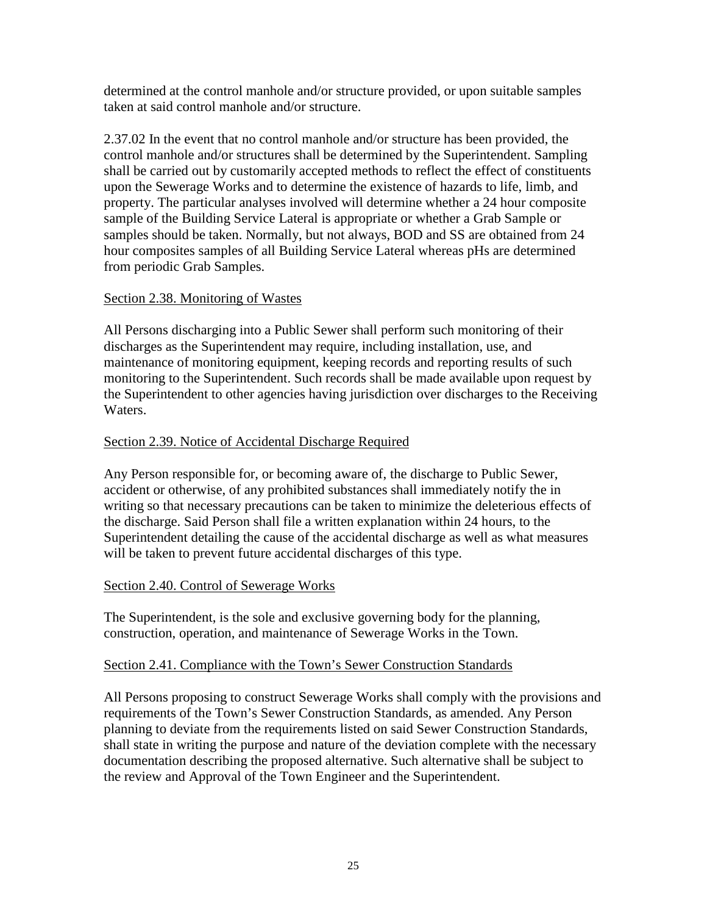determined at the control manhole and/or structure provided, or upon suitable samples taken at said control manhole and/or structure.

2.37.02 In the event that no control manhole and/or structure has been provided, the control manhole and/or structures shall be determined by the Superintendent. Sampling shall be carried out by customarily accepted methods to reflect the effect of constituents upon the Sewerage Works and to determine the existence of hazards to life, limb, and property. The particular analyses involved will determine whether a 24 hour composite sample of the Building Service Lateral is appropriate or whether a Grab Sample or samples should be taken. Normally, but not always, BOD and SS are obtained from 24 hour composites samples of all Building Service Lateral whereas pHs are determined from periodic Grab Samples.

## Section 2.38. Monitoring of Wastes

All Persons discharging into a Public Sewer shall perform such monitoring of their discharges as the Superintendent may require, including installation, use, and maintenance of monitoring equipment, keeping records and reporting results of such monitoring to the Superintendent. Such records shall be made available upon request by the Superintendent to other agencies having jurisdiction over discharges to the Receiving Waters.

## Section 2.39. Notice of Accidental Discharge Required

Any Person responsible for, or becoming aware of, the discharge to Public Sewer, accident or otherwise, of any prohibited substances shall immediately notify the in writing so that necessary precautions can be taken to minimize the deleterious effects of the discharge. Said Person shall file a written explanation within 24 hours, to the Superintendent detailing the cause of the accidental discharge as well as what measures will be taken to prevent future accidental discharges of this type.

## Section 2.40. Control of Sewerage Works

The Superintendent, is the sole and exclusive governing body for the planning, construction, operation, and maintenance of Sewerage Works in the Town.

## Section 2.41. Compliance with the Town's Sewer Construction Standards

All Persons proposing to construct Sewerage Works shall comply with the provisions and requirements of the Town's Sewer Construction Standards, as amended. Any Person planning to deviate from the requirements listed on said Sewer Construction Standards, shall state in writing the purpose and nature of the deviation complete with the necessary documentation describing the proposed alternative. Such alternative shall be subject to the review and Approval of the Town Engineer and the Superintendent.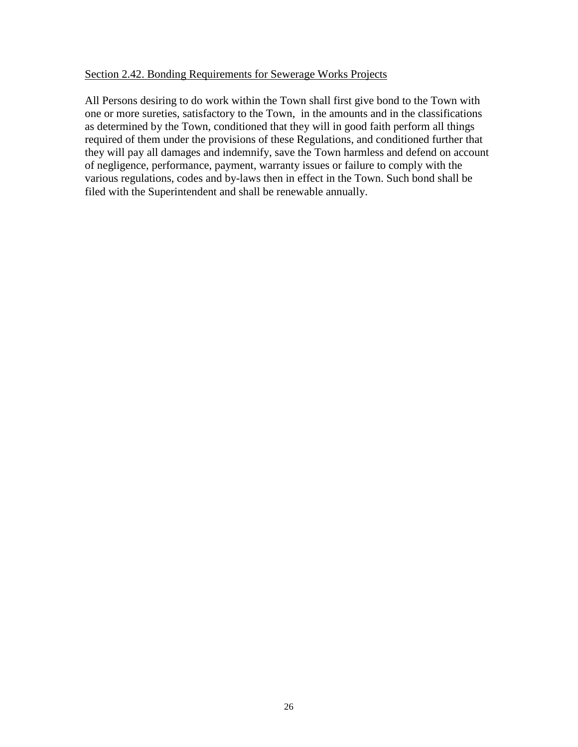Section 2.42. Bonding Requirements for Sewerage Works Projects

All Persons desiring to do work within the Town shall first give bond to the Town with one or more sureties, satisfactory to the Town, in the amounts and in the classifications as determined by the Town, conditioned that they will in good faith perform all things required of them under the provisions of these Regulations, and conditioned further that they will pay all damages and indemnify, save the Town harmless and defend on account of negligence, performance, payment, warranty issues or failure to comply with the various regulations, codes and by-laws then in effect in the Town. Such bond shall be filed with the Superintendent and shall be renewable annually.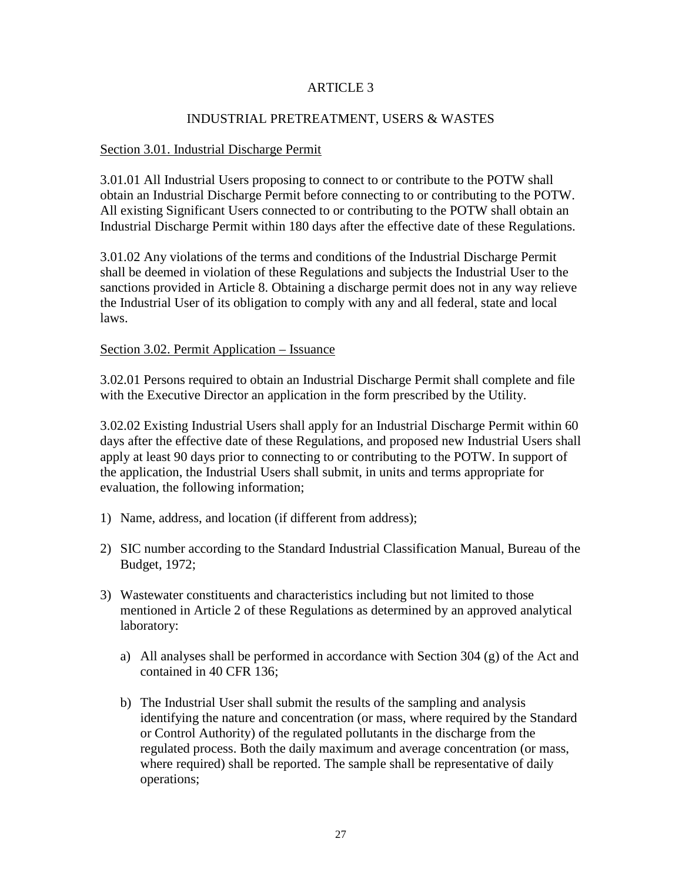# ARTICLE 3

## INDUSTRIAL PRETREATMENT, USERS & WASTES

Section 3.01. Industrial Discharge Permit

3.01.01 All Industrial Users proposing to connect to or contribute to the POTW shall obtain an Industrial Discharge Permit before connecting to or contributing to the POTW. All existing Significant Users connected to or contributing to the POTW shall obtain an Industrial Discharge Permit within 180 days after the effective date of these Regulations.

3.01.02 Any violations of the terms and conditions of the Industrial Discharge Permit shall be deemed in violation of these Regulations and subjects the Industrial User to the sanctions provided in Article 8. Obtaining a discharge permit does not in any way relieve the Industrial User of its obligation to comply with any and all federal, state and local laws.

Section 3.02. Permit Application – Issuance

3.02.01 Persons required to obtain an Industrial Discharge Permit shall complete and file with the Executive Director an application in the form prescribed by the Utility.

3.02.02 Existing Industrial Users shall apply for an Industrial Discharge Permit within 60 days after the effective date of these Regulations, and proposed new Industrial Users shall apply at least 90 days prior to connecting to or contributing to the POTW. In support of the application, the Industrial Users shall submit, in units and terms appropriate for evaluation, the following information;

1) Name, address, and location (if different from address);

2) SIC number according to the Standard Industrial Classification Manual, Bureau of the Budget, 1972;

3) Wastewater constituents and characteristics including but not limited to those mentioned in Article 2 of these Regulations as determined by an approved analytical laboratory:

   a) All analyses shall be performed in accordance with Section 304 (g) of the Act and contained in 40 CFR 136;

   b) The Industrial User shall submit the results of the sampling and analysis identifying the nature and concentration (or mass, where required by the Standard or Control Authority) of the regulated pollutants in the discharge from the regulated process. Both the daily maximum and average concentration (or mass, where required) shall be reported. The sample shall be representative of daily operations;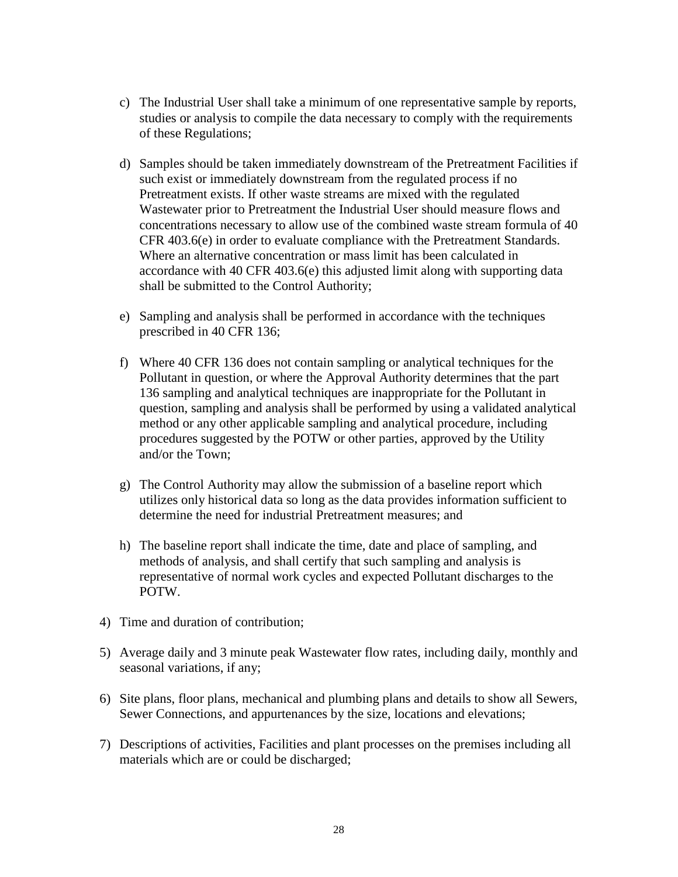c) The Industrial User shall take a minimum of one representative sample by reports, studies or analysis to compile the data necessary to comply with the requirements of these Regulations;

d) Samples should be taken immediately downstream of the Pretreatment Facilities if such exist or immediately downstream from the regulated process if no Pretreatment exists. If other waste streams are mixed with the regulated Wastewater prior to Pretreatment the Industrial User should measure flows and concentrations necessary to allow use of the combined waste stream formula of 40 CFR 403.6(e) in order to evaluate compliance with the Pretreatment Standards. Where an alternative concentration or mass limit has been calculated in accordance with 40 CFR 403.6(e) this adjusted limit along with supporting data shall be submitted to the Control Authority;

e) Sampling and analysis shall be performed in accordance with the techniques prescribed in 40 CFR 136;

f) Where 40 CFR 136 does not contain sampling or analytical techniques for the Pollutant in question, or where the Approval Authority determines that the part 136 sampling and analytical techniques are inappropriate for the Pollutant in question, sampling and analysis shall be performed by using a validated analytical method or any other applicable sampling and analytical procedure, including procedures suggested by the POTW or other parties, approved by the Utility and/or the Town;

g) The Control Authority may allow the submission of a baseline report which utilizes only historical data so long as the data provides information sufficient to determine the need for industrial Pretreatment measures; and

h) The baseline report shall indicate the time, date and place of sampling, and methods of analysis, and shall certify that such sampling and analysis is representative of normal work cycles and expected Pollutant discharges to the POTW.

4) Time and duration of contribution;

5) Average daily and 3 minute peak Wastewater flow rates, including daily, monthly and seasonal variations, if any;

6) Site plans, floor plans, mechanical and plumbing plans and details to show all Sewers, Sewer Connections, and appurtenances by the size, locations and elevations;

7) Descriptions of activities, Facilities and plant processes on the premises including all materials which are or could be discharged;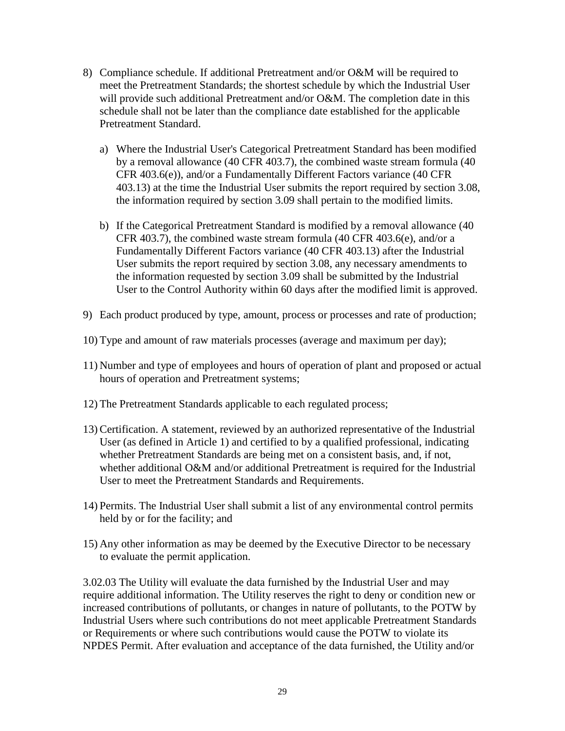8) Compliance schedule. If additional Pretreatment and/or O&M will be required to meet the Pretreatment Standards; the shortest schedule by which the Industrial User will provide such additional Pretreatment and/or O&M. The completion date in this schedule shall not be later than the compliance date established for the applicable Pretreatment Standard.

   a) Where the Industrial User's Categorical Pretreatment Standard has been modified by a removal allowance (40 CFR 403.7), the combined waste stream formula (40 CFR 403.6(e)), and/or a Fundamentally Different Factors variance (40 CFR 403.13) at the time the Industrial User submits the report required by section 3.08, the information required by section 3.09 shall pertain to the modified limits.

   b) If the Categorical Pretreatment Standard is modified by a removal allowance (40 CFR 403.7), the combined waste stream formula (40 CFR 403.6(e), and/or a Fundamentally Different Factors variance (40 CFR 403.13) after the Industrial User submits the report required by section 3.08, any necessary amendments to the information requested by section 3.09 shall be submitted by the Industrial User to the Control Authority within 60 days after the modified limit is approved.

9) Each product produced by type, amount, process or processes and rate of production;

10) Type and amount of raw materials processes (average and maximum per day);

11) Number and type of employees and hours of operation of plant and proposed or actual hours of operation and Pretreatment systems;

12) The Pretreatment Standards applicable to each regulated process;

13) Certification. A statement, reviewed by an authorized representative of the Industrial User (as defined in Article 1) and certified to by a qualified professional, indicating whether Pretreatment Standards are being met on a consistent basis, and, if not, whether additional O&M and/or additional Pretreatment is required for the Industrial User to meet the Pretreatment Standards and Requirements.

14) Permits. The Industrial User shall submit a list of any environmental control permits held by or for the facility; and

15) Any other information as may be deemed by the Executive Director to be necessary to evaluate the permit application.

3.02.03 The Utility will evaluate the data furnished by the Industrial User and may require additional information. The Utility reserves the right to deny or condition new or increased contributions of pollutants, or changes in nature of pollutants, to the POTW by Industrial Users where such contributions do not meet applicable Pretreatment Standards or Requirements or where such contributions would cause the POTW to violate its NPDES Permit. After evaluation and acceptance of the data furnished, the Utility and/or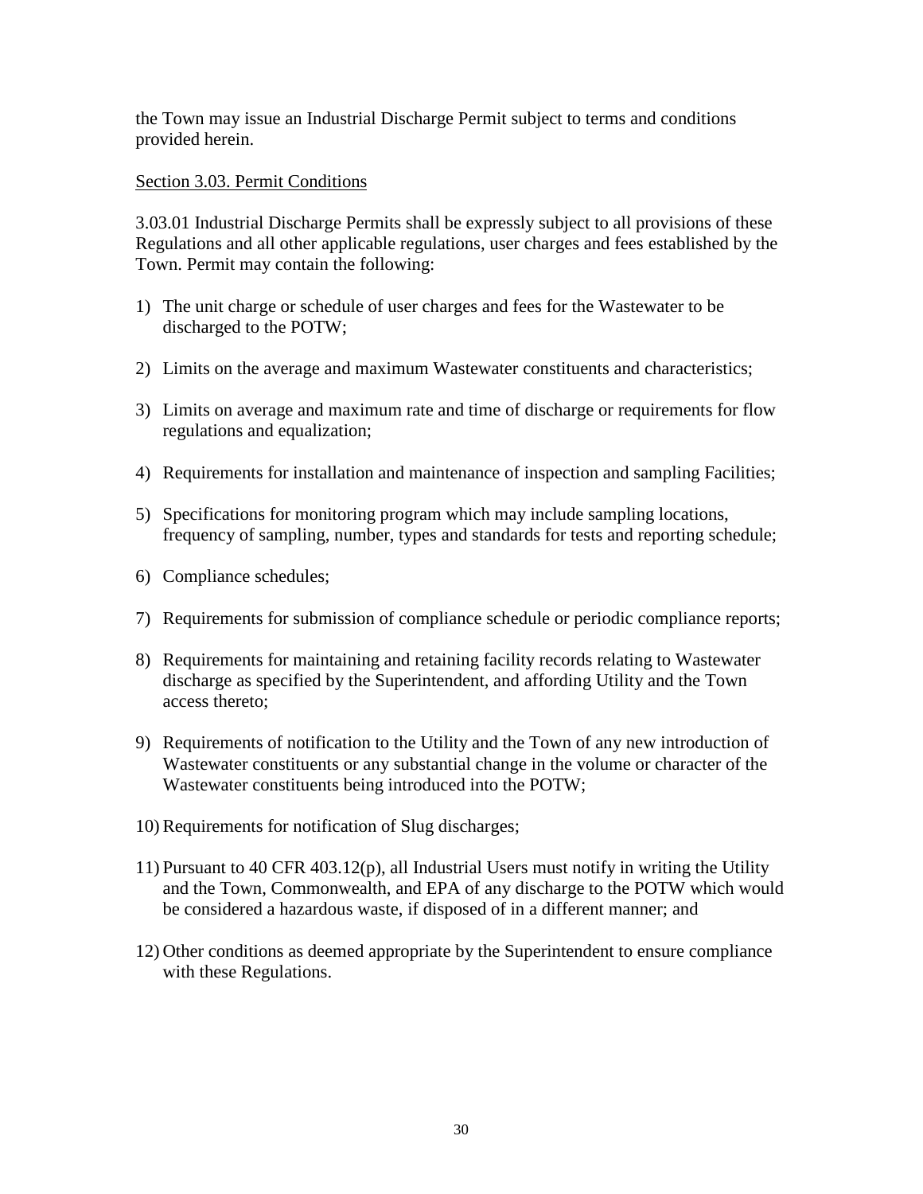the Town may issue an Industrial Discharge Permit subject to terms and conditions provided herein.

Section 3.03. Permit Conditions

3.03.01 Industrial Discharge Permits shall be expressly subject to all provisions of these Regulations and all other applicable regulations, user charges and fees established by the Town. Permit may contain the following:

1) The unit charge or schedule of user charges and fees for the Wastewater to be discharged to the POTW;

2) Limits on the average and maximum Wastewater constituents and characteristics;

3) Limits on average and maximum rate and time of discharge or requirements for flow regulations and equalization;

4) Requirements for installation and maintenance of inspection and sampling Facilities;

5) Specifications for monitoring program which may include sampling locations, frequency of sampling, number, types and standards for tests and reporting schedule;

6) Compliance schedules;

7) Requirements for submission of compliance schedule or periodic compliance reports;

8) Requirements for maintaining and retaining facility records relating to Wastewater discharge as specified by the Superintendent, and affording Utility and the Town access thereto;

9) Requirements of notification to the Utility and the Town of any new introduction of Wastewater constituents or any substantial change in the volume or character of the Wastewater constituents being introduced into the POTW;

10) Requirements for notification of Slug discharges;

11) Pursuant to 40 CFR 403.12(p), all Industrial Users must notify in writing the Utility and the Town, Commonwealth, and EPA of any discharge to the POTW which would be considered a hazardous waste, if disposed of in a different manner; and

12) Other conditions as deemed appropriate by the Superintendent to ensure compliance with these Regulations.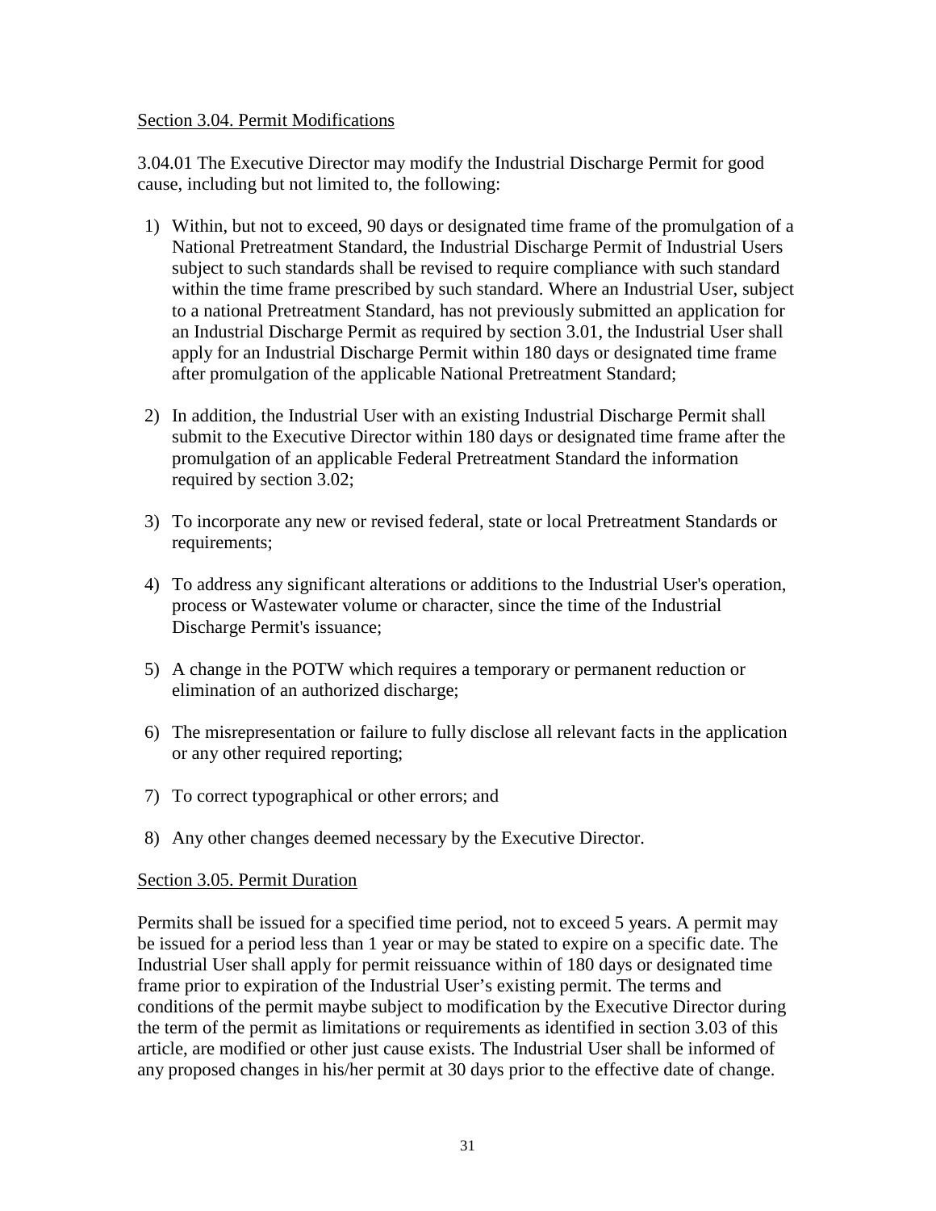Section 3.04. Permit Modifications

3.04.01 The Executive Director may modify the Industrial Discharge Permit for good cause, including but not limited to, the following:

1) Within, but not to exceed, 90 days or designated time frame of the promulgation of a National Pretreatment Standard, the Industrial Discharge Permit of Industrial Users subject to such standards shall be revised to require compliance with such standard within the time frame prescribed by such standard. Where an Industrial User, subject to a national Pretreatment Standard, has not previously submitted an application for an Industrial Discharge Permit as required by section 3.01, the Industrial User shall apply for an Industrial Discharge Permit within 180 days or designated time frame after promulgation of the applicable National Pretreatment Standard;

2) In addition, the Industrial User with an existing Industrial Discharge Permit shall submit to the Executive Director within 180 days or designated time frame after the promulgation of an applicable Federal Pretreatment Standard the information required by section 3.02;

3) To incorporate any new or revised federal, state or local Pretreatment Standards or requirements;

4) To address any significant alterations or additions to the Industrial User's operation, process or Wastewater volume or character, since the time of the Industrial Discharge Permit's issuance;

5) A change in the POTW which requires a temporary or permanent reduction or elimination of an authorized discharge;

6) The misrepresentation or failure to fully disclose all relevant facts in the application or any other required reporting;

7) To correct typographical or other errors; and

8) Any other changes deemed necessary by the Executive Director.

Section 3.05. Permit Duration

Permits shall be issued for a specified time period, not to exceed 5 years. A permit may be issued for a period less than 1 year or may be stated to expire on a specific date. The Industrial User shall apply for permit reissuance within of 180 days or designated time frame prior to expiration of the Industrial User's existing permit. The terms and conditions of the permit maybe subject to modification by the Executive Director during the term of the permit as limitations or requirements as identified in section 3.03 of this article, are modified or other just cause exists. The Industrial User shall be informed of any proposed changes in his/her permit at 30 days prior to the effective date of change.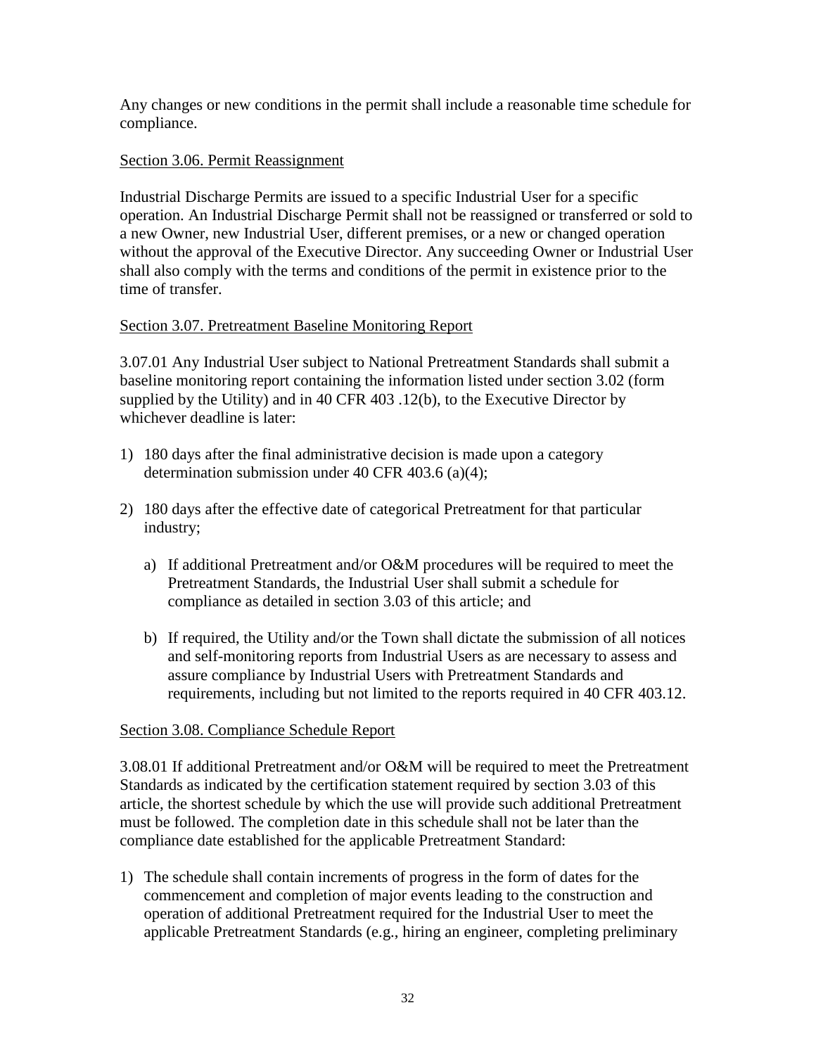Any changes or new conditions in the permit shall include a reasonable time schedule for compliance.

Section 3.06. Permit Reassignment

Industrial Discharge Permits are issued to a specific Industrial User for a specific operation. An Industrial Discharge Permit shall not be reassigned or transferred or sold to a new Owner, new Industrial User, different premises, or a new or changed operation without the approval of the Executive Director. Any succeeding Owner or Industrial User shall also comply with the terms and conditions of the permit in existence prior to the time of transfer.

Section 3.07. Pretreatment Baseline Monitoring Report

3.07.01 Any Industrial User subject to National Pretreatment Standards shall submit a baseline monitoring report containing the information listed under section 3.02 (form supplied by the Utility) and in 40 CFR 403 .12(b), to the Executive Director by whichever deadline is later:

1) 180 days after the final administrative decision is made upon a category determination submission under 40 CFR 403.6 (a)(4);

2) 180 days after the effective date of categorical Pretreatment for that particular industry;

   a) If additional Pretreatment and/or O&M procedures will be required to meet the Pretreatment Standards, the Industrial User shall submit a schedule for compliance as detailed in section 3.03 of this article; and

   b) If required, the Utility and/or the Town shall dictate the submission of all notices and self-monitoring reports from Industrial Users as are necessary to assess and assure compliance by Industrial Users with Pretreatment Standards and requirements, including but not limited to the reports required in 40 CFR 403.12.

Section 3.08. Compliance Schedule Report

3.08.01 If additional Pretreatment and/or O&M will be required to meet the Pretreatment Standards as indicated by the certification statement required by section 3.03 of this article, the shortest schedule by which the use will provide such additional Pretreatment must be followed. The completion date in this schedule shall not be later than the compliance date established for the applicable Pretreatment Standard:

1) The schedule shall contain increments of progress in the form of dates for the commencement and completion of major events leading to the construction and operation of additional Pretreatment required for the Industrial User to meet the applicable Pretreatment Standards (e.g., hiring an engineer, completing preliminary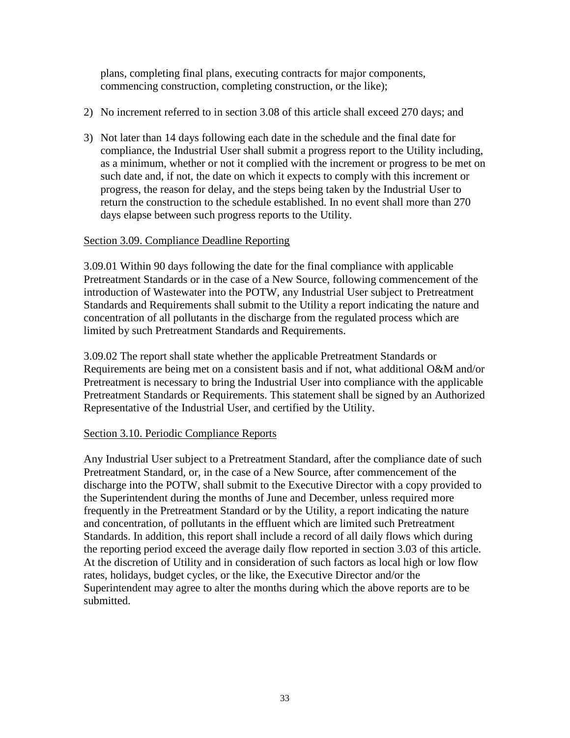plans, completing final plans, executing contracts for major components, commencing construction, completing construction, or the like);

2) No increment referred to in section 3.08 of this article shall exceed 270 days; and

3) Not later than 14 days following each date in the schedule and the final date for compliance, the Industrial User shall submit a progress report to the Utility including, as a minimum, whether or not it complied with the increment or progress to be met on such date and, if not, the date on which it expects to comply with this increment or progress, the reason for delay, and the steps being taken by the Industrial User to return the construction to the schedule established. In no event shall more than 270 days elapse between such progress reports to the Utility.

Section 3.09. Compliance Deadline Reporting

3.09.01 Within 90 days following the date for the final compliance with applicable Pretreatment Standards or in the case of a New Source, following commencement of the introduction of Wastewater into the POTW, any Industrial User subject to Pretreatment Standards and Requirements shall submit to the Utility a report indicating the nature and concentration of all pollutants in the discharge from the regulated process which are limited by such Pretreatment Standards and Requirements.

3.09.02 The report shall state whether the applicable Pretreatment Standards or Requirements are being met on a consistent basis and if not, what additional O&M and/or Pretreatment is necessary to bring the Industrial User into compliance with the applicable Pretreatment Standards or Requirements. This statement shall be signed by an Authorized Representative of the Industrial User, and certified by the Utility.

Section 3.10. Periodic Compliance Reports

Any Industrial User subject to a Pretreatment Standard, after the compliance date of such Pretreatment Standard, or, in the case of a New Source, after commencement of the discharge into the POTW, shall submit to the Executive Director with a copy provided to the Superintendent during the months of June and December, unless required more frequently in the Pretreatment Standard or by the Utility, a report indicating the nature and concentration, of pollutants in the effluent which are limited such Pretreatment Standards. In addition, this report shall include a record of all daily flows which during the reporting period exceed the average daily flow reported in section 3.03 of this article. At the discretion of Utility and in consideration of such factors as local high or low flow rates, holidays, budget cycles, or the like, the Executive Director and/or the Superintendent may agree to alter the months during which the above reports are to be submitted.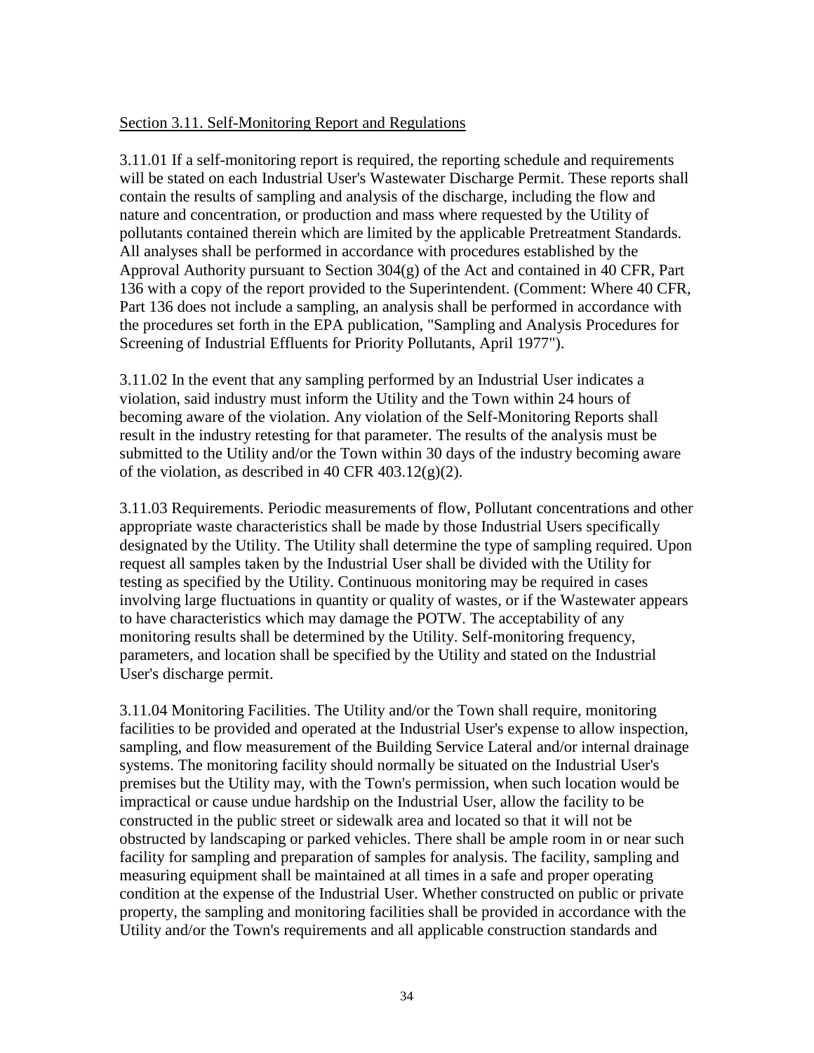Section 3.11. Self-Monitoring Report and Regulations

3.11.01 If a self-monitoring report is required, the reporting schedule and requirements will be stated on each Industrial User's Wastewater Discharge Permit. These reports shall contain the results of sampling and analysis of the discharge, including the flow and nature and concentration, or production and mass where requested by the Utility of pollutants contained therein which are limited by the applicable Pretreatment Standards. All analyses shall be performed in accordance with procedures established by the Approval Authority pursuant to Section 304(g) of the Act and contained in 40 CFR, Part 136 with a copy of the report provided to the Superintendent. (Comment: Where 40 CFR, Part 136 does not include a sampling, an analysis shall be performed in accordance with the procedures set forth in the EPA publication, "Sampling and Analysis Procedures for Screening of Industrial Effluents for Priority Pollutants, April 1977").

3.11.02 In the event that any sampling performed by an Industrial User indicates a violation, said industry must inform the Utility and the Town within 24 hours of becoming aware of the violation. Any violation of the Self-Monitoring Reports shall result in the industry retesting for that parameter. The results of the analysis must be submitted to the Utility and/or the Town within 30 days of the industry becoming aware of the violation, as described in 40 CFR 403.12(g)(2).

3.11.03 Requirements. Periodic measurements of flow, Pollutant concentrations and other appropriate waste characteristics shall be made by those Industrial Users specifically designated by the Utility. The Utility shall determine the type of sampling required. Upon request all samples taken by the Industrial User shall be divided with the Utility for testing as specified by the Utility. Continuous monitoring may be required in cases involving large fluctuations in quantity or quality of wastes, or if the Wastewater appears to have characteristics which may damage the POTW. The acceptability of any monitoring results shall be determined by the Utility. Self-monitoring frequency, parameters, and location shall be specified by the Utility and stated on the Industrial User's discharge permit.

3.11.04 Monitoring Facilities. The Utility and/or the Town shall require, monitoring facilities to be provided and operated at the Industrial User's expense to allow inspection, sampling, and flow measurement of the Building Service Lateral and/or internal drainage systems. The monitoring facility should normally be situated on the Industrial User's premises but the Utility may, with the Town's permission, when such location would be impractical or cause undue hardship on the Industrial User, allow the facility to be constructed in the public street or sidewalk area and located so that it will not be obstructed by landscaping or parked vehicles. There shall be ample room in or near such facility for sampling and preparation of samples for analysis. The facility, sampling and measuring equipment shall be maintained at all times in a safe and proper operating condition at the expense of the Industrial User. Whether constructed on public or private property, the sampling and monitoring facilities shall be provided in accordance with the Utility and/or the Town's requirements and all applicable construction standards and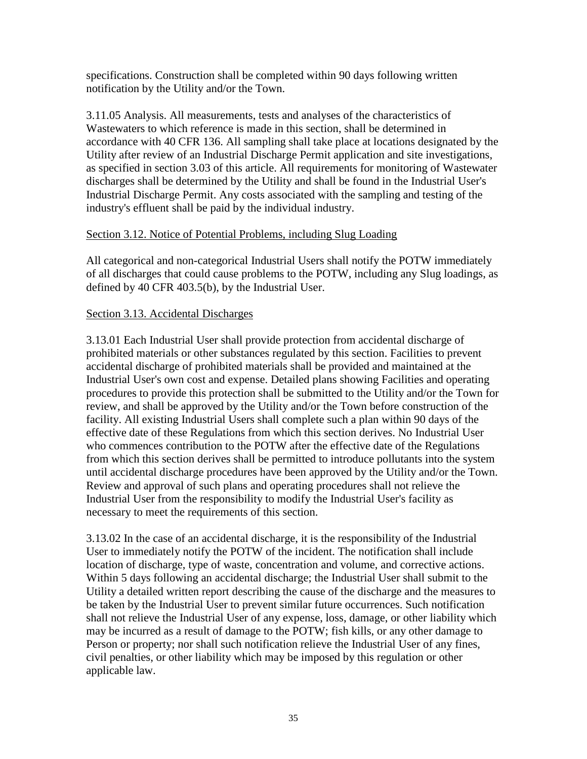specifications. Construction shall be completed within 90 days following written notification by the Utility and/or the Town.

3.11.05 Analysis. All measurements, tests and analyses of the characteristics of Wastewaters to which reference is made in this section, shall be determined in accordance with 40 CFR 136. All sampling shall take place at locations designated by the Utility after review of an Industrial Discharge Permit application and site investigations, as specified in section 3.03 of this article. All requirements for monitoring of Wastewater discharges shall be determined by the Utility and shall be found in the Industrial User's Industrial Discharge Permit. Any costs associated with the sampling and testing of the industry's effluent shall be paid by the individual industry.

## Section 3.12. Notice of Potential Problems, including Slug Loading

All categorical and non-categorical Industrial Users shall notify the POTW immediately of all discharges that could cause problems to the POTW, including any Slug loadings, as defined by 40 CFR 403.5(b), by the Industrial User.

## Section 3.13. Accidental Discharges

3.13.01 Each Industrial User shall provide protection from accidental discharge of prohibited materials or other substances regulated by this section. Facilities to prevent accidental discharge of prohibited materials shall be provided and maintained at the Industrial User's own cost and expense. Detailed plans showing Facilities and operating procedures to provide this protection shall be submitted to the Utility and/or the Town for review, and shall be approved by the Utility and/or the Town before construction of the facility. All existing Industrial Users shall complete such a plan within 90 days of the effective date of these Regulations from which this section derives. No Industrial User who commences contribution to the POTW after the effective date of the Regulations from which this section derives shall be permitted to introduce pollutants into the system until accidental discharge procedures have been approved by the Utility and/or the Town. Review and approval of such plans and operating procedures shall not relieve the Industrial User from the responsibility to modify the Industrial User's facility as necessary to meet the requirements of this section.

3.13.02 In the case of an accidental discharge, it is the responsibility of the Industrial User to immediately notify the POTW of the incident. The notification shall include location of discharge, type of waste, concentration and volume, and corrective actions. Within 5 days following an accidental discharge; the Industrial User shall submit to the Utility a detailed written report describing the cause of the discharge and the measures to be taken by the Industrial User to prevent similar future occurrences. Such notification shall not relieve the Industrial User of any expense, loss, damage, or other liability which may be incurred as a result of damage to the POTW; fish kills, or any other damage to Person or property; nor shall such notification relieve the Industrial User of any fines, civil penalties, or other liability which may be imposed by this regulation or other applicable law.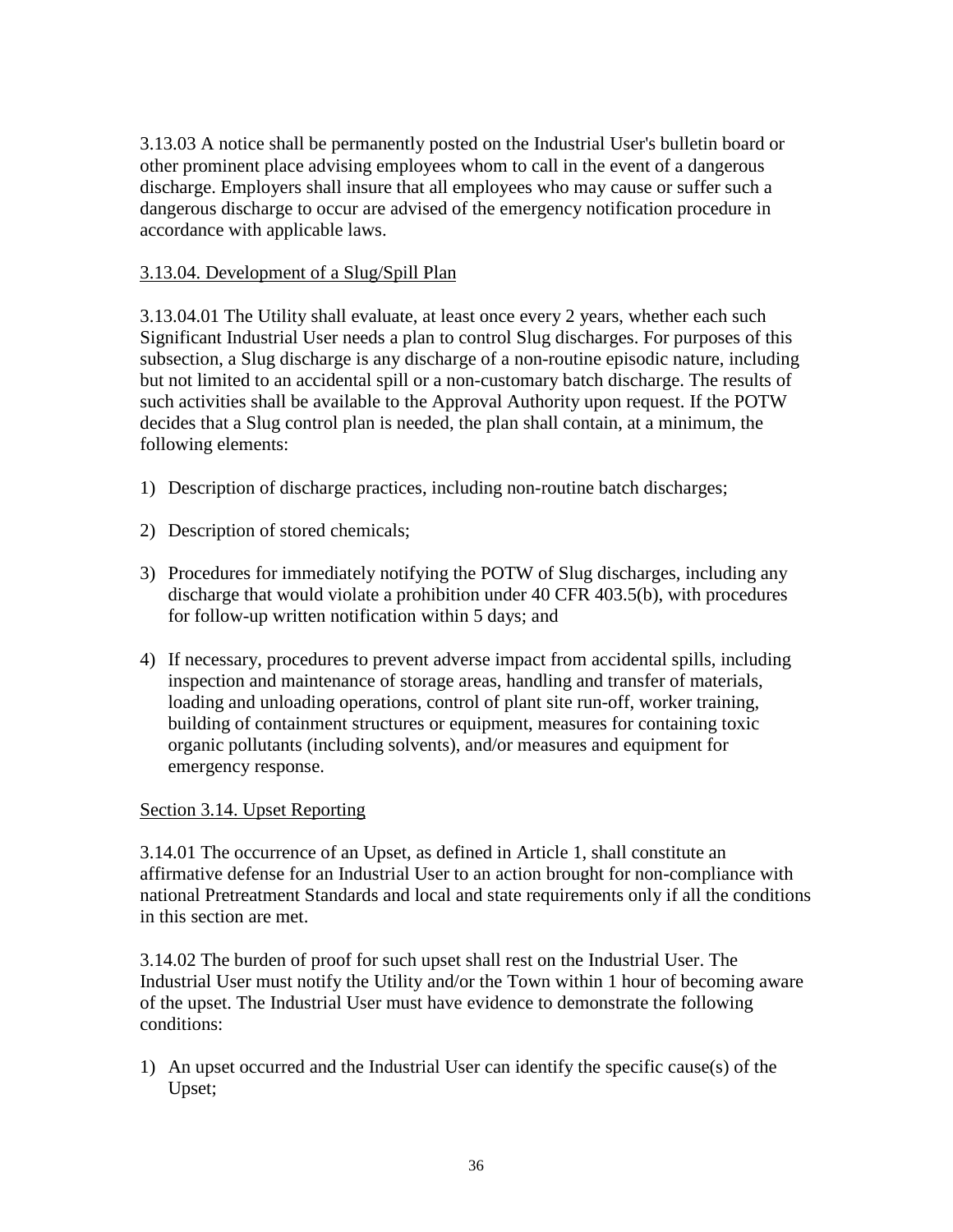3.13.03 A notice shall be permanently posted on the Industrial User's bulletin board or other prominent place advising employees whom to call in the event of a dangerous discharge. Employers shall insure that all employees who may cause or suffer such a dangerous discharge to occur are advised of the emergency notification procedure in accordance with applicable laws.

<u>3.13.04. Development of a Slug/Spill Plan</u>

3.13.04.01 The Utility shall evaluate, at least once every 2 years, whether each such Significant Industrial User needs a plan to control Slug discharges. For purposes of this subsection, a Slug discharge is any discharge of a non-routine episodic nature, including but not limited to an accidental spill or a non-customary batch discharge. The results of such activities shall be available to the Approval Authority upon request. If the POTW decides that a Slug control plan is needed, the plan shall contain, at a minimum, the following elements:

1) Description of discharge practices, including non-routine batch discharges;
2) Description of stored chemicals;
3) Procedures for immediately notifying the POTW of Slug discharges, including any discharge that would violate a prohibition under 40 CFR 403.5(b), with procedures for follow-up written notification within 5 days; and
4) If necessary, procedures to prevent adverse impact from accidental spills, including inspection and maintenance of storage areas, handling and transfer of materials, loading and unloading operations, control of plant site run-off, worker training, building of containment structures or equipment, measures for containing toxic organic pollutants (including solvents), and/or measures and equipment for emergency response.

<u>Section 3.14. Upset Reporting</u>

3.14.01 The occurrence of an Upset, as defined in Article 1, shall constitute an affirmative defense for an Industrial User to an action brought for non-compliance with national Pretreatment Standards and local and state requirements only if all the conditions in this section are met.

3.14.02 The burden of proof for such upset shall rest on the Industrial User. The Industrial User must notify the Utility and/or the Town within 1 hour of becoming aware of the upset. The Industrial User must have evidence to demonstrate the following conditions:

1) An upset occurred and the Industrial User can identify the specific cause(s) of the Upset;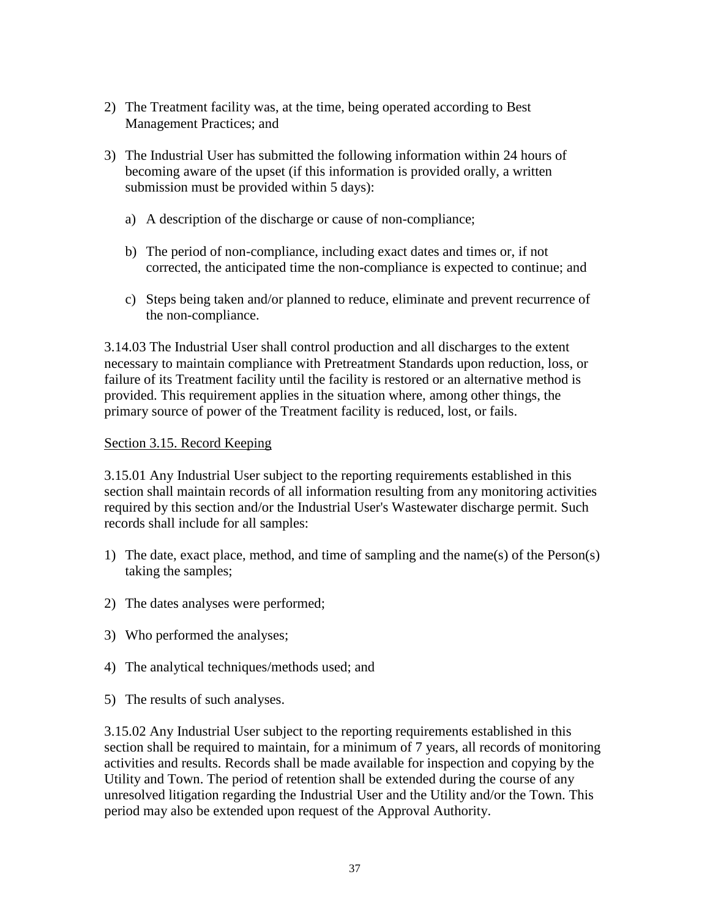2) The Treatment facility was, at the time, being operated according to Best Management Practices; and

3) The Industrial User has submitted the following information within 24 hours of becoming aware of the upset (if this information is provided orally, a written submission must be provided within 5 days):

   a) A description of the discharge or cause of non-compliance;

   b) The period of non-compliance, including exact dates and times or, if not corrected, the anticipated time the non-compliance is expected to continue; and

   c) Steps being taken and/or planned to reduce, eliminate and prevent recurrence of the non-compliance.

3.14.03 The Industrial User shall control production and all discharges to the extent necessary to maintain compliance with Pretreatment Standards upon reduction, loss, or failure of its Treatment facility until the facility is restored or an alternative method is provided. This requirement applies in the situation where, among other things, the primary source of power of the Treatment facility is reduced, lost, or fails.

Section 3.15. Record Keeping

3.15.01 Any Industrial User subject to the reporting requirements established in this section shall maintain records of all information resulting from any monitoring activities required by this section and/or the Industrial User's Wastewater discharge permit. Such records shall include for all samples:

1) The date, exact place, method, and time of sampling and the name(s) of the Person(s) taking the samples;

2) The dates analyses were performed;

3) Who performed the analyses;

4) The analytical techniques/methods used; and

5) The results of such analyses.

3.15.02 Any Industrial User subject to the reporting requirements established in this section shall be required to maintain, for a minimum of 7 years, all records of monitoring activities and results. Records shall be made available for inspection and copying by the Utility and Town. The period of retention shall be extended during the course of any unresolved litigation regarding the Industrial User and the Utility and/or the Town. This period may also be extended upon request of the Approval Authority.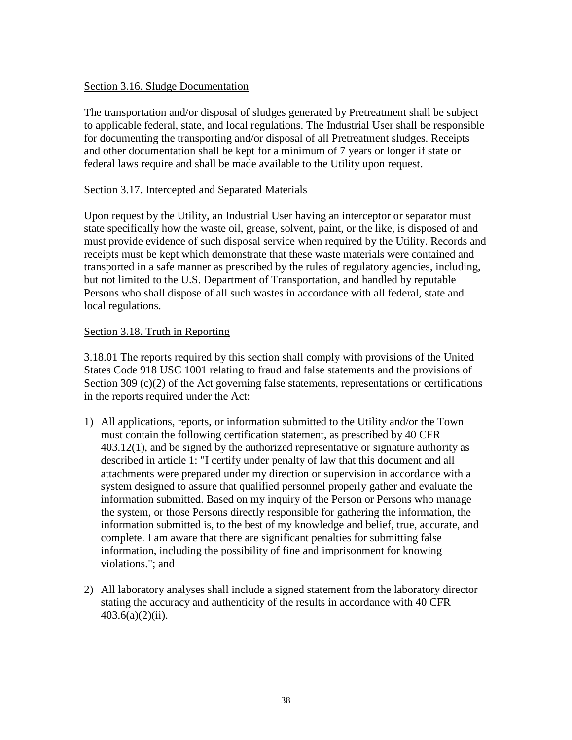<u>Section 3.16. Sludge Documentation</u>

The transportation and/or disposal of sludges generated by Pretreatment shall be subject to applicable federal, state, and local regulations. The Industrial User shall be responsible for documenting the transporting and/or disposal of all Pretreatment sludges. Receipts and other documentation shall be kept for a minimum of 7 years or longer if state or federal laws require and shall be made available to the Utility upon request.

<u>Section 3.17. Intercepted and Separated Materials</u>

Upon request by the Utility, an Industrial User having an interceptor or separator must state specifically how the waste oil, grease, solvent, paint, or the like, is disposed of and must provide evidence of such disposal service when required by the Utility. Records and receipts must be kept which demonstrate that these waste materials were contained and transported in a safe manner as prescribed by the rules of regulatory agencies, including, but not limited to the U.S. Department of Transportation, and handled by reputable Persons who shall dispose of all such wastes in accordance with all federal, state and local regulations.

<u>Section 3.18. Truth in Reporting</u>

3.18.01 The reports required by this section shall comply with provisions of the United States Code 918 USC 1001 relating to fraud and false statements and the provisions of Section 309 (c)(2) of the Act governing false statements, representations or certifications in the reports required under the Act:

1) All applications, reports, or information submitted to the Utility and/or the Town must contain the following certification statement, as prescribed by 40 CFR 403.12(1), and be signed by the authorized representative or signature authority as described in article 1: "I certify under penalty of law that this document and all attachments were prepared under my direction or supervision in accordance with a system designed to assure that qualified personnel properly gather and evaluate the information submitted. Based on my inquiry of the Person or Persons who manage the system, or those Persons directly responsible for gathering the information, the information submitted is, to the best of my knowledge and belief, true, accurate, and complete. I am aware that there are significant penalties for submitting false information, including the possibility of fine and imprisonment for knowing violations."; and

2) All laboratory analyses shall include a signed statement from the laboratory director stating the accuracy and authenticity of the results in accordance with 40 CFR 403.6(a)(2)(ii).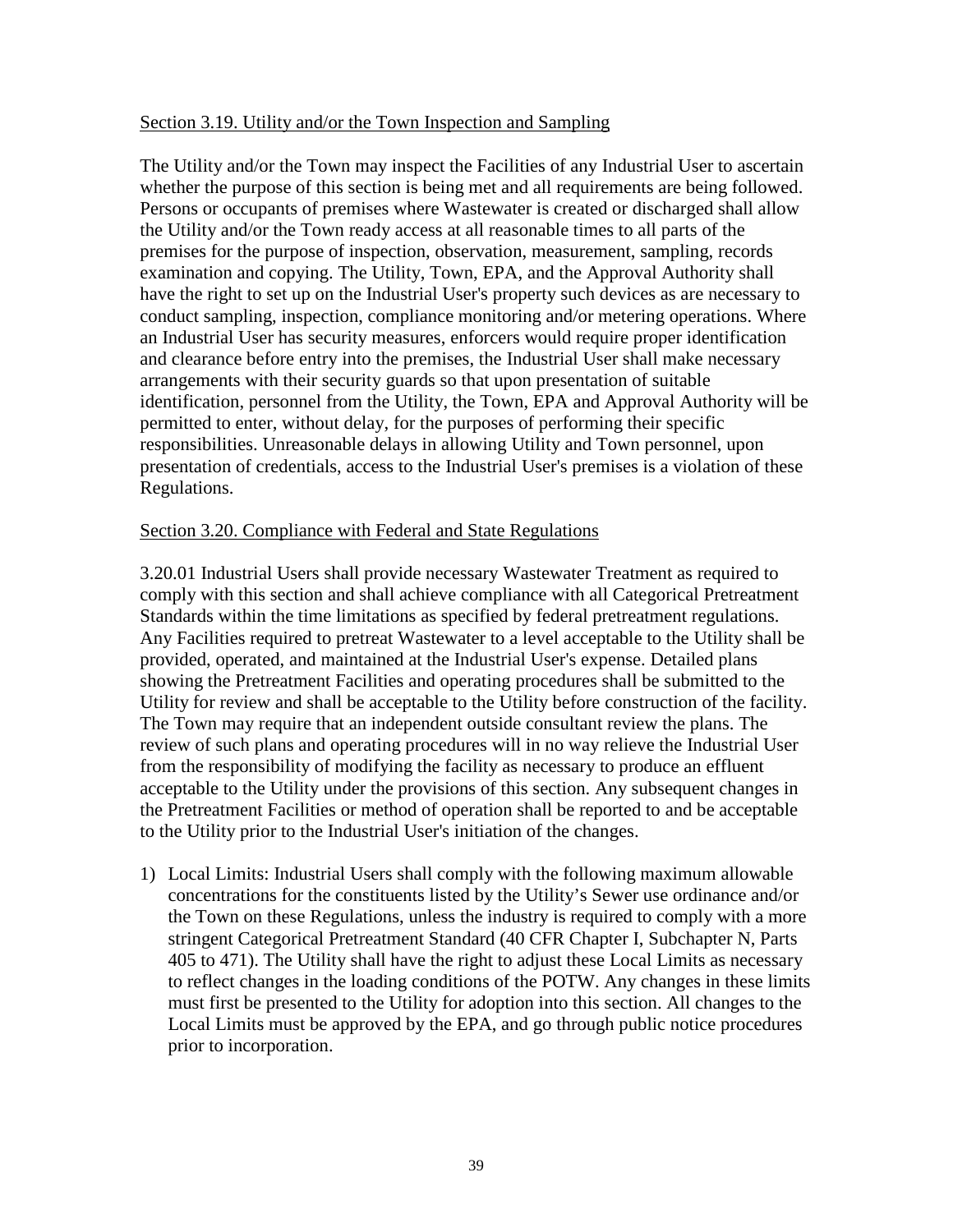Section 3.19. Utility and/or the Town Inspection and Sampling

The Utility and/or the Town may inspect the Facilities of any Industrial User to ascertain whether the purpose of this section is being met and all requirements are being followed. Persons or occupants of premises where Wastewater is created or discharged shall allow the Utility and/or the Town ready access at all reasonable times to all parts of the premises for the purpose of inspection, observation, measurement, sampling, records examination and copying. The Utility, Town, EPA, and the Approval Authority shall have the right to set up on the Industrial User's property such devices as are necessary to conduct sampling, inspection, compliance monitoring and/or metering operations. Where an Industrial User has security measures, enforcers would require proper identification and clearance before entry into the premises, the Industrial User shall make necessary arrangements with their security guards so that upon presentation of suitable identification, personnel from the Utility, the Town, EPA and Approval Authority will be permitted to enter, without delay, for the purposes of performing their specific responsibilities. Unreasonable delays in allowing Utility and Town personnel, upon presentation of credentials, access to the Industrial User's premises is a violation of these Regulations.

Section 3.20. Compliance with Federal and State Regulations

3.20.01 Industrial Users shall provide necessary Wastewater Treatment as required to comply with this section and shall achieve compliance with all Categorical Pretreatment Standards within the time limitations as specified by federal pretreatment regulations. Any Facilities required to pretreat Wastewater to a level acceptable to the Utility shall be provided, operated, and maintained at the Industrial User's expense. Detailed plans showing the Pretreatment Facilities and operating procedures shall be submitted to the Utility for review and shall be acceptable to the Utility before construction of the facility. The Town may require that an independent outside consultant review the plans. The review of such plans and operating procedures will in no way relieve the Industrial User from the responsibility of modifying the facility as necessary to produce an effluent acceptable to the Utility under the provisions of this section. Any subsequent changes in the Pretreatment Facilities or method of operation shall be reported to and be acceptable to the Utility prior to the Industrial User's initiation of the changes.

1) Local Limits: Industrial Users shall comply with the following maximum allowable concentrations for the constituents listed by the Utility's Sewer use ordinance and/or the Town on these Regulations, unless the industry is required to comply with a more stringent Categorical Pretreatment Standard (40 CFR Chapter I, Subchapter N, Parts 405 to 471). The Utility shall have the right to adjust these Local Limits as necessary to reflect changes in the loading conditions of the POTW. Any changes in these limits must first be presented to the Utility for adoption into this section. All changes to the Local Limits must be approved by the EPA, and go through public notice procedures prior to incorporation.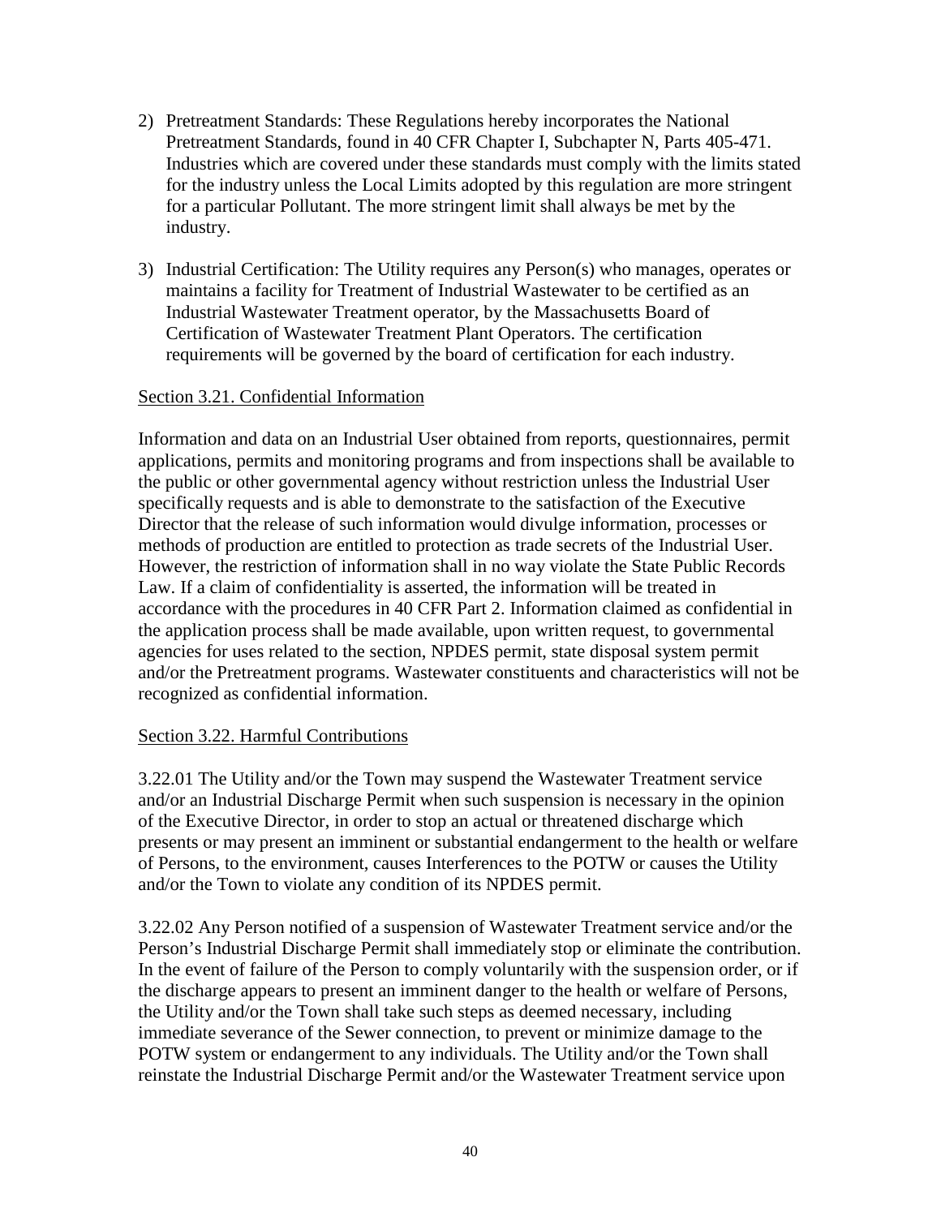2) Pretreatment Standards: These Regulations hereby incorporates the National Pretreatment Standards, found in 40 CFR Chapter I, Subchapter N, Parts 405-471. Industries which are covered under these standards must comply with the limits stated for the industry unless the Local Limits adopted by this regulation are more stringent for a particular Pollutant. The more stringent limit shall always be met by the industry.

3) Industrial Certification: The Utility requires any Person(s) who manages, operates or maintains a facility for Treatment of Industrial Wastewater to be certified as an Industrial Wastewater Treatment operator, by the Massachusetts Board of Certification of Wastewater Treatment Plant Operators. The certification requirements will be governed by the board of certification for each industry.

Section 3.21. Confidential Information

Information and data on an Industrial User obtained from reports, questionnaires, permit applications, permits and monitoring programs and from inspections shall be available to the public or other governmental agency without restriction unless the Industrial User specifically requests and is able to demonstrate to the satisfaction of the Executive Director that the release of such information would divulge information, processes or methods of production are entitled to protection as trade secrets of the Industrial User. However, the restriction of information shall in no way violate the State Public Records Law. If a claim of confidentiality is asserted, the information will be treated in accordance with the procedures in 40 CFR Part 2. Information claimed as confidential in the application process shall be made available, upon written request, to governmental agencies for uses related to the section, NPDES permit, state disposal system permit and/or the Pretreatment programs. Wastewater constituents and characteristics will not be recognized as confidential information.

Section 3.22. Harmful Contributions

3.22.01 The Utility and/or the Town may suspend the Wastewater Treatment service and/or an Industrial Discharge Permit when such suspension is necessary in the opinion of the Executive Director, in order to stop an actual or threatened discharge which presents or may present an imminent or substantial endangerment to the health or welfare of Persons, to the environment, causes Interferences to the POTW or causes the Utility and/or the Town to violate any condition of its NPDES permit.

3.22.02 Any Person notified of a suspension of Wastewater Treatment service and/or the Person's Industrial Discharge Permit shall immediately stop or eliminate the contribution. In the event of failure of the Person to comply voluntarily with the suspension order, or if the discharge appears to present an imminent danger to the health or welfare of Persons, the Utility and/or the Town shall take such steps as deemed necessary, including immediate severance of the Sewer connection, to prevent or minimize damage to the POTW system or endangerment to any individuals. The Utility and/or the Town shall reinstate the Industrial Discharge Permit and/or the Wastewater Treatment service upon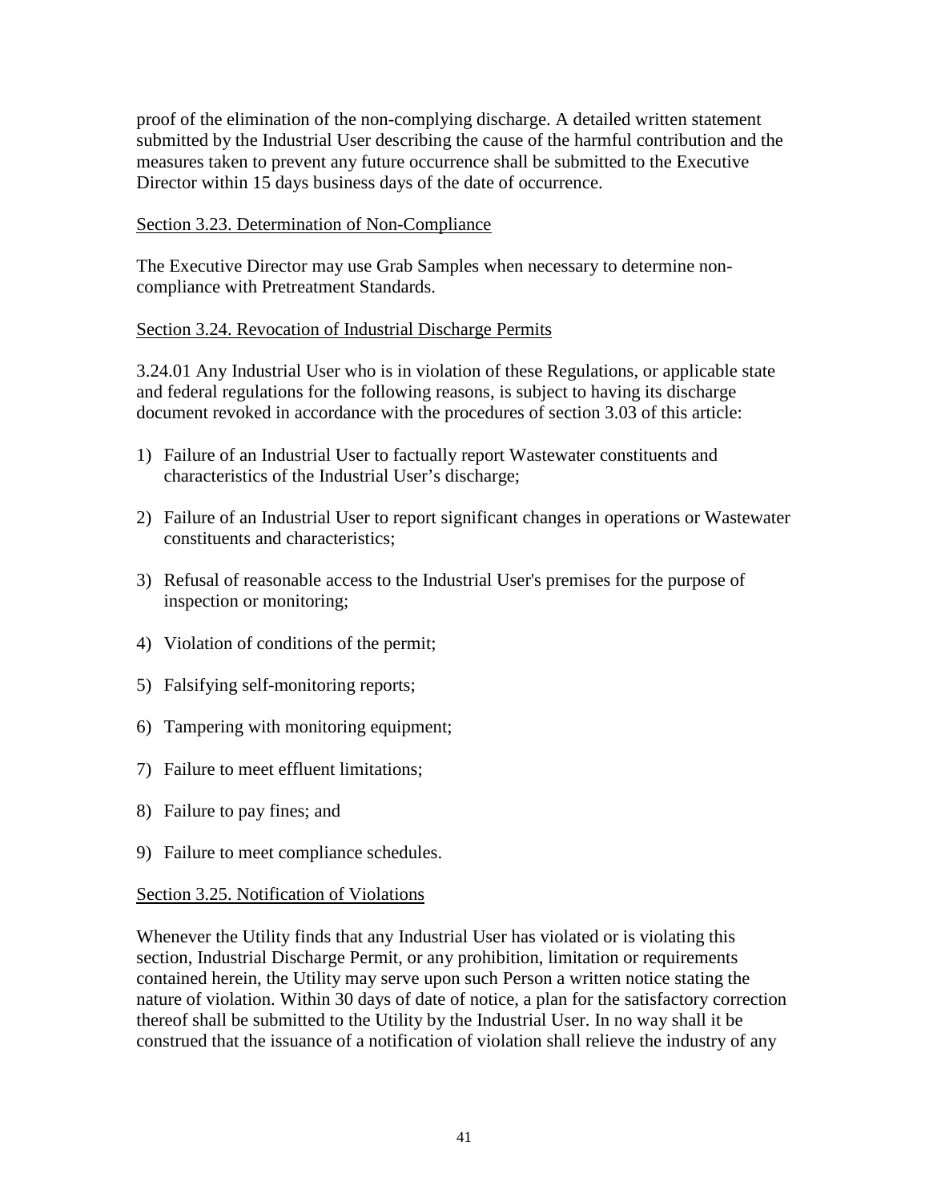proof of the elimination of the non-complying discharge. A detailed written statement submitted by the Industrial User describing the cause of the harmful contribution and the measures taken to prevent any future occurrence shall be submitted to the Executive Director within 15 days business days of the date of occurrence.

Section 3.23. Determination of Non-Compliance

The Executive Director may use Grab Samples when necessary to determine non-compliance with Pretreatment Standards.

Section 3.24. Revocation of Industrial Discharge Permits

3.24.01 Any Industrial User who is in violation of these Regulations, or applicable state and federal regulations for the following reasons, is subject to having its discharge document revoked in accordance with the procedures of section 3.03 of this article:

1) Failure of an Industrial User to factually report Wastewater constituents and characteristics of the Industrial User's discharge;

2) Failure of an Industrial User to report significant changes in operations or Wastewater constituents and characteristics;

3) Refusal of reasonable access to the Industrial User's premises for the purpose of inspection or monitoring;

4) Violation of conditions of the permit;

5) Falsifying self-monitoring reports;

6) Tampering with monitoring equipment;

7) Failure to meet effluent limitations;

8) Failure to pay fines; and

9) Failure to meet compliance schedules.

Section 3.25. Notification of Violations

Whenever the Utility finds that any Industrial User has violated or is violating this section, Industrial Discharge Permit, or any prohibition, limitation or requirements contained herein, the Utility may serve upon such Person a written notice stating the nature of violation. Within 30 days of date of notice, a plan for the satisfactory correction thereof shall be submitted to the Utility by the Industrial User. In no way shall it be construed that the issuance of a notification of violation shall relieve the industry of any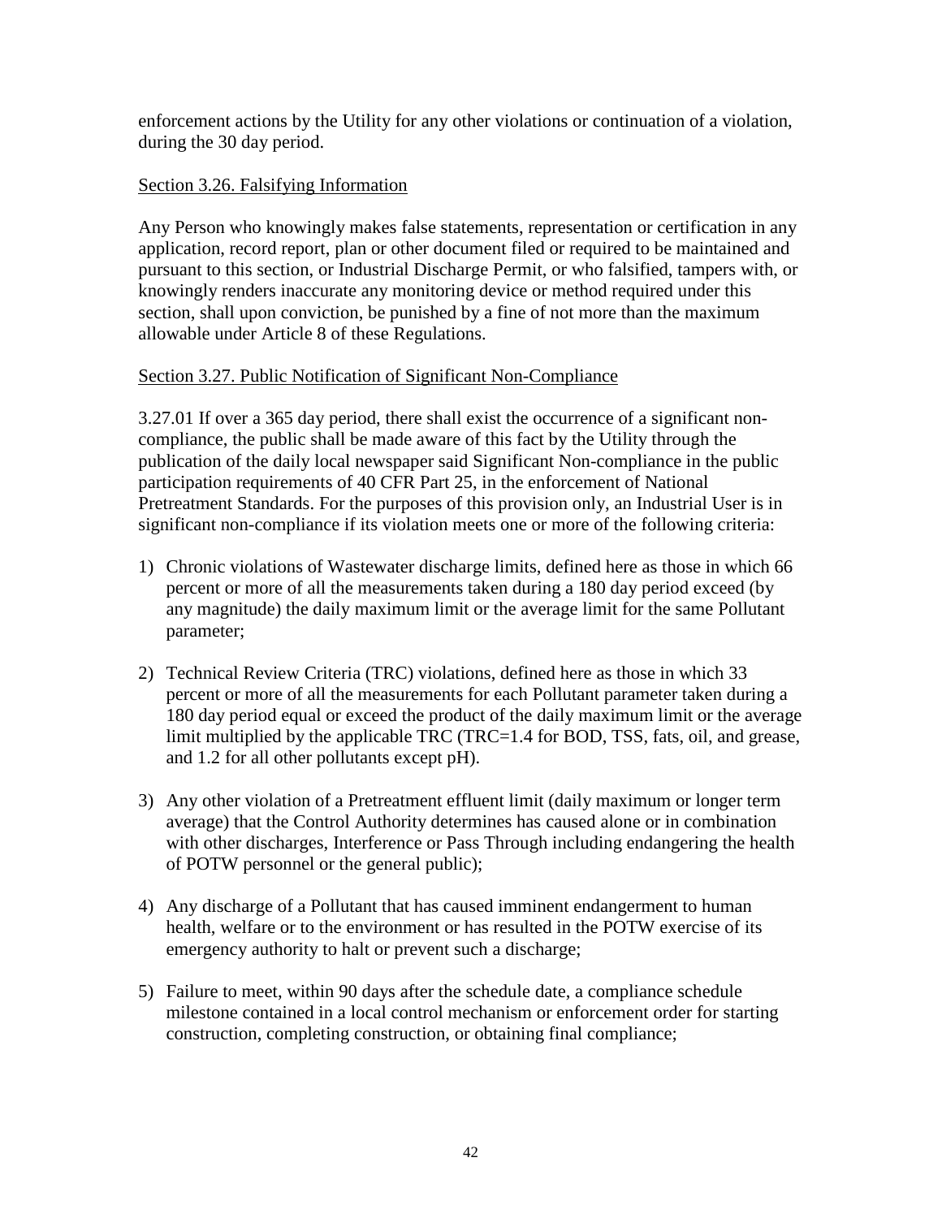enforcement actions by the Utility for any other violations or continuation of a violation, during the 30 day period.

Section 3.26. Falsifying Information

Any Person who knowingly makes false statements, representation or certification in any application, record report, plan or other document filed or required to be maintained and pursuant to this section, or Industrial Discharge Permit, or who falsified, tampers with, or knowingly renders inaccurate any monitoring device or method required under this section, shall upon conviction, be punished by a fine of not more than the maximum allowable under Article 8 of these Regulations.

Section 3.27. Public Notification of Significant Non-Compliance

3.27.01 If over a 365 day period, there shall exist the occurrence of a significant non-compliance, the public shall be made aware of this fact by the Utility through the publication of the daily local newspaper said Significant Non-compliance in the public participation requirements of 40 CFR Part 25, in the enforcement of National Pretreatment Standards. For the purposes of this provision only, an Industrial User is in significant non-compliance if its violation meets one or more of the following criteria:

1) Chronic violations of Wastewater discharge limits, defined here as those in which 66 percent or more of all the measurements taken during a 180 day period exceed (by any magnitude) the daily maximum limit or the average limit for the same Pollutant parameter;

2) Technical Review Criteria (TRC) violations, defined here as those in which 33 percent or more of all the measurements for each Pollutant parameter taken during a 180 day period equal or exceed the product of the daily maximum limit or the average limit multiplied by the applicable TRC (TRC=1.4 for BOD, TSS, fats, oil, and grease, and 1.2 for all other pollutants except pH).

3) Any other violation of a Pretreatment effluent limit (daily maximum or longer term average) that the Control Authority determines has caused alone or in combination with other discharges, Interference or Pass Through including endangering the health of POTW personnel or the general public);

4) Any discharge of a Pollutant that has caused imminent endangerment to human health, welfare or to the environment or has resulted in the POTW exercise of its emergency authority to halt or prevent such a discharge;

5) Failure to meet, within 90 days after the schedule date, a compliance schedule milestone contained in a local control mechanism or enforcement order for starting construction, completing construction, or obtaining final compliance;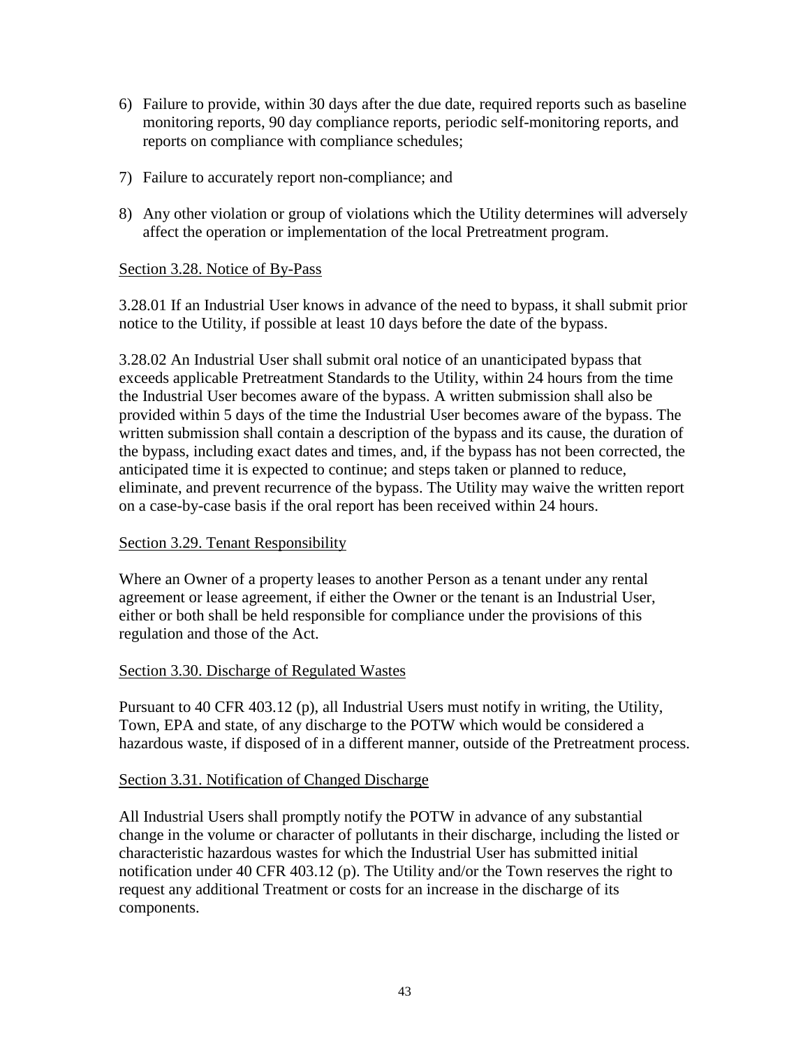6) Failure to provide, within 30 days after the due date, required reports such as baseline monitoring reports, 90 day compliance reports, periodic self-monitoring reports, and reports on compliance with compliance schedules;

7) Failure to accurately report non-compliance; and

8) Any other violation or group of violations which the Utility determines will adversely affect the operation or implementation of the local Pretreatment program.

Section 3.28. Notice of By-Pass

3.28.01 If an Industrial User knows in advance of the need to bypass, it shall submit prior notice to the Utility, if possible at least 10 days before the date of the bypass.

3.28.02 An Industrial User shall submit oral notice of an unanticipated bypass that exceeds applicable Pretreatment Standards to the Utility, within 24 hours from the time the Industrial User becomes aware of the bypass. A written submission shall also be provided within 5 days of the time the Industrial User becomes aware of the bypass. The written submission shall contain a description of the bypass and its cause, the duration of the bypass, including exact dates and times, and, if the bypass has not been corrected, the anticipated time it is expected to continue; and steps taken or planned to reduce, eliminate, and prevent recurrence of the bypass. The Utility may waive the written report on a case-by-case basis if the oral report has been received within 24 hours.

Section 3.29. Tenant Responsibility

Where an Owner of a property leases to another Person as a tenant under any rental agreement or lease agreement, if either the Owner or the tenant is an Industrial User, either or both shall be held responsible for compliance under the provisions of this regulation and those of the Act.

Section 3.30. Discharge of Regulated Wastes

Pursuant to 40 CFR 403.12 (p), all Industrial Users must notify in writing, the Utility, Town, EPA and state, of any discharge to the POTW which would be considered a hazardous waste, if disposed of in a different manner, outside of the Pretreatment process.

Section 3.31. Notification of Changed Discharge

All Industrial Users shall promptly notify the POTW in advance of any substantial change in the volume or character of pollutants in their discharge, including the listed or characteristic hazardous wastes for which the Industrial User has submitted initial notification under 40 CFR 403.12 (p). The Utility and/or the Town reserves the right to request any additional Treatment or costs for an increase in the discharge of its components.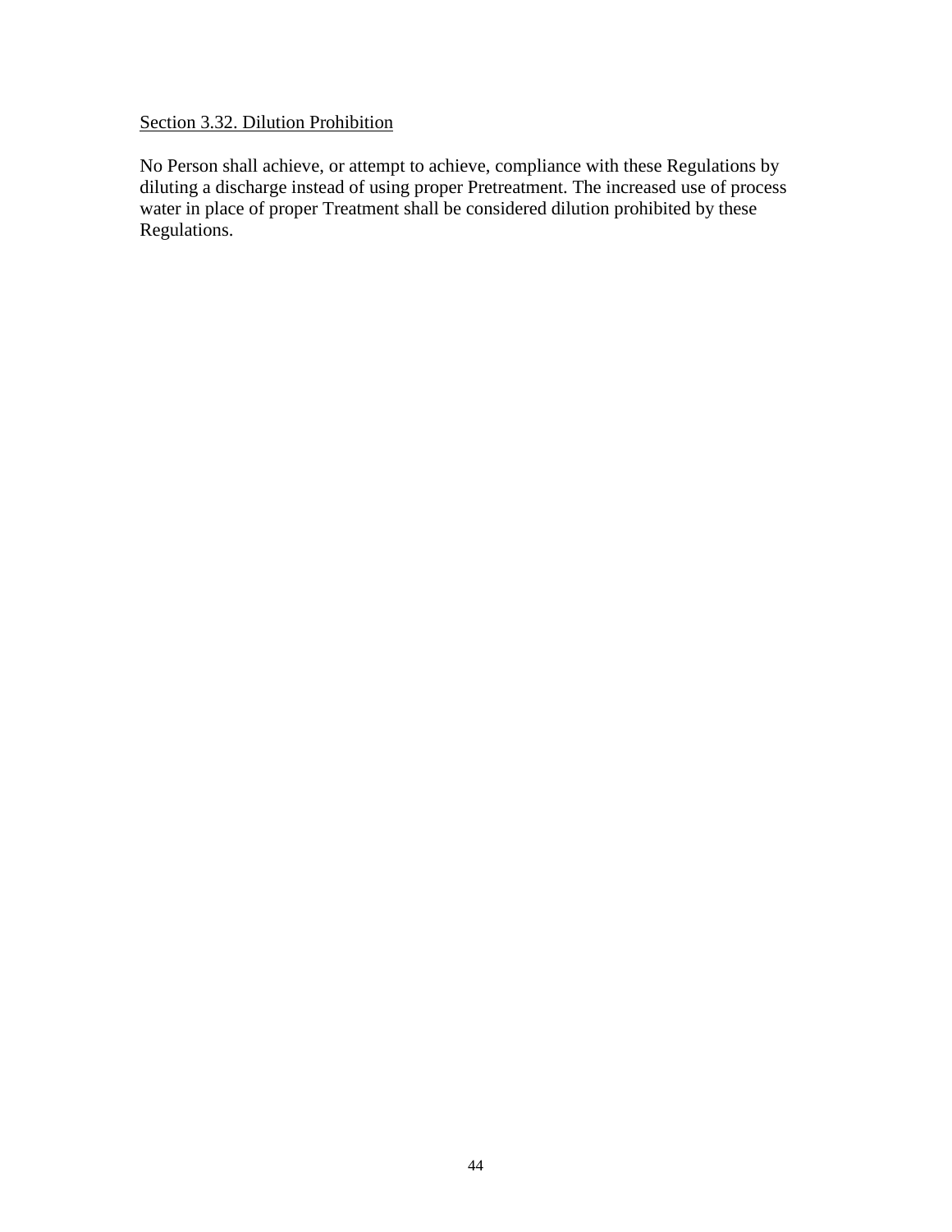Section 3.32. Dilution Prohibition

No Person shall achieve, or attempt to achieve, compliance with these Regulations by diluting a discharge instead of using proper Pretreatment. The increased use of process water in place of proper Treatment shall be considered dilution prohibited by these Regulations.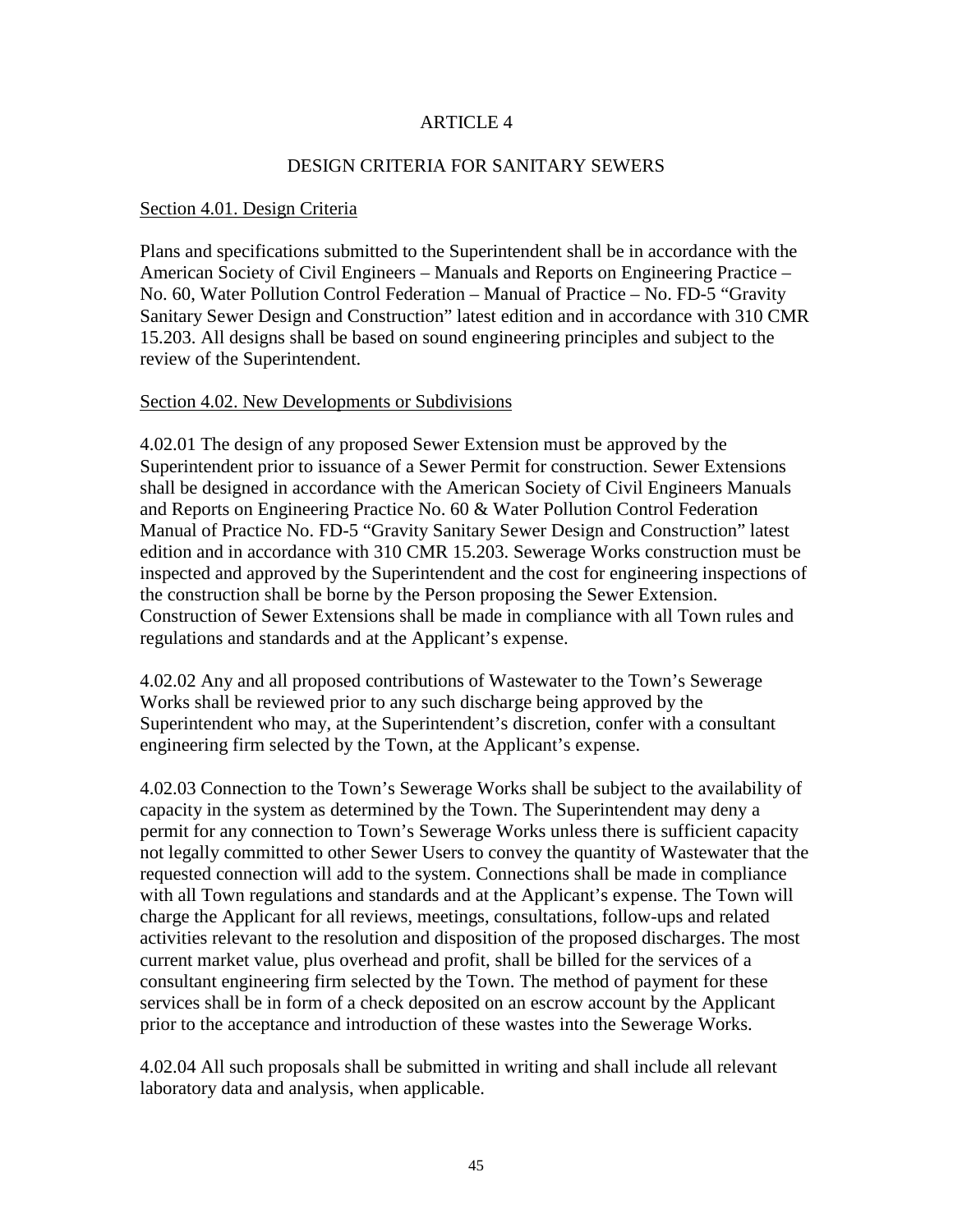# ARTICLE 4

## DESIGN CRITERIA FOR SANITARY SEWERS

### Section 4.01. Design Criteria

Plans and specifications submitted to the Superintendent shall be in accordance with the American Society of Civil Engineers – Manuals and Reports on Engineering Practice – No. 60, Water Pollution Control Federation – Manual of Practice – No. FD-5 "Gravity Sanitary Sewer Design and Construction" latest edition and in accordance with 310 CMR 15.203. All designs shall be based on sound engineering principles and subject to the review of the Superintendent.

### Section 4.02. New Developments or Subdivisions

4.02.01 The design of any proposed Sewer Extension must be approved by the Superintendent prior to issuance of a Sewer Permit for construction. Sewer Extensions shall be designed in accordance with the American Society of Civil Engineers Manuals and Reports on Engineering Practice No. 60 & Water Pollution Control Federation Manual of Practice No. FD-5 "Gravity Sanitary Sewer Design and Construction" latest edition and in accordance with 310 CMR 15.203. Sewerage Works construction must be inspected and approved by the Superintendent and the cost for engineering inspections of the construction shall be borne by the Person proposing the Sewer Extension. Construction of Sewer Extensions shall be made in compliance with all Town rules and regulations and standards and at the Applicant's expense.

4.02.02 Any and all proposed contributions of Wastewater to the Town's Sewerage Works shall be reviewed prior to any such discharge being approved by the Superintendent who may, at the Superintendent's discretion, confer with a consultant engineering firm selected by the Town, at the Applicant's expense.

4.02.03 Connection to the Town's Sewerage Works shall be subject to the availability of capacity in the system as determined by the Town. The Superintendent may deny a permit for any connection to Town's Sewerage Works unless there is sufficient capacity not legally committed to other Sewer Users to convey the quantity of Wastewater that the requested connection will add to the system. Connections shall be made in compliance with all Town regulations and standards and at the Applicant's expense. The Town will charge the Applicant for all reviews, meetings, consultations, follow-ups and related activities relevant to the resolution and disposition of the proposed discharges. The most current market value, plus overhead and profit, shall be billed for the services of a consultant engineering firm selected by the Town. The method of payment for these services shall be in form of a check deposited on an escrow account by the Applicant prior to the acceptance and introduction of these wastes into the Sewerage Works.

4.02.04 All such proposals shall be submitted in writing and shall include all relevant laboratory data and analysis, when applicable.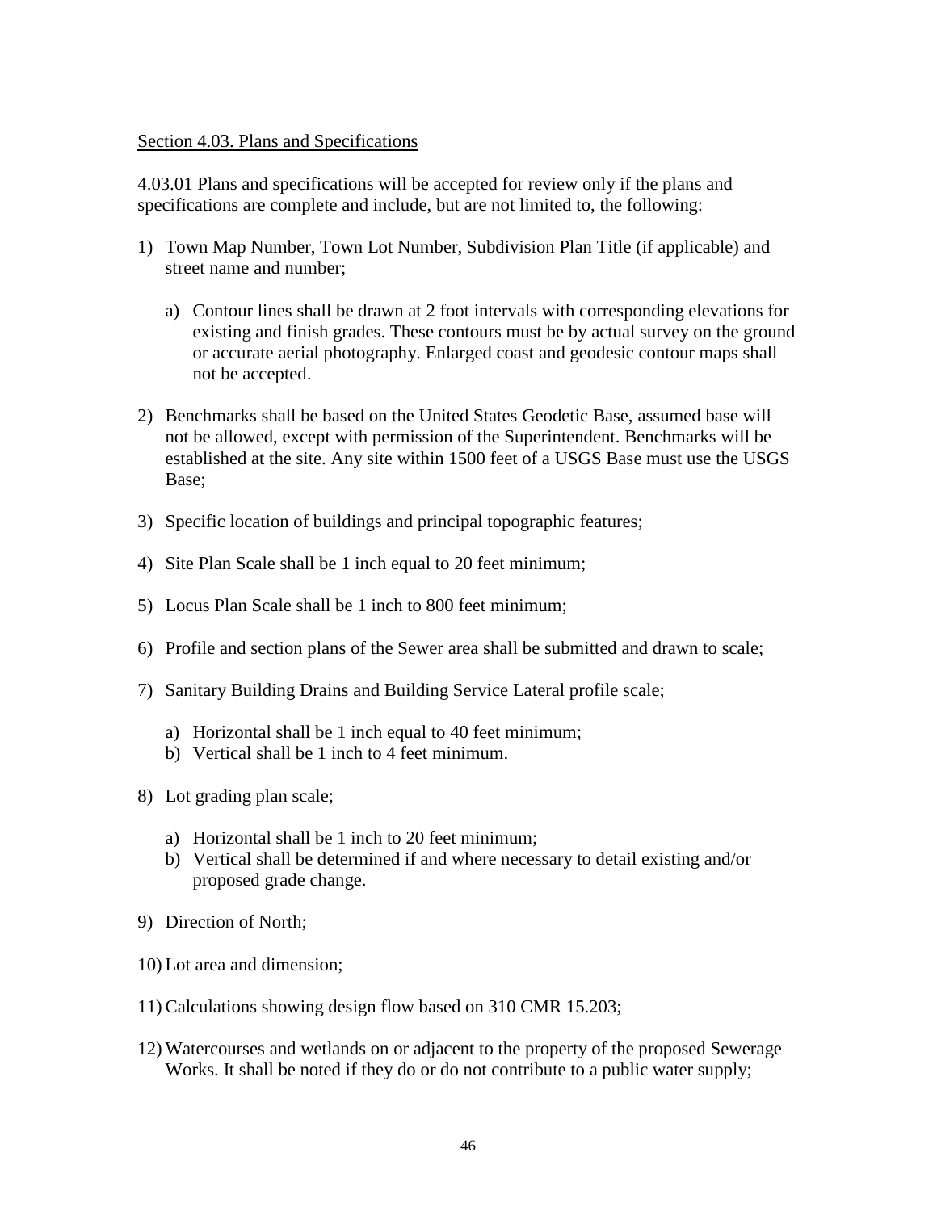Section 4.03. Plans and Specifications

4.03.01 Plans and specifications will be accepted for review only if the plans and specifications are complete and include, but are not limited to, the following:

1) Town Map Number, Town Lot Number, Subdivision Plan Title (if applicable) and street name and number;

   a) Contour lines shall be drawn at 2 foot intervals with corresponding elevations for existing and finish grades. These contours must be by actual survey on the ground or accurate aerial photography. Enlarged coast and geodesic contour maps shall not be accepted.

2) Benchmarks shall be based on the United States Geodetic Base, assumed base will not be allowed, except with permission of the Superintendent. Benchmarks will be established at the site. Any site within 1500 feet of a USGS Base must use the USGS Base;

3) Specific location of buildings and principal topographic features;

4) Site Plan Scale shall be 1 inch equal to 20 feet minimum;

5) Locus Plan Scale shall be 1 inch to 800 feet minimum;

6) Profile and section plans of the Sewer area shall be submitted and drawn to scale;

7) Sanitary Building Drains and Building Service Lateral profile scale;

   a) Horizontal shall be 1 inch equal to 40 feet minimum;
   b) Vertical shall be 1 inch to 4 feet minimum.

8) Lot grading plan scale;

   a) Horizontal shall be 1 inch to 20 feet minimum;
   b) Vertical shall be determined if and where necessary to detail existing and/or proposed grade change.

9) Direction of North;

10) Lot area and dimension;

11) Calculations showing design flow based on 310 CMR 15.203;

12) Watercourses and wetlands on or adjacent to the property of the proposed Sewerage Works. It shall be noted if they do or do not contribute to a public water supply;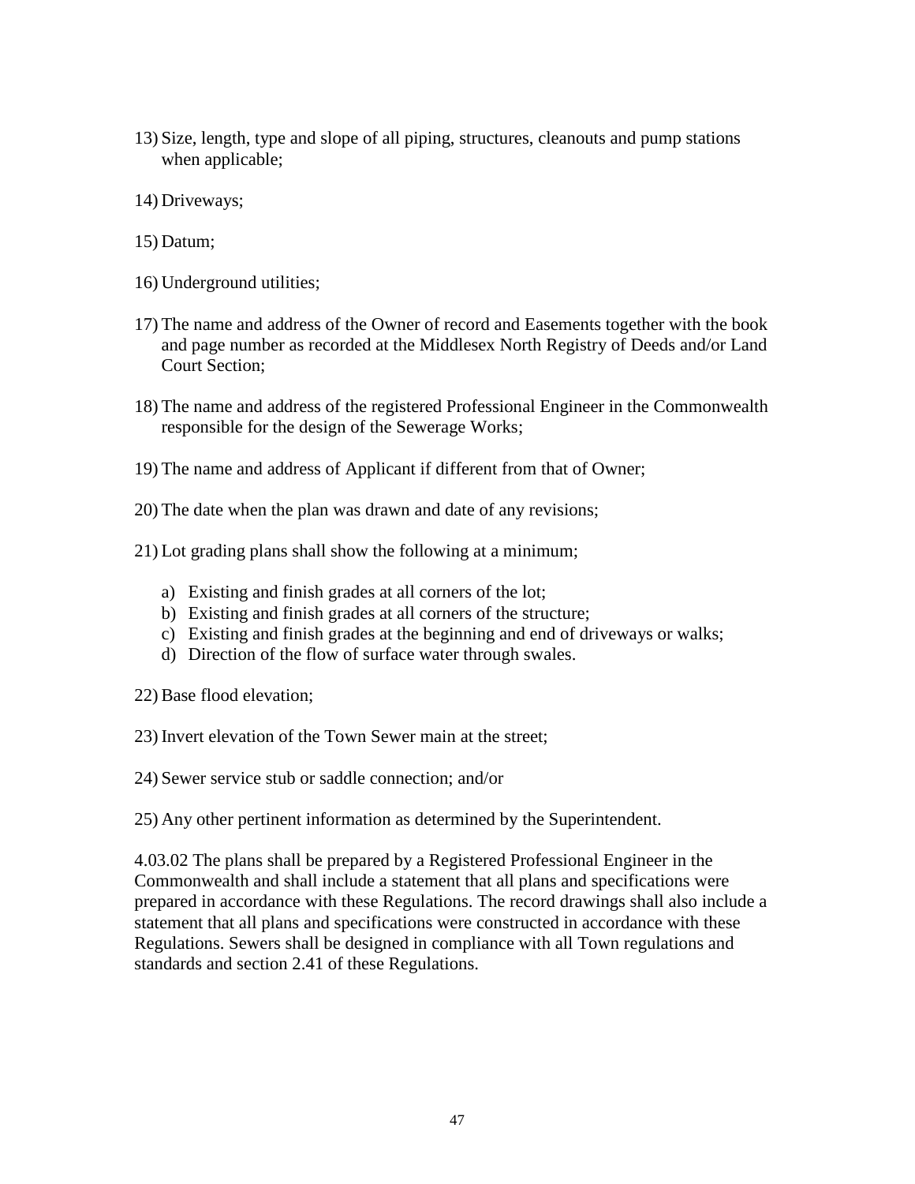13) Size, length, type and slope of all piping, structures, cleanouts and pump stations when applicable;

14) Driveways;

15) Datum;

16) Underground utilities;

17) The name and address of the Owner of record and Easements together with the book and page number as recorded at the Middlesex North Registry of Deeds and/or Land Court Section;

18) The name and address of the registered Professional Engineer in the Commonwealth responsible for the design of the Sewerage Works;

19) The name and address of Applicant if different from that of Owner;

20) The date when the plan was drawn and date of any revisions;

21) Lot grading plans shall show the following at a minimum;

    a) Existing and finish grades at all corners of the lot;
    b) Existing and finish grades at all corners of the structure;
    c) Existing and finish grades at the beginning and end of driveways or walks;
    d) Direction of the flow of surface water through swales.

22) Base flood elevation;

23) Invert elevation of the Town Sewer main at the street;

24) Sewer service stub or saddle connection; and/or

25) Any other pertinent information as determined by the Superintendent.

4.03.02 The plans shall be prepared by a Registered Professional Engineer in the Commonwealth and shall include a statement that all plans and specifications were prepared in accordance with these Regulations. The record drawings shall also include a statement that all plans and specifications were constructed in accordance with these Regulations. Sewers shall be designed in compliance with all Town regulations and standards and section 2.41 of these Regulations.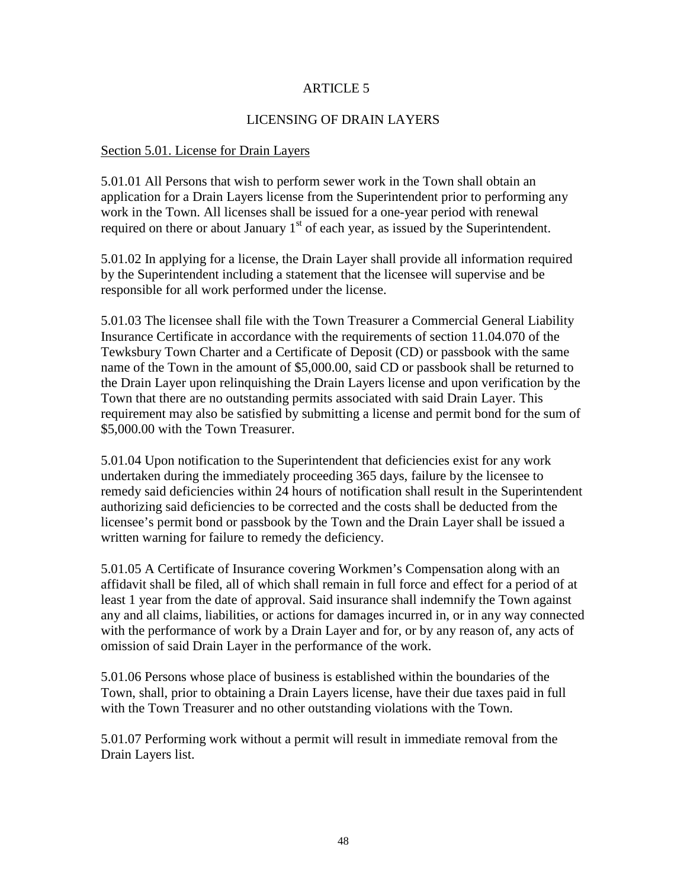# ARTICLE 5

## LICENSING OF DRAIN LAYERS

Section 5.01. License for Drain Layers

5.01.01 All Persons that wish to perform sewer work in the Town shall obtain an application for a Drain Layers license from the Superintendent prior to performing any work in the Town. All licenses shall be issued for a one-year period with renewal required on there or about January 1st of each year, as issued by the Superintendent.

5.01.02 In applying for a license, the Drain Layer shall provide all information required by the Superintendent including a statement that the licensee will supervise and be responsible for all work performed under the license.

5.01.03 The licensee shall file with the Town Treasurer a Commercial General Liability Insurance Certificate in accordance with the requirements of section 11.04.070 of the Tewksbury Town Charter and a Certificate of Deposit (CD) or passbook with the same name of the Town in the amount of $5,000.00, said CD or passbook shall be returned to the Drain Layer upon relinquishing the Drain Layers license and upon verification by the Town that there are no outstanding permits associated with said Drain Layer. This requirement may also be satisfied by submitting a license and permit bond for the sum of $5,000.00 with the Town Treasurer.

5.01.04 Upon notification to the Superintendent that deficiencies exist for any work undertaken during the immediately proceeding 365 days, failure by the licensee to remedy said deficiencies within 24 hours of notification shall result in the Superintendent authorizing said deficiencies to be corrected and the costs shall be deducted from the licensee's permit bond or passbook by the Town and the Drain Layer shall be issued a written warning for failure to remedy the deficiency.

5.01.05 A Certificate of Insurance covering Workmen's Compensation along with an affidavit shall be filed, all of which shall remain in full force and effect for a period of at least 1 year from the date of approval. Said insurance shall indemnify the Town against any and all claims, liabilities, or actions for damages incurred in, or in any way connected with the performance of work by a Drain Layer and for, or by any reason of, any acts of omission of said Drain Layer in the performance of the work.

5.01.06 Persons whose place of business is established within the boundaries of the Town, shall, prior to obtaining a Drain Layers license, have their due taxes paid in full with the Town Treasurer and no other outstanding violations with the Town.

5.01.07 Performing work without a permit will result in immediate removal from the Drain Layers list.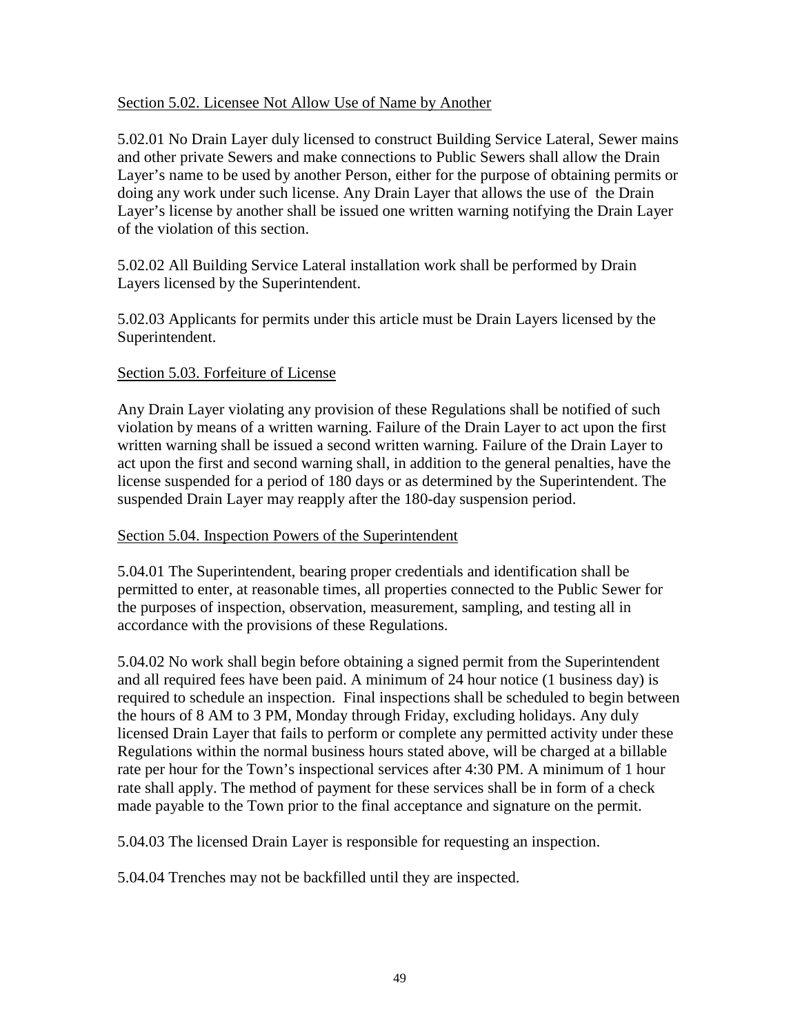Section 5.02. Licensee Not Allow Use of Name by Another

5.02.01 No Drain Layer duly licensed to construct Building Service Lateral, Sewer mains and other private Sewers and make connections to Public Sewers shall allow the Drain Layer's name to be used by another Person, either for the purpose of obtaining permits or doing any work under such license. Any Drain Layer that allows the use of the Drain Layer's license by another shall be issued one written warning notifying the Drain Layer of the violation of this section.

5.02.02 All Building Service Lateral installation work shall be performed by Drain Layers licensed by the Superintendent.

5.02.03 Applicants for permits under this article must be Drain Layers licensed by the Superintendent.

Section 5.03. Forfeiture of License

Any Drain Layer violating any provision of these Regulations shall be notified of such violation by means of a written warning. Failure of the Drain Layer to act upon the first written warning shall be issued a second written warning. Failure of the Drain Layer to act upon the first and second warning shall, in addition to the general penalties, have the license suspended for a period of 180 days or as determined by the Superintendent. The suspended Drain Layer may reapply after the 180-day suspension period.

Section 5.04. Inspection Powers of the Superintendent

5.04.01 The Superintendent, bearing proper credentials and identification shall be permitted to enter, at reasonable times, all properties connected to the Public Sewer for the purposes of inspection, observation, measurement, sampling, and testing all in accordance with the provisions of these Regulations.

5.04.02 No work shall begin before obtaining a signed permit from the Superintendent and all required fees have been paid. A minimum of 24 hour notice (1 business day) is required to schedule an inspection. Final inspections shall be scheduled to begin between the hours of 8 AM to 3 PM, Monday through Friday, excluding holidays. Any duly licensed Drain Layer that fails to perform or complete any permitted activity under these Regulations within the normal business hours stated above, will be charged at a billable rate per hour for the Town's inspectional services after 4:30 PM. A minimum of 1 hour rate shall apply. The method of payment for these services shall be in form of a check made payable to the Town prior to the final acceptance and signature on the permit.

5.04.03 The licensed Drain Layer is responsible for requesting an inspection.

5.04.04 Trenches may not be backfilled until they are inspected.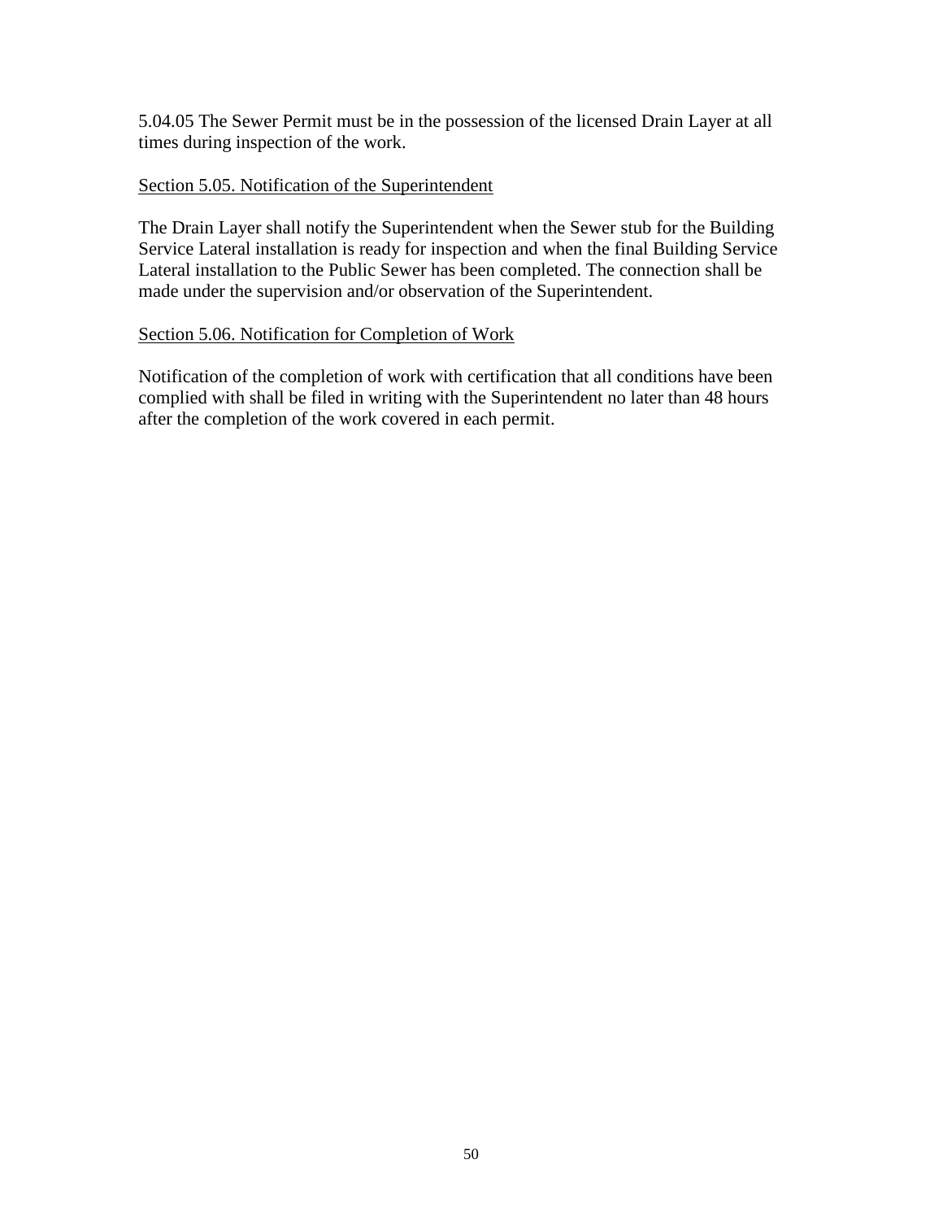5.04.05 The Sewer Permit must be in the possession of the licensed Drain Layer at all times during inspection of the work.

### Section 5.05. Notification of the Superintendent

The Drain Layer shall notify the Superintendent when the Sewer stub for the Building Service Lateral installation is ready for inspection and when the final Building Service Lateral installation to the Public Sewer has been completed. The connection shall be made under the supervision and/or observation of the Superintendent.

### Section 5.06. Notification for Completion of Work

Notification of the completion of work with certification that all conditions have been complied with shall be filed in writing with the Superintendent no later than 48 hours after the completion of the work covered in each permit.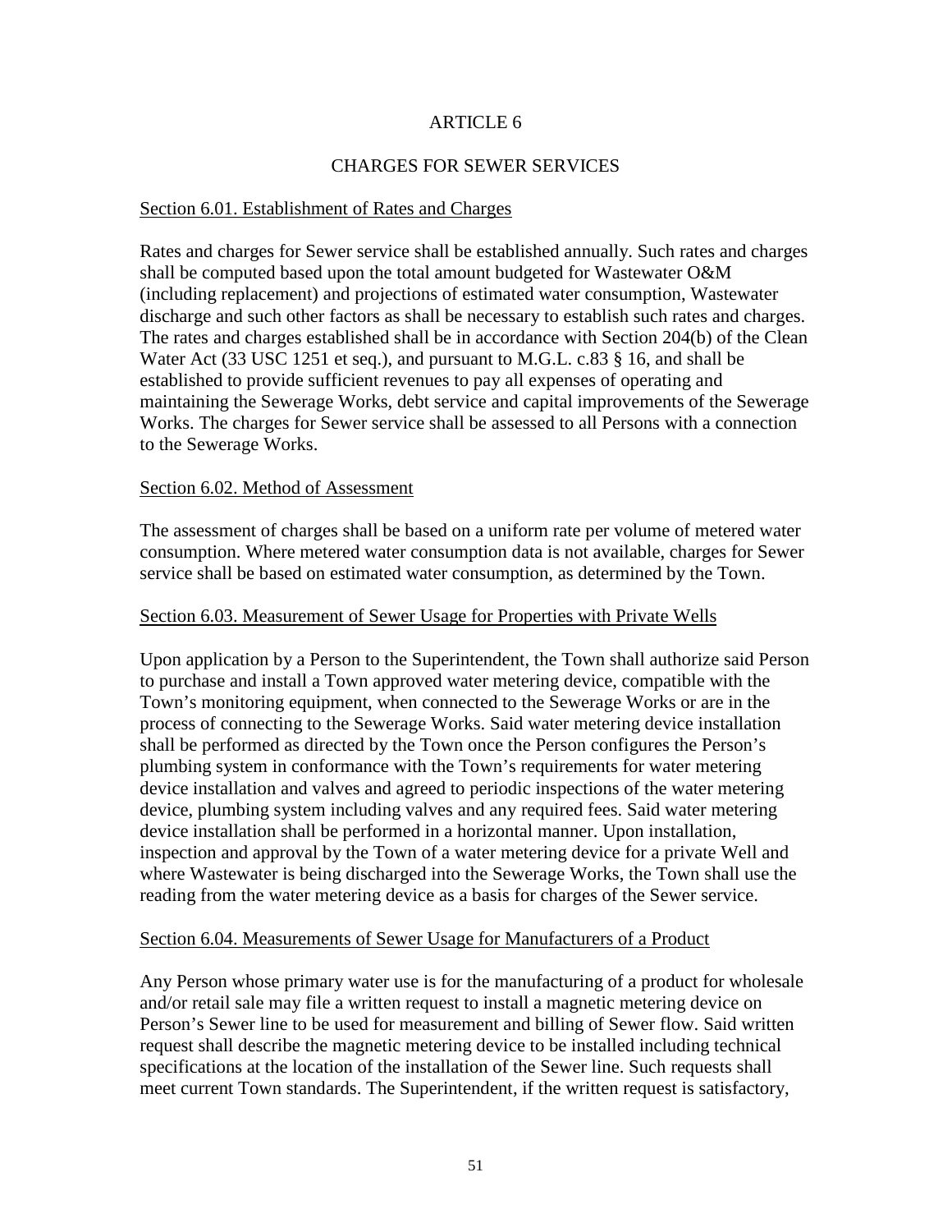# ARTICLE 6

## CHARGES FOR SEWER SERVICES

### Section 6.01. Establishment of Rates and Charges

Rates and charges for Sewer service shall be established annually. Such rates and charges shall be computed based upon the total amount budgeted for Wastewater O&M (including replacement) and projections of estimated water consumption, Wastewater discharge and such other factors as shall be necessary to establish such rates and charges. The rates and charges established shall be in accordance with Section 204(b) of the Clean Water Act (33 USC 1251 et seq.), and pursuant to M.G.L. c.83 § 16, and shall be established to provide sufficient revenues to pay all expenses of operating and maintaining the Sewerage Works, debt service and capital improvements of the Sewerage Works. The charges for Sewer service shall be assessed to all Persons with a connection to the Sewerage Works.

### Section 6.02. Method of Assessment

The assessment of charges shall be based on a uniform rate per volume of metered water consumption. Where metered water consumption data is not available, charges for Sewer service shall be based on estimated water consumption, as determined by the Town.

### Section 6.03. Measurement of Sewer Usage for Properties with Private Wells

Upon application by a Person to the Superintendent, the Town shall authorize said Person to purchase and install a Town approved water metering device, compatible with the Town's monitoring equipment, when connected to the Sewerage Works or are in the process of connecting to the Sewerage Works. Said water metering device installation shall be performed as directed by the Town once the Person configures the Person's plumbing system in conformance with the Town's requirements for water metering device installation and valves and agreed to periodic inspections of the water metering device, plumbing system including valves and any required fees. Said water metering device installation shall be performed in a horizontal manner. Upon installation, inspection and approval by the Town of a water metering device for a private Well and where Wastewater is being discharged into the Sewerage Works, the Town shall use the reading from the water metering device as a basis for charges of the Sewer service.

### Section 6.04. Measurements of Sewer Usage for Manufacturers of a Product

Any Person whose primary water use is for the manufacturing of a product for wholesale and/or retail sale may file a written request to install a magnetic metering device on Person's Sewer line to be used for measurement and billing of Sewer flow. Said written request shall describe the magnetic metering device to be installed including technical specifications at the location of the installation of the Sewer line. Such requests shall meet current Town standards. The Superintendent, if the written request is satisfactory,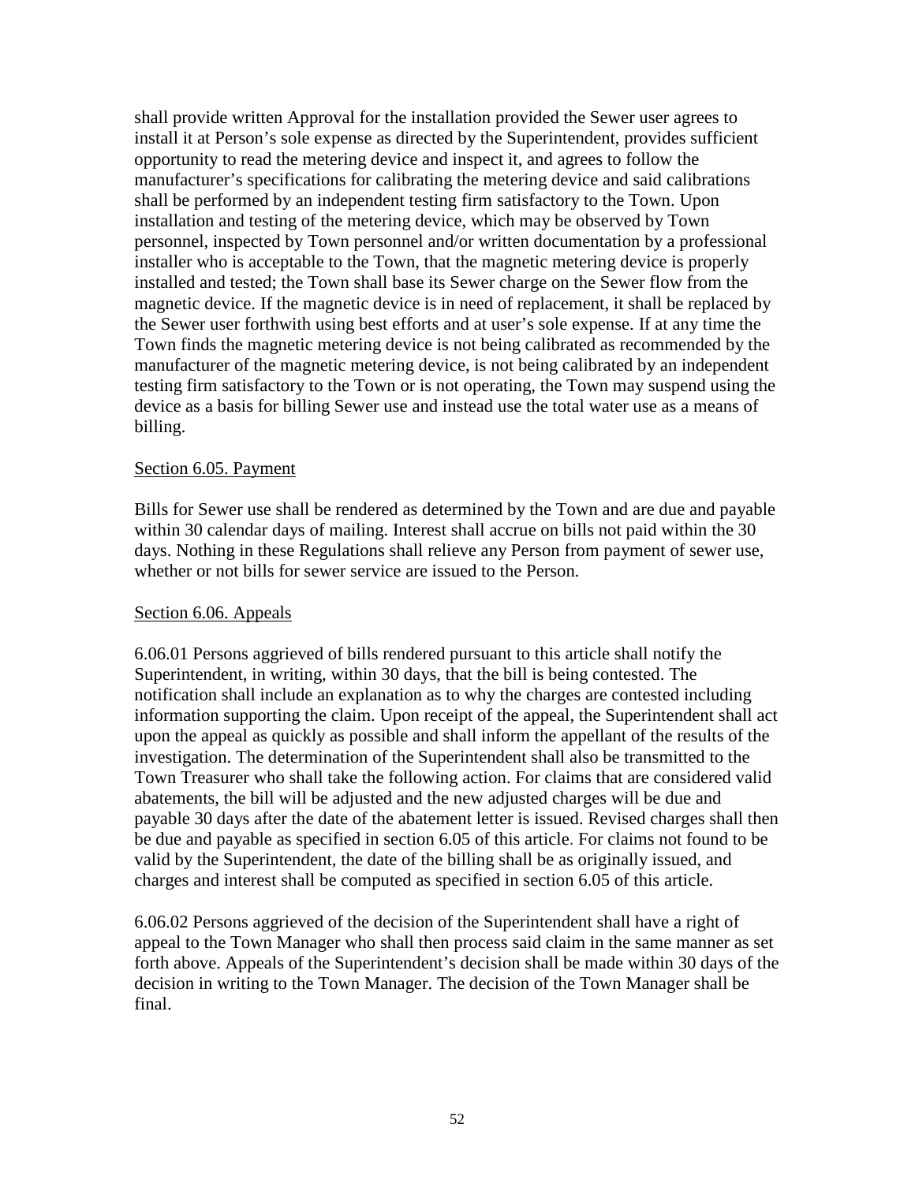shall provide written Approval for the installation provided the Sewer user agrees to install it at Person's sole expense as directed by the Superintendent, provides sufficient opportunity to read the metering device and inspect it, and agrees to follow the manufacturer's specifications for calibrating the metering device and said calibrations shall be performed by an independent testing firm satisfactory to the Town. Upon installation and testing of the metering device, which may be observed by Town personnel, inspected by Town personnel and/or written documentation by a professional installer who is acceptable to the Town, that the magnetic metering device is properly installed and tested; the Town shall base its Sewer charge on the Sewer flow from the magnetic device. If the magnetic device is in need of replacement, it shall be replaced by the Sewer user forthwith using best efforts and at user's sole expense. If at any time the Town finds the magnetic metering device is not being calibrated as recommended by the manufacturer of the magnetic metering device, is not being calibrated by an independent testing firm satisfactory to the Town or is not operating, the Town may suspend using the device as a basis for billing Sewer use and instead use the total water use as a means of billing.

Section 6.05. Payment

Bills for Sewer use shall be rendered as determined by the Town and are due and payable within 30 calendar days of mailing. Interest shall accrue on bills not paid within the 30 days. Nothing in these Regulations shall relieve any Person from payment of sewer use, whether or not bills for sewer service are issued to the Person.

Section 6.06. Appeals

6.06.01 Persons aggrieved of bills rendered pursuant to this article shall notify the Superintendent, in writing, within 30 days, that the bill is being contested. The notification shall include an explanation as to why the charges are contested including information supporting the claim. Upon receipt of the appeal, the Superintendent shall act upon the appeal as quickly as possible and shall inform the appellant of the results of the investigation. The determination of the Superintendent shall also be transmitted to the Town Treasurer who shall take the following action. For claims that are considered valid abatements, the bill will be adjusted and the new adjusted charges will be due and payable 30 days after the date of the abatement letter is issued. Revised charges shall then be due and payable as specified in section 6.05 of this article. For claims not found to be valid by the Superintendent, the date of the billing shall be as originally issued, and charges and interest shall be computed as specified in section 6.05 of this article.

6.06.02 Persons aggrieved of the decision of the Superintendent shall have a right of appeal to the Town Manager who shall then process said claim in the same manner as set forth above. Appeals of the Superintendent's decision shall be made within 30 days of the decision in writing to the Town Manager. The decision of the Town Manager shall be final.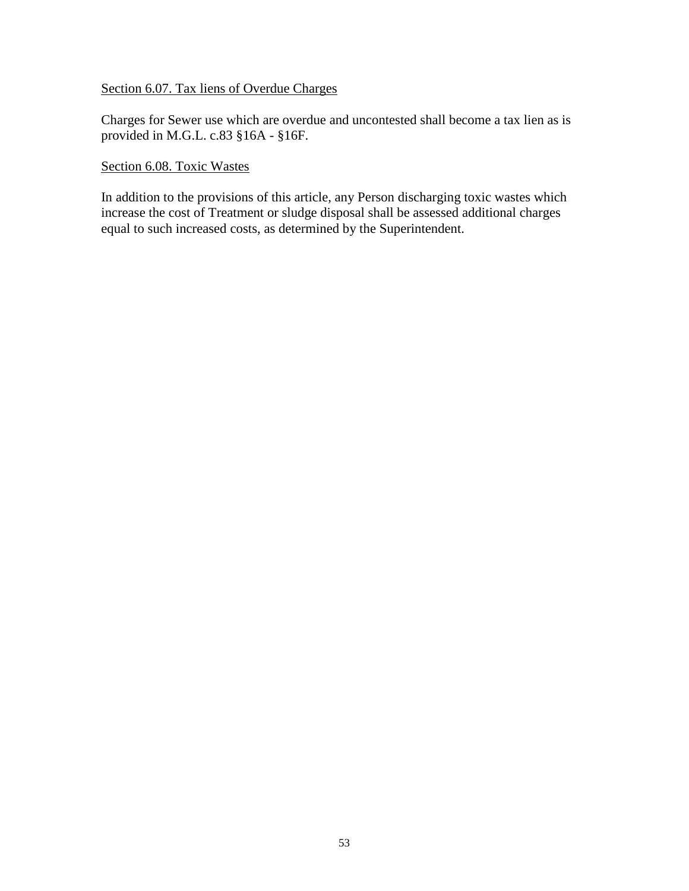Section 6.07. Tax liens of Overdue Charges

Charges for Sewer use which are overdue and uncontested shall become a tax lien as is provided in M.G.L. c.83 §16A - §16F.

Section 6.08. Toxic Wastes

In addition to the provisions of this article, any Person discharging toxic wastes which increase the cost of Treatment or sludge disposal shall be assessed additional charges equal to such increased costs, as determined by the Superintendent.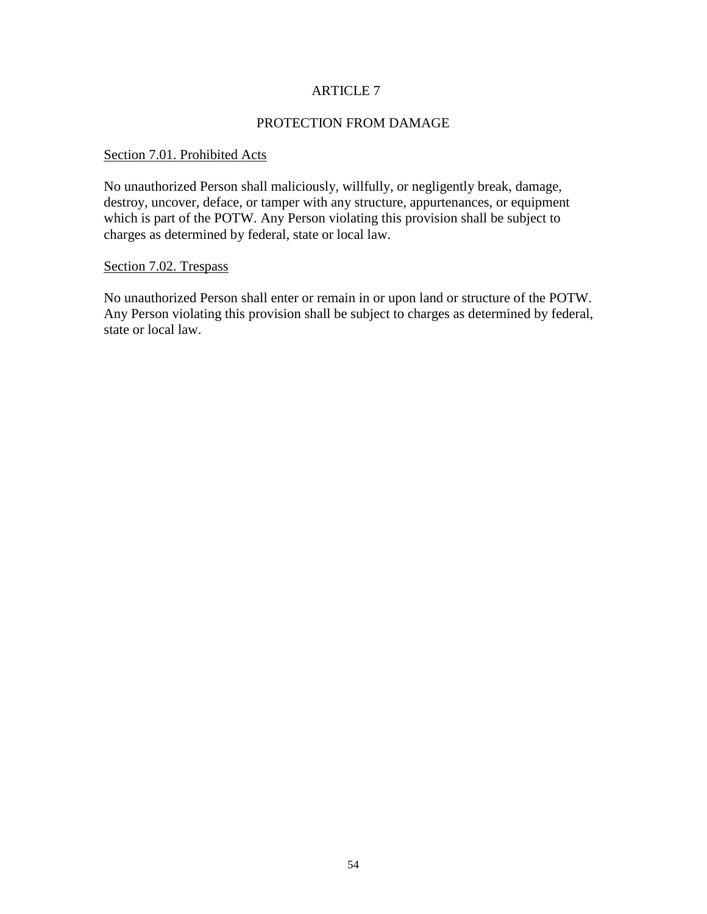# ARTICLE 7

## PROTECTION FROM DAMAGE

### Section 7.01. Prohibited Acts

No unauthorized Person shall maliciously, willfully, or negligently break, damage, destroy, uncover, deface, or tamper with any structure, appurtenances, or equipment which is part of the POTW. Any Person violating this provision shall be subject to charges as determined by federal, state or local law.

### Section 7.02. Trespass

No unauthorized Person shall enter or remain in or upon land or structure of the POTW. Any Person violating this provision shall be subject to charges as determined by federal, state or local law.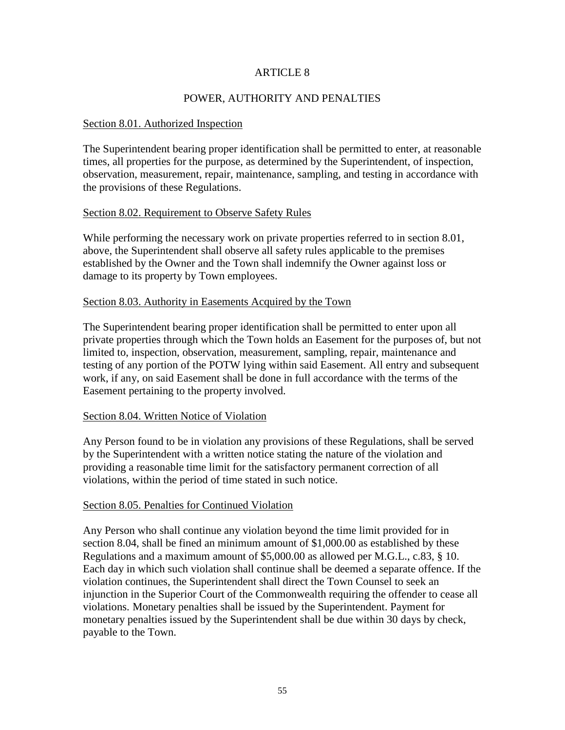# ARTICLE 8

## POWER, AUTHORITY AND PENALTIES

### Section 8.01. Authorized Inspection

The Superintendent bearing proper identification shall be permitted to enter, at reasonable times, all properties for the purpose, as determined by the Superintendent, of inspection, observation, measurement, repair, maintenance, sampling, and testing in accordance with the provisions of these Regulations.

### Section 8.02. Requirement to Observe Safety Rules

While performing the necessary work on private properties referred to in section 8.01, above, the Superintendent shall observe all safety rules applicable to the premises established by the Owner and the Town shall indemnify the Owner against loss or damage to its property by Town employees.

### Section 8.03. Authority in Easements Acquired by the Town

The Superintendent bearing proper identification shall be permitted to enter upon all private properties through which the Town holds an Easement for the purposes of, but not limited to, inspection, observation, measurement, sampling, repair, maintenance and testing of any portion of the POTW lying within said Easement. All entry and subsequent work, if any, on said Easement shall be done in full accordance with the terms of the Easement pertaining to the property involved.

### Section 8.04. Written Notice of Violation

Any Person found to be in violation any provisions of these Regulations, shall be served by the Superintendent with a written notice stating the nature of the violation and providing a reasonable time limit for the satisfactory permanent correction of all violations, within the period of time stated in such notice.

### Section 8.05. Penalties for Continued Violation

Any Person who shall continue any violation beyond the time limit provided for in section 8.04, shall be fined an minimum amount of $1,000.00 as established by these Regulations and a maximum amount of $5,000.00 as allowed per M.G.L., c.83, § 10. Each day in which such violation shall continue shall be deemed a separate offence. If the violation continues, the Superintendent shall direct the Town Counsel to seek an injunction in the Superior Court of the Commonwealth requiring the offender to cease all violations. Monetary penalties shall be issued by the Superintendent. Payment for monetary penalties issued by the Superintendent shall be due within 30 days by check, payable to the Town.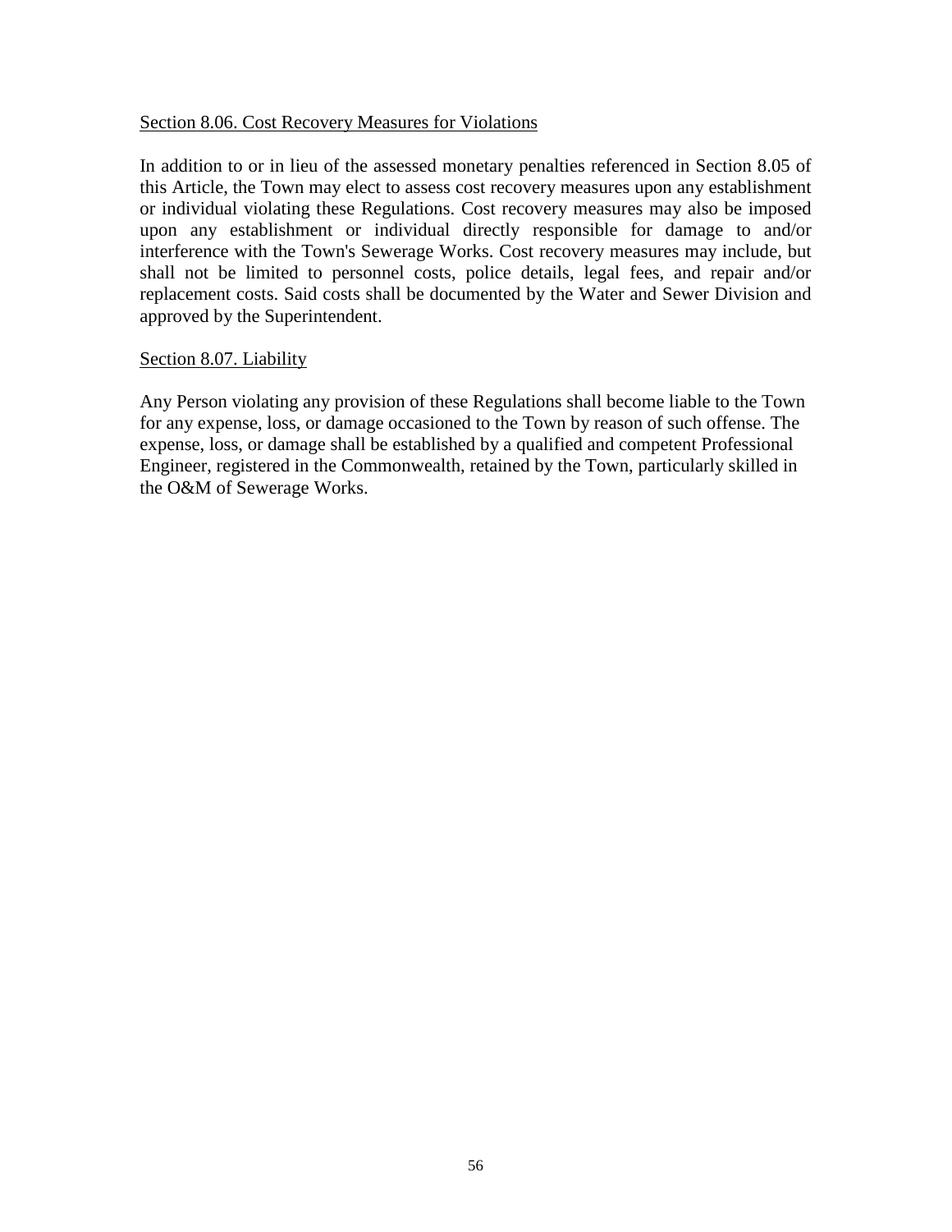Section 8.06. Cost Recovery Measures for Violations

In addition to or in lieu of the assessed monetary penalties referenced in Section 8.05 of this Article, the Town may elect to assess cost recovery measures upon any establishment or individual violating these Regulations. Cost recovery measures may also be imposed upon any establishment or individual directly responsible for damage to and/or interference with the Town's Sewerage Works. Cost recovery measures may include, but shall not be limited to personnel costs, police details, legal fees, and repair and/or replacement costs. Said costs shall be documented by the Water and Sewer Division and approved by the Superintendent.

Section 8.07. Liability

Any Person violating any provision of these Regulations shall become liable to the Town for any expense, loss, or damage occasioned to the Town by reason of such offense. The expense, loss, or damage shall be established by a qualified and competent Professional Engineer, registered in the Commonwealth, retained by the Town, particularly skilled in the O&M of Sewerage Works.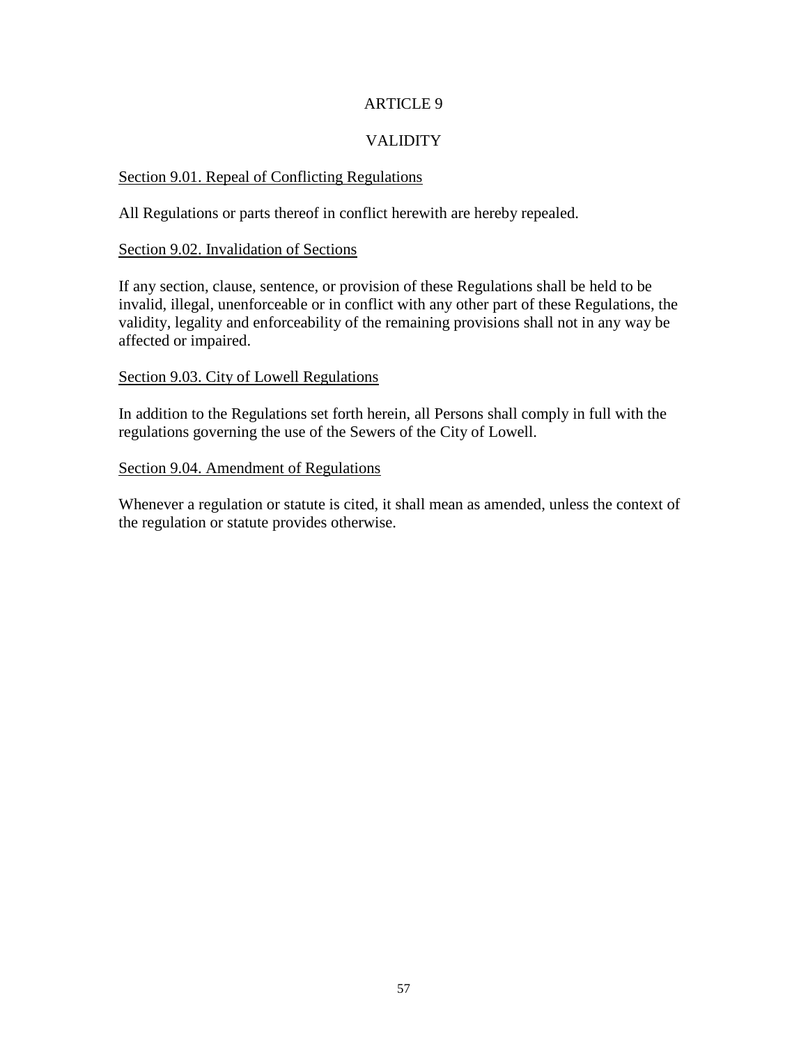# ARTICLE 9

# VALIDITY

<u>Section 9.01. Repeal of Conflicting Regulations</u>

All Regulations or parts thereof in conflict herewith are hereby repealed.

<u>Section 9.02. Invalidation of Sections</u>

If any section, clause, sentence, or provision of these Regulations shall be held to be invalid, illegal, unenforceable or in conflict with any other part of these Regulations, the validity, legality and enforceability of the remaining provisions shall not in any way be affected or impaired.

<u>Section 9.03. City of Lowell Regulations</u>

In addition to the Regulations set forth herein, all Persons shall comply in full with the regulations governing the use of the Sewers of the City of Lowell.

<u>Section 9.04. Amendment of Regulations</u>

Whenever a regulation or statute is cited, it shall mean as amended, unless the context of the regulation or statute provides otherwise.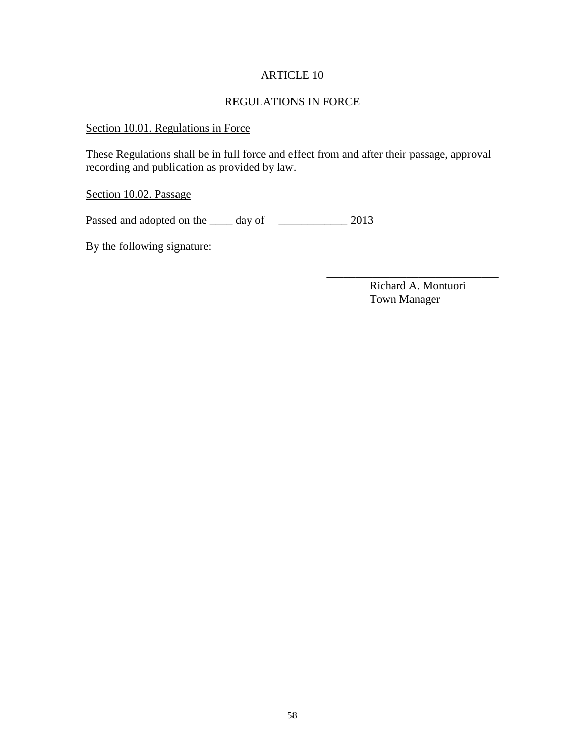# ARTICLE 10

## REGULATIONS IN FORCE

Section 10.01. Regulations in Force

These Regulations shall be in full force and effect from and after their passage, approval recording and publication as provided by law.

Section 10.02. Passage

Passed and adopted on the ____ day of ____________ 2013

By the following signature:

______________________________

Richard A. Montuori
Town Manager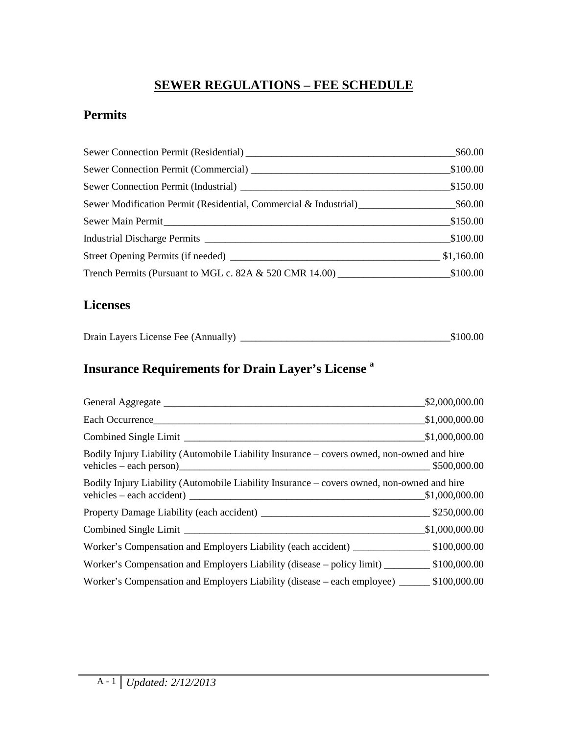# SEWER REGULATIONS – FEE SCHEDULE

## Permits

| Item | Fee |
|---|---|
| Sewer Connection Permit (Residential) | \$60.00 |
| Sewer Connection Permit (Commercial) | \$100.00 |
| Sewer Connection Permit (Industrial) | \$150.00 |
| Sewer Modification Permit (Residential, Commercial & Industrial) | \$60.00 |
| Sewer Main Permit | \$150.00 |
| Industrial Discharge Permits | \$100.00 |
| Street Opening Permits (if needed) | \$1,160.00 |
| Trench Permits (Pursuant to MGL c. 82A & 520 CMR 14.00) | \$100.00 |

## Licenses

| Item | Fee |
|---|---|
| Drain Layers License Fee (Annually) | \$100.00 |

## Insurance Requirements for Drain Layer's License [a]

| Item | Amount |
|---|---|
| General Aggregate | \$2,000,000.00 |
| Each Occurrence | \$1,000,000.00 |
| Combined Single Limit | \$1,000,000.00 |
| Bodily Injury Liability (Automobile Liability Insurance – covers owned, non-owned and hire vehicles – each person) | \$500,000.00 |
| Bodily Injury Liability (Automobile Liability Insurance – covers owned, non-owned and hire vehicles – each accident) | \$1,000,000.00 |
| Property Damage Liability (each accident) | \$250,000.00 |
| Combined Single Limit | \$1,000,000.00 |
| Worker's Compensation and Employers Liability (each accident) | \$100,000.00 |
| Worker's Compensation and Employers Liability (disease – policy limit) | \$100,000.00 |
| Worker's Compensation and Employers Liability (disease – each employee) | \$100,000.00 |

*Updated: 2/12/2013*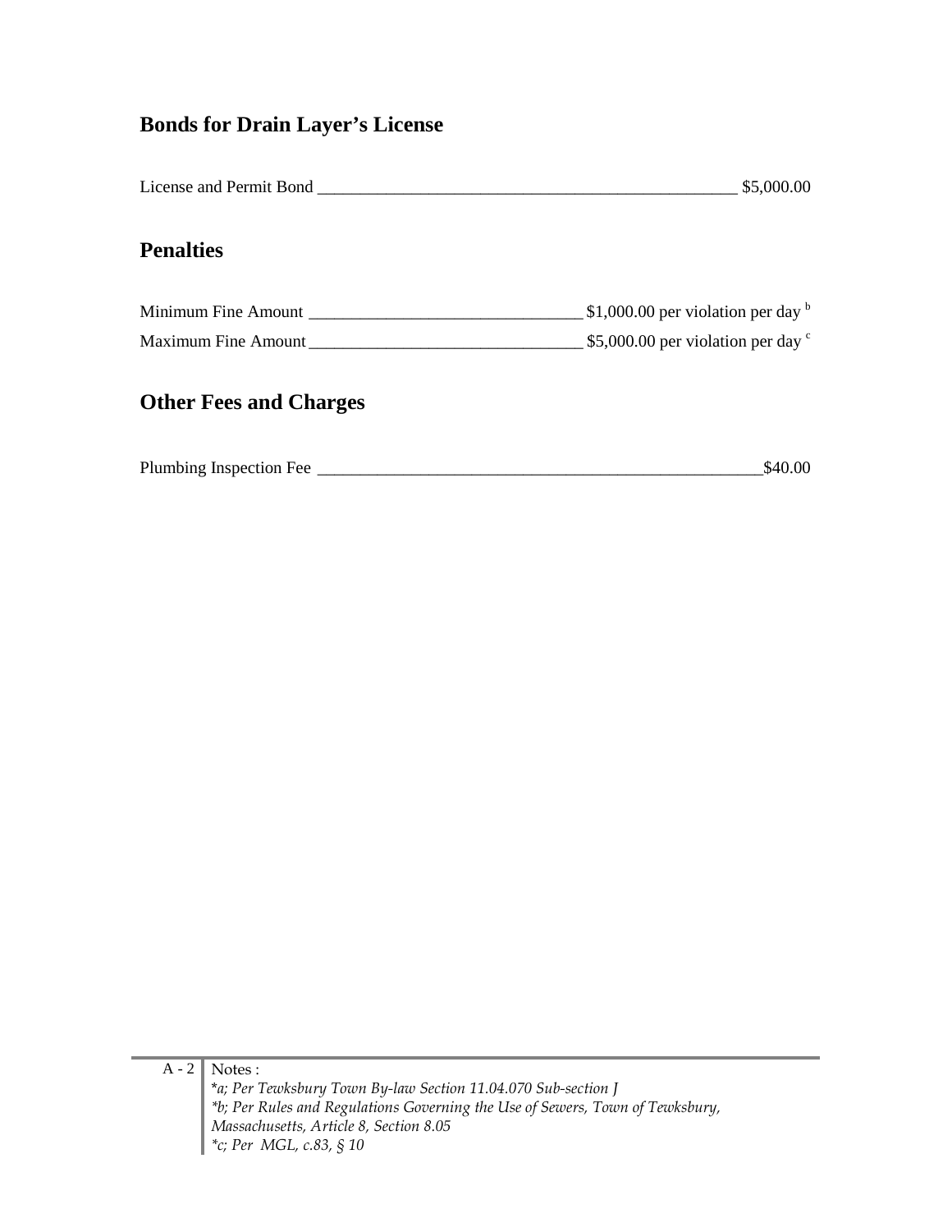## Bonds for Drain Layer's License

License and Permit Bond ______________________________________________ $5,000.00

## Penalties

Minimum Fine Amount ______________________________ $1,000.00 per violation per day [b]

Maximum Fine Amount ______________________________ $5,000.00 per violation per day [c]

## Other Fees and Charges

Plumbing Inspection Fee ___________________________________________________$40.00

Notes :

*\*a; Per Tewksbury Town By-law Section 11.04.070 Sub-section J*

*\*b; Per Rules and Regulations Governing the Use of Sewers, Town of Tewksbury, Massachusetts, Article 8, Section 8.05*

*\*c; Per MGL, c.83, § 10*